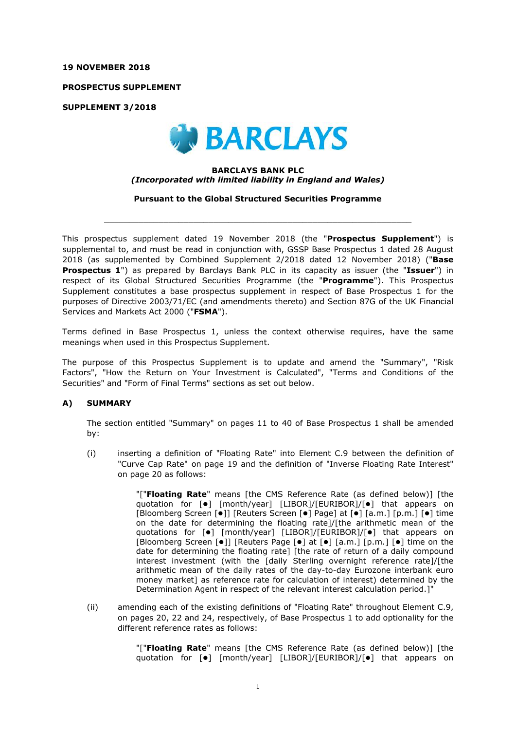**19 NOVEMBER 2018**

**PROSPECTUS SUPPLEMENT**

**SUPPLEMENT 3/2018**

**BARCLAYS**

**BARCLAYS BANK PLC**
***(Incorporated with limited liability in England and Wales)***

**Pursuant to the Global Structured Securities Programme**

---

This prospectus supplement dated 19 November 2018 (the "**Prospectus Supplement**") is supplemental to, and must be read in conjunction with, GSSP Base Prospectus 1 dated 28 August 2018 (as supplemented by Combined Supplement 2/2018 dated 12 November 2018) ("**Base Prospectus 1**") as prepared by Barclays Bank PLC in its capacity as issuer (the "**Issuer**") in respect of its Global Structured Securities Programme (the "**Programme**"). This Prospectus Supplement constitutes a base prospectus supplement in respect of Base Prospectus 1 for the purposes of Directive 2003/71/EC (and amendments thereto) and Section 87G of the UK Financial Services and Markets Act 2000 ("**FSMA**").

Terms defined in Base Prospectus 1, unless the context otherwise requires, have the same meanings when used in this Prospectus Supplement.

The purpose of this Prospectus Supplement is to update and amend the "Summary", "Risk Factors", "How the Return on Your Investment is Calculated", "Terms and Conditions of the Securities" and "Form of Final Terms" sections as set out below.

## A) SUMMARY

The section entitled "Summary" on pages 11 to 40 of Base Prospectus 1 shall be amended by:

(i) inserting a definition of "Floating Rate" into Element C.9 between the definition of "Curve Cap Rate" on page 19 and the definition of "Inverse Floating Rate Interest" on page 20 as follows:

> "["**Floating Rate**" means [the CMS Reference Rate (as defined below)] [the quotation for [●] [month/year] [LIBOR]/[EURIBOR]/[●] that appears on [Bloomberg Screen [●]] [Reuters Screen [●] Page] at [●] [a.m.] [p.m.] [●] time on the date for determining the floating rate]/[the arithmetic mean of the quotations for [●] [month/year] [LIBOR]/[EURIBOR]/[●] that appears on [Bloomberg Screen [●]] [Reuters Page [●] at [●] [a.m.] [p.m.] [●] time on the date for determining the floating rate] [the rate of return of a daily compound interest investment (with the [daily Sterling overnight reference rate]/[the arithmetic mean of the daily rates of the day-to-day Eurozone interbank euro money market] as reference rate for calculation of interest) determined by the Determination Agent in respect of the relevant interest calculation period.]"

(ii) amending each of the existing definitions of "Floating Rate" throughout Element C.9, on pages 20, 22 and 24, respectively, of Base Prospectus 1 to add optionality for the different reference rates as follows:

> "["**Floating Rate**" means [the CMS Reference Rate (as defined below)] [the quotation for [●] [month/year] [LIBOR]/[EURIBOR]/[●] that appears on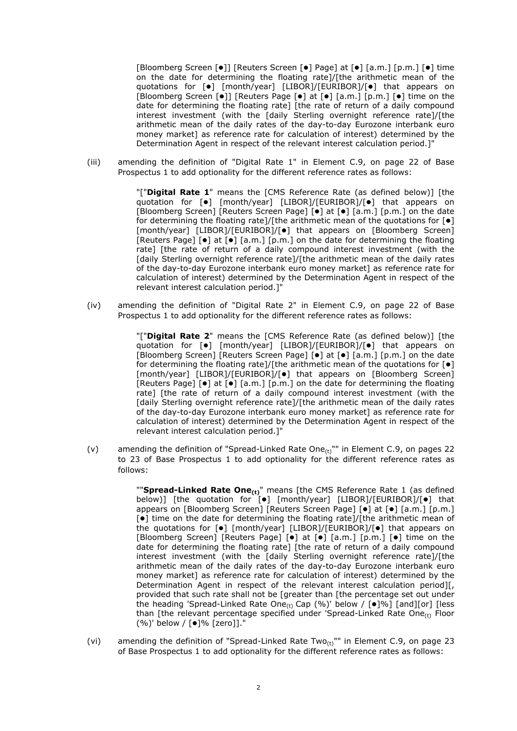[Bloomberg Screen [●]] [Reuters Screen [●] Page] at [●] [a.m.] [p.m.] [●] time on the date for determining the floating rate]/[the arithmetic mean of the quotations for [●] [month/year] [LIBOR]/[EURIBOR]/[●] that appears on [Bloomberg Screen [●]] [Reuters Page [●] at [●] [a.m.] [p.m.] [●] time on the date for determining the floating rate] [the rate of return of a daily compound interest investment (with the [daily Sterling overnight reference rate]/[the arithmetic mean of the daily rates of the day-to-day Eurozone interbank euro money market] as reference rate for calculation of interest) determined by the Determination Agent in respect of the relevant interest calculation period.]"

(iii) amending the definition of "Digital Rate 1" in Element C.9, on page 22 of Base Prospectus 1 to add optionality for the different reference rates as follows:

"["**Digital Rate 1**" means the [CMS Reference Rate (as defined below)] [the quotation for [●] [month/year] [LIBOR]/[EURIBOR]/[●] that appears on [Bloomberg Screen] [Reuters Screen Page] [●] at [●] [a.m.] [p.m.] on the date for determining the floating rate]/[the arithmetic mean of the quotations for [●] [month/year] [LIBOR]/[EURIBOR]/[●] that appears on [Bloomberg Screen] [Reuters Page] [●] at [●] [a.m.] [p.m.] on the date for determining the floating rate] [the rate of return of a daily compound interest investment (with the [daily Sterling overnight reference rate]/[the arithmetic mean of the daily rates of the day-to-day Eurozone interbank euro money market] as reference rate for calculation of interest) determined by the Determination Agent in respect of the relevant interest calculation period.]"

(iv) amending the definition of "Digital Rate 2" in Element C.9, on page 22 of Base Prospectus 1 to add optionality for the different reference rates as follows:

"["**Digital Rate 2**" means the [CMS Reference Rate (as defined below)] [the quotation for [●] [month/year] [LIBOR]/[EURIBOR]/[●] that appears on [Bloomberg Screen] [Reuters Screen Page] [●] at [●] [a.m.] [p.m.] on the date for determining the floating rate]/[the arithmetic mean of the quotations for [●] [month/year] [LIBOR]/[EURIBOR]/[●] that appears on [Bloomberg Screen] [Reuters Page] [●] at [●] [a.m.] [p.m.] on the date for determining the floating rate] [the rate of return of a daily compound interest investment (with the [daily Sterling overnight reference rate]/[the arithmetic mean of the daily rates of the day-to-day Eurozone interbank euro money market] as reference rate for calculation of interest) determined by the Determination Agent in respect of the relevant interest calculation period.]"

(v) amending the definition of "Spread-Linked Rate One$_{(t)}$"" in Element C.9, on pages 22 to 23 of Base Prospectus 1 to add optionality for the different reference rates as follows:

""**Spread-Linked Rate One$_{(t)}$**" means [the CMS Reference Rate 1 (as defined below)] [the quotation for [●] [month/year] [LIBOR]/[EURIBOR]/[●] that appears on [Bloomberg Screen] [Reuters Screen Page] [●] at [●] [a.m.] [p.m.] [●] time on the date for determining the floating rate]/[the arithmetic mean of the quotations for [●] [month/year] [LIBOR]/[EURIBOR]/[●] that appears on [Bloomberg Screen] [Reuters Page] [●] at [●] [a.m.] [p.m.] [●] time on the date for determining the floating rate] [the rate of return of a daily compound interest investment (with the [daily Sterling overnight reference rate]/[the arithmetic mean of the daily rates of the day-to-day Eurozone interbank euro money market] as reference rate for calculation of interest) determined by the Determination Agent in respect of the relevant interest calculation period][, provided that such rate shall not be [greater than [the percentage set out under the heading 'Spread-Linked Rate One$_{(t)}$ Cap (%)' below / [●]%] [and][or] [less than [the relevant percentage specified under 'Spread-Linked Rate One$_{(t)}$ Floor (%)' below / [●]% [zero]]."

(vi) amending the definition of "Spread-Linked Rate Two$_{(t)}$"" in Element C.9, on page 23 of Base Prospectus 1 to add optionality for the different reference rates as follows: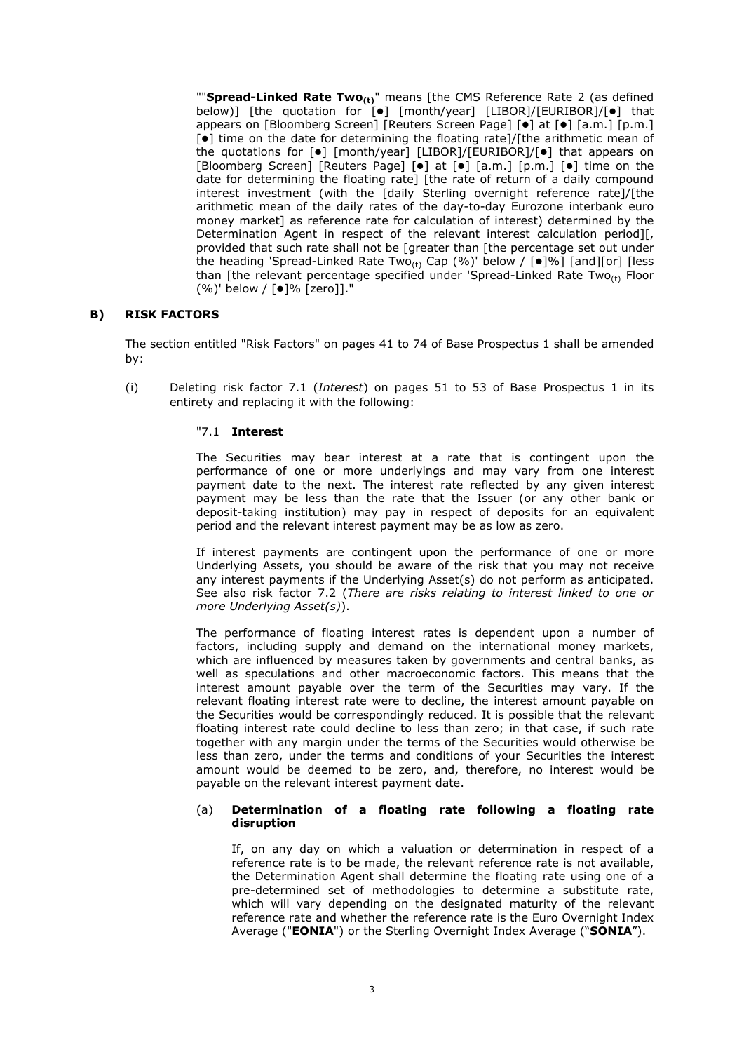""**Spread-Linked Rate Two$_{(t)}$**" means [the CMS Reference Rate 2 (as defined below)] [the quotation for [●] [month/year] [LIBOR]/[EURIBOR]/[●] that appears on [Bloomberg Screen] [Reuters Screen Page] [●] at [●] [a.m.] [p.m.] [●] time on the date for determining the floating rate]/[the arithmetic mean of the quotations for [●] [month/year] [LIBOR]/[EURIBOR]/[●] that appears on [Bloomberg Screen] [Reuters Page] [●] at [●] [a.m.] [p.m.] [●] time on the date for determining the floating rate] [the rate of return of a daily compound interest investment (with the [daily Sterling overnight reference rate]/[the arithmetic mean of the daily rates of the day-to-day Eurozone interbank euro money market] as reference rate for calculation of interest) determined by the Determination Agent in respect of the relevant interest calculation period][, provided that such rate shall not be [greater than [the percentage set out under the heading 'Spread-Linked Rate Two$_{(t)}$ Cap (%)' below / [●]%] [and][or] [less than [the relevant percentage specified under 'Spread-Linked Rate Two$_{(t)}$ Floor (%)' below / [●]% [zero]]."

## B) RISK FACTORS

The section entitled "Risk Factors" on pages 41 to 74 of Base Prospectus 1 shall be amended by:

(i) Deleting risk factor 7.1 (*Interest*) on pages 51 to 53 of Base Prospectus 1 in its entirety and replacing it with the following:

"7.1 **Interest**

The Securities may bear interest at a rate that is contingent upon the performance of one or more underlyings and may vary from one interest payment date to the next. The interest rate reflected by any given interest payment may be less than the rate that the Issuer (or any other bank or deposit-taking institution) may pay in respect of deposits for an equivalent period and the relevant interest payment may be as low as zero.

If interest payments are contingent upon the performance of one or more Underlying Assets, you should be aware of the risk that you may not receive any interest payments if the Underlying Asset(s) do not perform as anticipated. See also risk factor 7.2 (*There are risks relating to interest linked to one or more Underlying Asset(s)*).

The performance of floating interest rates is dependent upon a number of factors, including supply and demand on the international money markets, which are influenced by measures taken by governments and central banks, as well as speculations and other macroeconomic factors. This means that the interest amount payable over the term of the Securities may vary. If the relevant floating interest rate were to decline, the interest amount payable on the Securities would be correspondingly reduced. It is possible that the relevant floating interest rate could decline to less than zero; in that case, if such rate together with any margin under the terms of the Securities would otherwise be less than zero, under the terms and conditions of your Securities the interest amount would be deemed to be zero, and, therefore, no interest would be payable on the relevant interest payment date.

(a) **Determination of a floating rate following a floating rate disruption**

If, on any day on which a valuation or determination in respect of a reference rate is to be made, the relevant reference rate is not available, the Determination Agent shall determine the floating rate using one of a pre-determined set of methodologies to determine a substitute rate, which will vary depending on the designated maturity of the relevant reference rate and whether the reference rate is the Euro Overnight Index Average ("**EONIA**") or the Sterling Overnight Index Average ("**SONIA**").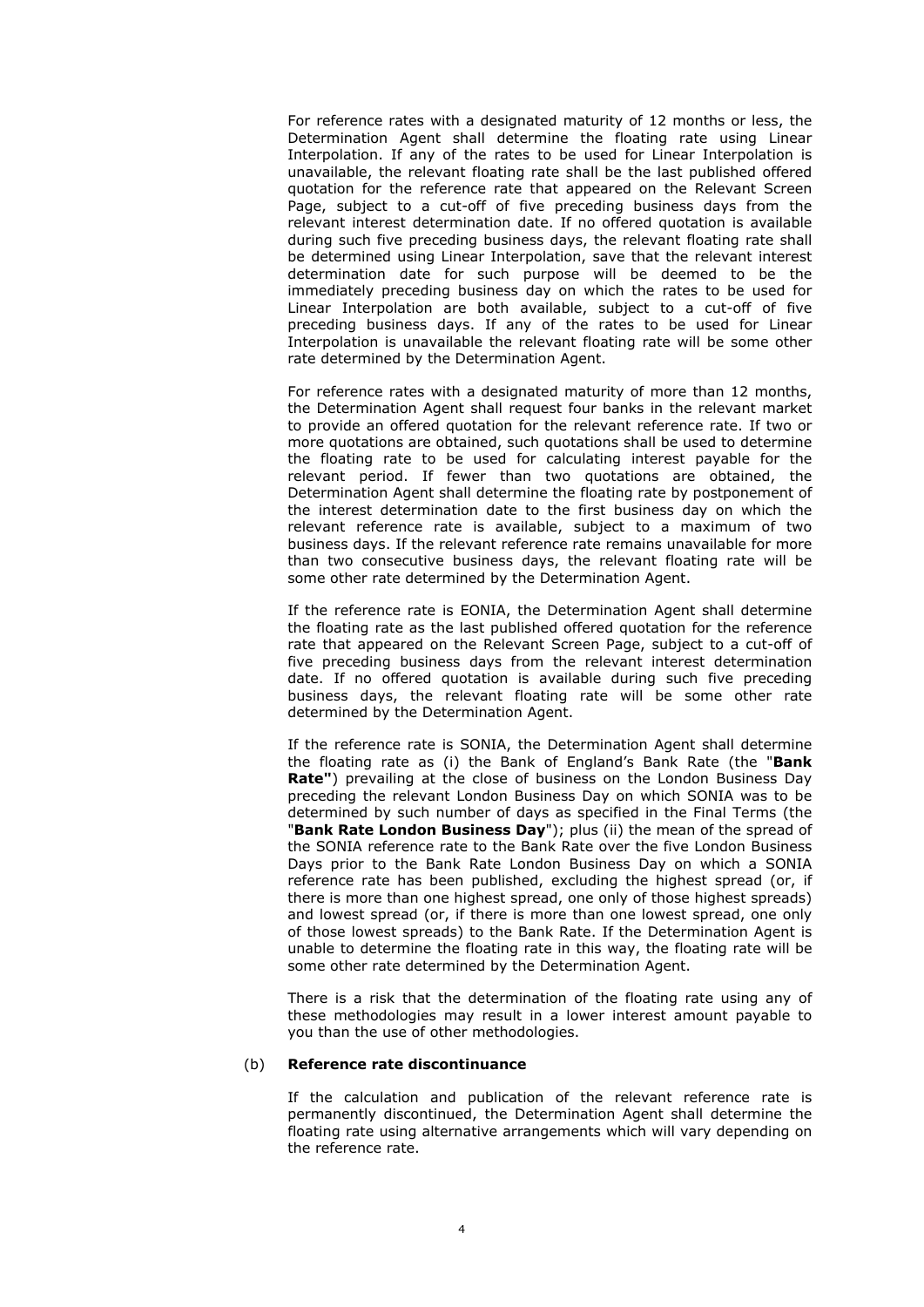For reference rates with a designated maturity of 12 months or less, the Determination Agent shall determine the floating rate using Linear Interpolation. If any of the rates to be used for Linear Interpolation is unavailable, the relevant floating rate shall be the last published offered quotation for the reference rate that appeared on the Relevant Screen Page, subject to a cut-off of five preceding business days from the relevant interest determination date. If no offered quotation is available during such five preceding business days, the relevant floating rate shall be determined using Linear Interpolation, save that the relevant interest determination date for such purpose will be deemed to be the immediately preceding business day on which the rates to be used for Linear Interpolation are both available, subject to a cut-off of five preceding business days. If any of the rates to be used for Linear Interpolation is unavailable the relevant floating rate will be some other rate determined by the Determination Agent.

For reference rates with a designated maturity of more than 12 months, the Determination Agent shall request four banks in the relevant market to provide an offered quotation for the relevant reference rate. If two or more quotations are obtained, such quotations shall be used to determine the floating rate to be used for calculating interest payable for the relevant period. If fewer than two quotations are obtained, the Determination Agent shall determine the floating rate by postponement of the interest determination date to the first business day on which the relevant reference rate is available, subject to a maximum of two business days. If the relevant reference rate remains unavailable for more than two consecutive business days, the relevant floating rate will be some other rate determined by the Determination Agent.

If the reference rate is EONIA, the Determination Agent shall determine the floating rate as the last published offered quotation for the reference rate that appeared on the Relevant Screen Page, subject to a cut-off of five preceding business days from the relevant interest determination date. If no offered quotation is available during such five preceding business days, the relevant floating rate will be some other rate determined by the Determination Agent.

If the reference rate is SONIA, the Determination Agent shall determine the floating rate as (i) the Bank of England's Bank Rate (the "**Bank Rate"**) prevailing at the close of business on the London Business Day preceding the relevant London Business Day on which SONIA was to be determined by such number of days as specified in the Final Terms (the "**Bank Rate London Business Day**"); plus (ii) the mean of the spread of the SONIA reference rate to the Bank Rate over the five London Business Days prior to the Bank Rate London Business Day on which a SONIA reference rate has been published, excluding the highest spread (or, if there is more than one highest spread, one only of those highest spreads) and lowest spread (or, if there is more than one lowest spread, one only of those lowest spreads) to the Bank Rate. If the Determination Agent is unable to determine the floating rate in this way, the floating rate will be some other rate determined by the Determination Agent.

There is a risk that the determination of the floating rate using any of these methodologies may result in a lower interest amount payable to you than the use of other methodologies.

(b) **Reference rate discontinuance**

If the calculation and publication of the relevant reference rate is permanently discontinued, the Determination Agent shall determine the floating rate using alternative arrangements which will vary depending on the reference rate.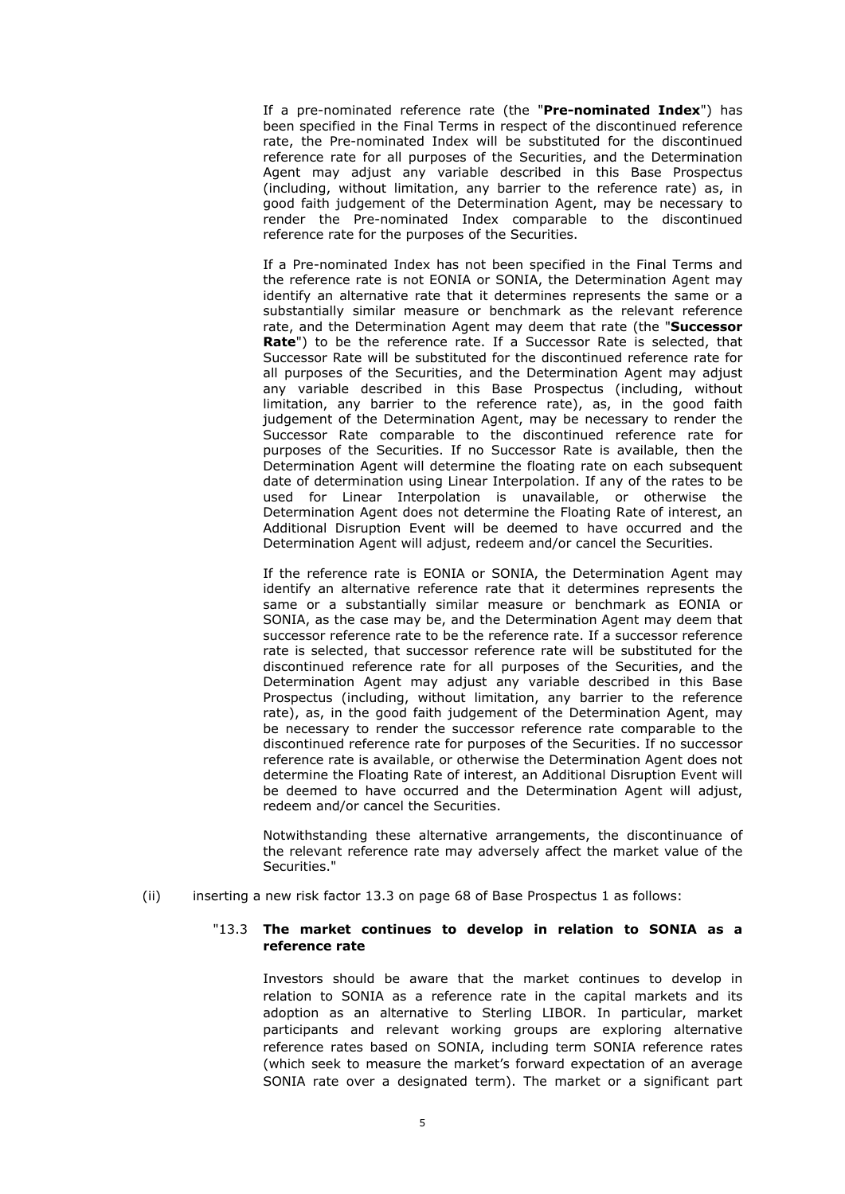If a pre-nominated reference rate (the "**Pre-nominated Index**") has been specified in the Final Terms in respect of the discontinued reference rate, the Pre-nominated Index will be substituted for the discontinued reference rate for all purposes of the Securities, and the Determination Agent may adjust any variable described in this Base Prospectus (including, without limitation, any barrier to the reference rate) as, in good faith judgement of the Determination Agent, may be necessary to render the Pre-nominated Index comparable to the discontinued reference rate for the purposes of the Securities.

If a Pre-nominated Index has not been specified in the Final Terms and the reference rate is not EONIA or SONIA, the Determination Agent may identify an alternative rate that it determines represents the same or a substantially similar measure or benchmark as the relevant reference rate, and the Determination Agent may deem that rate (the "**Successor Rate**") to be the reference rate. If a Successor Rate is selected, that Successor Rate will be substituted for the discontinued reference rate for all purposes of the Securities, and the Determination Agent may adjust any variable described in this Base Prospectus (including, without limitation, any barrier to the reference rate), as, in the good faith judgement of the Determination Agent, may be necessary to render the Successor Rate comparable to the discontinued reference rate for purposes of the Securities. If no Successor Rate is available, then the Determination Agent will determine the floating rate on each subsequent date of determination using Linear Interpolation. If any of the rates to be used for Linear Interpolation is unavailable, or otherwise the Determination Agent does not determine the Floating Rate of interest, an Additional Disruption Event will be deemed to have occurred and the Determination Agent will adjust, redeem and/or cancel the Securities.

If the reference rate is EONIA or SONIA, the Determination Agent may identify an alternative reference rate that it determines represents the same or a substantially similar measure or benchmark as EONIA or SONIA, as the case may be, and the Determination Agent may deem that successor reference rate to be the reference rate. If a successor reference rate is selected, that successor reference rate will be substituted for the discontinued reference rate for all purposes of the Securities, and the Determination Agent may adjust any variable described in this Base Prospectus (including, without limitation, any barrier to the reference rate), as, in the good faith judgement of the Determination Agent, may be necessary to render the successor reference rate comparable to the discontinued reference rate for purposes of the Securities. If no successor reference rate is available, or otherwise the Determination Agent does not determine the Floating Rate of interest, an Additional Disruption Event will be deemed to have occurred and the Determination Agent will adjust, redeem and/or cancel the Securities.

Notwithstanding these alternative arrangements, the discontinuance of the relevant reference rate may adversely affect the market value of the Securities."

(ii) inserting a new risk factor 13.3 on page 68 of Base Prospectus 1 as follows:

"13.3 **The market continues to develop in relation to SONIA as a reference rate**

Investors should be aware that the market continues to develop in relation to SONIA as a reference rate in the capital markets and its adoption as an alternative to Sterling LIBOR. In particular, market participants and relevant working groups are exploring alternative reference rates based on SONIA, including term SONIA reference rates (which seek to measure the market's forward expectation of an average SONIA rate over a designated term). The market or a significant part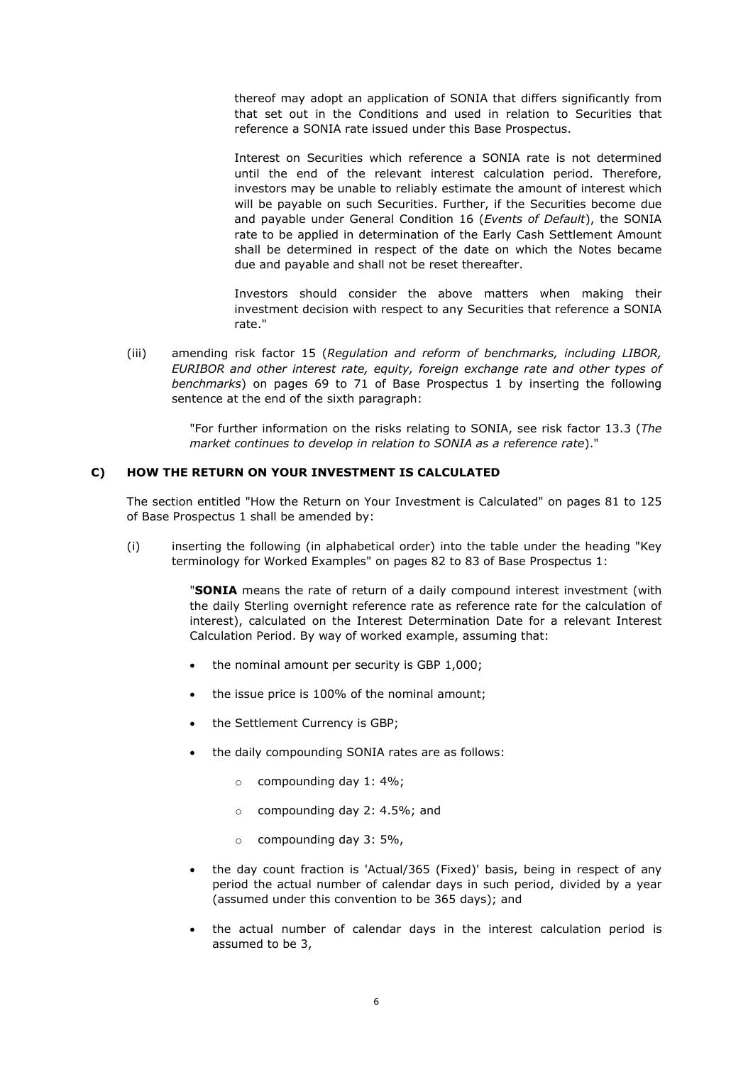thereof may adopt an application of SONIA that differs significantly from that set out in the Conditions and used in relation to Securities that reference a SONIA rate issued under this Base Prospectus.

Interest on Securities which reference a SONIA rate is not determined until the end of the relevant interest calculation period. Therefore, investors may be unable to reliably estimate the amount of interest which will be payable on such Securities. Further, if the Securities become due and payable under General Condition 16 (*Events of Default*), the SONIA rate to be applied in determination of the Early Cash Settlement Amount shall be determined in respect of the date on which the Notes became due and payable and shall not be reset thereafter.

Investors should consider the above matters when making their investment decision with respect to any Securities that reference a SONIA rate."

(iii) amending risk factor 15 (*Regulation and reform of benchmarks, including LIBOR, EURIBOR and other interest rate, equity, foreign exchange rate and other types of benchmarks*) on pages 69 to 71 of Base Prospectus 1 by inserting the following sentence at the end of the sixth paragraph:

"For further information on the risks relating to SONIA, see risk factor 13.3 (*The market continues to develop in relation to SONIA as a reference rate*)."

## C) HOW THE RETURN ON YOUR INVESTMENT IS CALCULATED

The section entitled "How the Return on Your Investment is Calculated" on pages 81 to 125 of Base Prospectus 1 shall be amended by:

(i) inserting the following (in alphabetical order) into the table under the heading "Key terminology for Worked Examples" on pages 82 to 83 of Base Prospectus 1:

"**SONIA** means the rate of return of a daily compound interest investment (with the daily Sterling overnight reference rate as reference rate for the calculation of interest), calculated on the Interest Determination Date for a relevant Interest Calculation Period. By way of worked example, assuming that:

- the nominal amount per security is GBP 1,000;
- the issue price is 100% of the nominal amount;
- the Settlement Currency is GBP;
- the daily compounding SONIA rates are as follows:
  - compounding day 1: 4%;
  - compounding day 2: 4.5%; and
  - compounding day 3: 5%,
- the day count fraction is 'Actual/365 (Fixed)' basis, being in respect of any period the actual number of calendar days in such period, divided by a year (assumed under this convention to be 365 days); and
- the actual number of calendar days in the interest calculation period is assumed to be 3,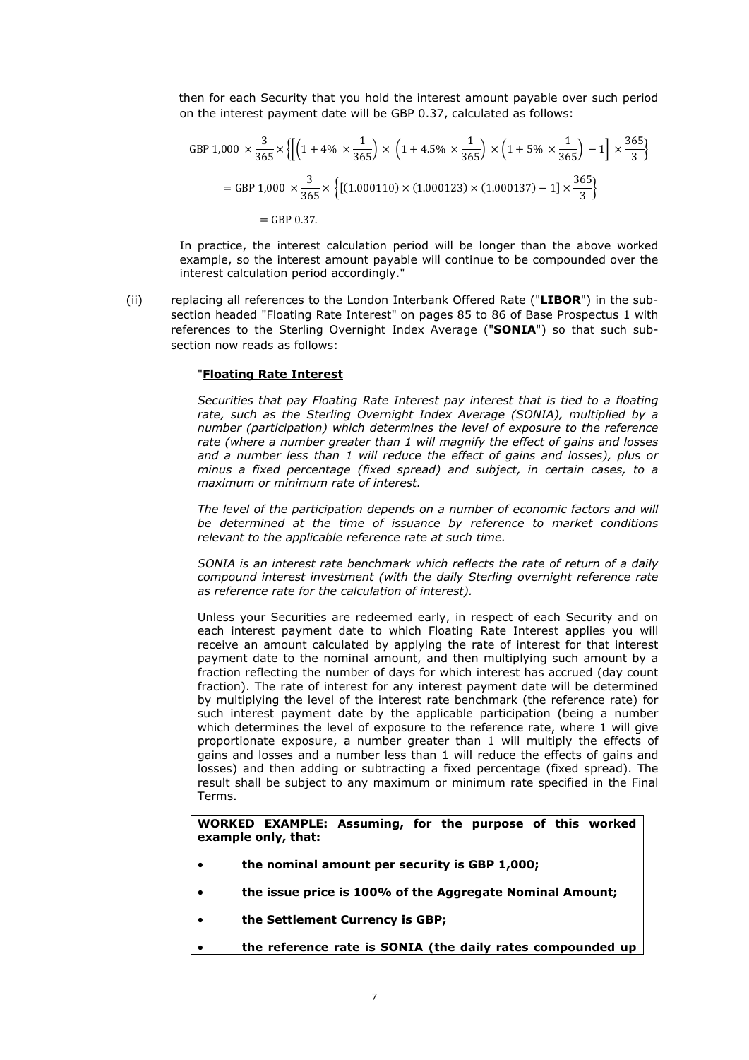then for each Security that you hold the interest amount payable over such period on the interest payment date will be GBP 0.37, calculated as follows:

$$\text{GBP } 1{,}000 \times \frac{3}{365} \times \left\{\left[\left(1 + 4\% \times \frac{1}{365}\right) \times \left(1 + 4.5\% \times \frac{1}{365}\right) \times \left(1 + 5\% \times \frac{1}{365}\right) - 1\right] \times \frac{365}{3}\right\}$$

$$= \text{GBP } 1{,}000 \times \frac{3}{365} \times \left\{[(1.000110) \times (1.000123) \times (1.000137) - 1] \times \frac{365}{3}\right\}$$

$$= \text{GBP } 0.37.$$

In practice, the interest calculation period will be longer than the above worked example, so the interest amount payable will continue to be compounded over the interest calculation period accordingly."

(ii) replacing all references to the London Interbank Offered Rate ("**LIBOR**") in the sub-section headed "Floating Rate Interest" on pages 85 to 86 of Base Prospectus 1 with references to the Sterling Overnight Index Average ("**SONIA**") so that such sub-section now reads as follows:

"**Floating Rate Interest**

*Securities that pay Floating Rate Interest pay interest that is tied to a floating rate, such as the Sterling Overnight Index Average (SONIA), multiplied by a number (participation) which determines the level of exposure to the reference rate (where a number greater than 1 will magnify the effect of gains and losses and a number less than 1 will reduce the effect of gains and losses), plus or minus a fixed percentage (fixed spread) and subject, in certain cases, to a maximum or minimum rate of interest.*

*The level of the participation depends on a number of economic factors and will be determined at the time of issuance by reference to market conditions relevant to the applicable reference rate at such time.*

*SONIA is an interest rate benchmark which reflects the rate of return of a daily compound interest investment (with the daily Sterling overnight reference rate as reference rate for the calculation of interest).*

Unless your Securities are redeemed early, in respect of each Security and on each interest payment date to which Floating Rate Interest applies you will receive an amount calculated by applying the rate of interest for that interest payment date to the nominal amount, and then multiplying such amount by a fraction reflecting the number of days for which interest has accrued (day count fraction). The rate of interest for any interest payment date will be determined by multiplying the level of the interest rate benchmark (the reference rate) for such interest payment date by the applicable participation (being a number which determines the level of exposure to the reference rate, where 1 will give proportionate exposure, a number greater than 1 will multiply the effects of gains and losses and a number less than 1 will reduce the effects of gains and losses) and then adding or subtracting a fixed percentage (fixed spread). The result shall be subject to any maximum or minimum rate specified in the Final Terms.

**WORKED EXAMPLE: Assuming, for the purpose of this worked example only, that:**

- **the nominal amount per security is GBP 1,000;**
- **the issue price is 100% of the Aggregate Nominal Amount;**
- **the Settlement Currency is GBP;**
- **the reference rate is SONIA (the daily rates compounded up**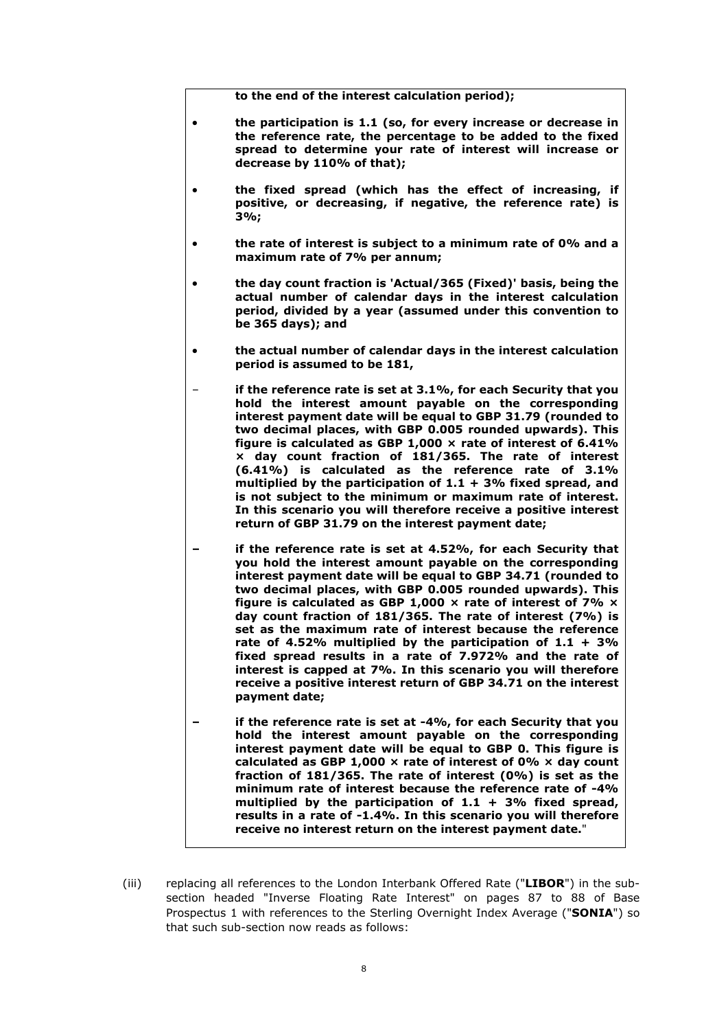**to the end of the interest calculation period);**

- **the participation is 1.1 (so, for every increase or decrease in the reference rate, the percentage to be added to the fixed spread to determine your rate of interest will increase or decrease by 110% of that);**

- **the fixed spread (which has the effect of increasing, if positive, or decreasing, if negative, the reference rate) is 3%;**

- **the rate of interest is subject to a minimum rate of 0% and a maximum rate of 7% per annum;**

- **the day count fraction is 'Actual/365 (Fixed)' basis, being the actual number of calendar days in the interest calculation period, divided by a year (assumed under this convention to be 365 days); and**

- **the actual number of calendar days in the interest calculation period is assumed to be 181,**

  – **if the reference rate is set at 3.1%, for each Security that you hold the interest amount payable on the corresponding interest payment date will be equal to GBP 31.79 (rounded to two decimal places, with GBP 0.005 rounded upwards). This figure is calculated as GBP 1,000 × rate of interest of 6.41% × day count fraction of 181/365. The rate of interest (6.41%) is calculated as the reference rate of 3.1% multiplied by the participation of 1.1 + 3% fixed spread, and is not subject to the minimum or maximum rate of interest. In this scenario you will therefore receive a positive interest return of GBP 31.79 on the interest payment date;**

  – **if the reference rate is set at 4.52%, for each Security that you hold the interest amount payable on the corresponding interest payment date will be equal to GBP 34.71 (rounded to two decimal places, with GBP 0.005 rounded upwards). This figure is calculated as GBP 1,000 × rate of interest of 7% × day count fraction of 181/365. The rate of interest (7%) is set as the maximum rate of interest because the reference rate of 4.52% multiplied by the participation of 1.1 + 3% fixed spread results in a rate of 7.972% and the rate of interest is capped at 7%. In this scenario you will therefore receive a positive interest return of GBP 34.71 on the interest payment date;**

  – **if the reference rate is set at -4%, for each Security that you hold the interest amount payable on the corresponding interest payment date will be equal to GBP 0. This figure is calculated as GBP 1,000 × rate of interest of 0% × day count fraction of 181/365. The rate of interest (0%) is set as the minimum rate of interest because the reference rate of -4% multiplied by the participation of 1.1 + 3% fixed spread, results in a rate of -1.4%. In this scenario you will therefore receive no interest return on the interest payment date."**

(iii) replacing all references to the London Interbank Offered Rate ("**LIBOR**") in the sub-section headed "Inverse Floating Rate Interest" on pages 87 to 88 of Base Prospectus 1 with references to the Sterling Overnight Index Average ("**SONIA**") so that such sub-section now reads as follows: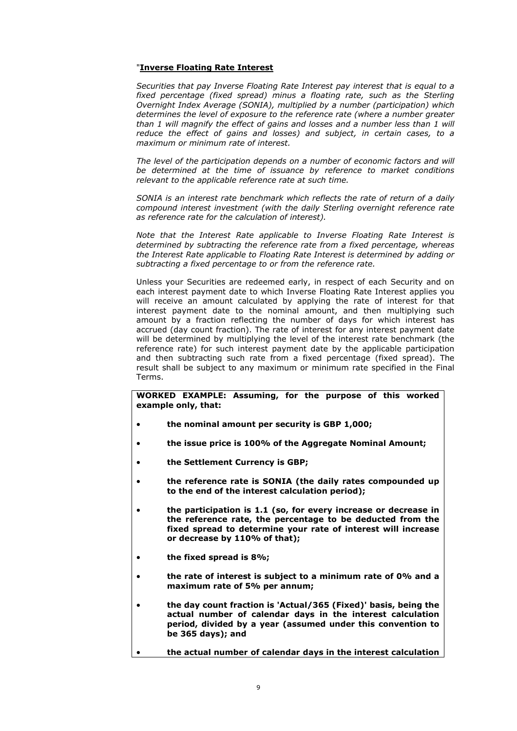"**Inverse Floating Rate Interest**

*Securities that pay Inverse Floating Rate Interest pay interest that is equal to a fixed percentage (fixed spread) minus a floating rate, such as the Sterling Overnight Index Average (SONIA), multiplied by a number (participation) which determines the level of exposure to the reference rate (where a number greater than 1 will magnify the effect of gains and losses and a number less than 1 will reduce the effect of gains and losses) and subject, in certain cases, to a maximum or minimum rate of interest.*

*The level of the participation depends on a number of economic factors and will be determined at the time of issuance by reference to market conditions relevant to the applicable reference rate at such time.*

*SONIA is an interest rate benchmark which reflects the rate of return of a daily compound interest investment (with the daily Sterling overnight reference rate as reference rate for the calculation of interest).*

*Note that the Interest Rate applicable to Inverse Floating Rate Interest is determined by subtracting the reference rate from a fixed percentage, whereas the Interest Rate applicable to Floating Rate Interest is determined by adding or subtracting a fixed percentage to or from the reference rate.*

Unless your Securities are redeemed early, in respect of each Security and on each interest payment date to which Inverse Floating Rate Interest applies you will receive an amount calculated by applying the rate of interest for that interest payment date to the nominal amount, and then multiplying such amount by a fraction reflecting the number of days for which interest has accrued (day count fraction). The rate of interest for any interest payment date will be determined by multiplying the level of the interest rate benchmark (the reference rate) for such interest payment date by the applicable participation and then subtracting such rate from a fixed percentage (fixed spread). The result shall be subject to any maximum or minimum rate specified in the Final Terms.

**WORKED EXAMPLE: Assuming, for the purpose of this worked example only, that:**

- **the nominal amount per security is GBP 1,000;**
- **the issue price is 100% of the Aggregate Nominal Amount;**
- **the Settlement Currency is GBP;**
- **the reference rate is SONIA (the daily rates compounded up to the end of the interest calculation period);**
- **the participation is 1.1 (so, for every increase or decrease in the reference rate, the percentage to be deducted from the fixed spread to determine your rate of interest will increase or decrease by 110% of that);**
- **the fixed spread is 8%;**
- **the rate of interest is subject to a minimum rate of 0% and a maximum rate of 5% per annum;**
- **the day count fraction is 'Actual/365 (Fixed)' basis, being the actual number of calendar days in the interest calculation period, divided by a year (assumed under this convention to be 365 days); and**
- **the actual number of calendar days in the interest calculation**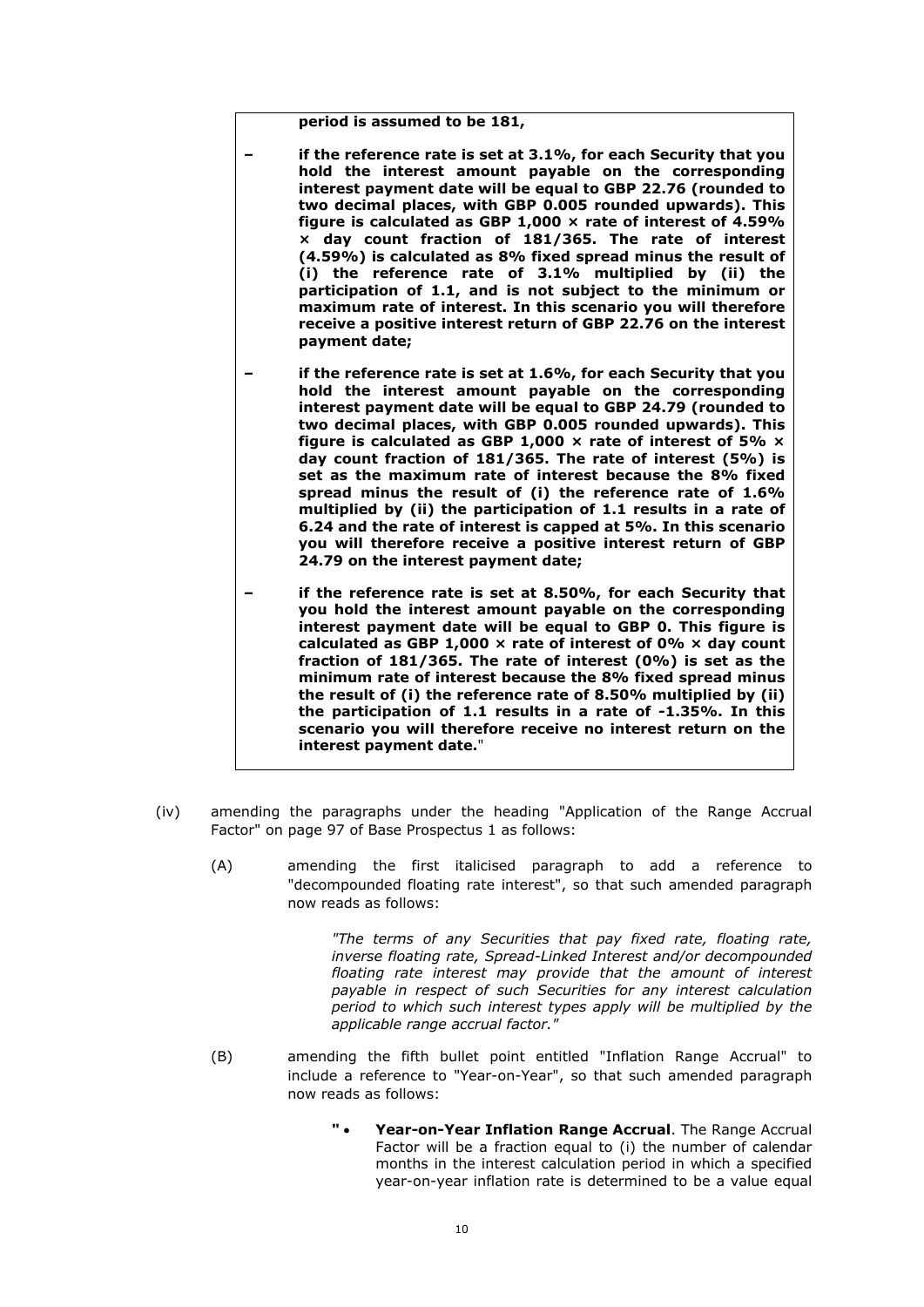**period is assumed to be 181,**

- **if the reference rate is set at 3.1%, for each Security that you hold the interest amount payable on the corresponding interest payment date will be equal to GBP 22.76 (rounded to two decimal places, with GBP 0.005 rounded upwards). This figure is calculated as GBP 1,000 × rate of interest of 4.59% × day count fraction of 181/365. The rate of interest (4.59%) is calculated as 8% fixed spread minus the result of (i) the reference rate of 3.1% multiplied by (ii) the participation of 1.1, and is not subject to the minimum or maximum rate of interest. In this scenario you will therefore receive a positive interest return of GBP 22.76 on the interest payment date;**

- **if the reference rate is set at 1.6%, for each Security that you hold the interest amount payable on the corresponding interest payment date will be equal to GBP 24.79 (rounded to two decimal places, with GBP 0.005 rounded upwards). This figure is calculated as GBP 1,000 × rate of interest of 5% × day count fraction of 181/365. The rate of interest (5%) is set as the maximum rate of interest because the 8% fixed spread minus the result of (i) the reference rate of 1.6% multiplied by (ii) the participation of 1.1 results in a rate of 6.24 and the rate of interest is capped at 5%. In this scenario you will therefore receive a positive interest return of GBP 24.79 on the interest payment date;**

- **if the reference rate is set at 8.50%, for each Security that you hold the interest amount payable on the corresponding interest payment date will be equal to GBP 0. This figure is calculated as GBP 1,000 × rate of interest of 0% × day count fraction of 181/365. The rate of interest (0%) is set as the minimum rate of interest because the 8% fixed spread minus the result of (i) the reference rate of 8.50% multiplied by (ii) the participation of 1.1 results in a rate of -1.35%. In this scenario you will therefore receive no interest return on the interest payment date.**"

(iv) amending the paragraphs under the heading "Application of the Range Accrual Factor" on page 97 of Base Prospectus 1 as follows:

(A) amending the first italicised paragraph to add a reference to "decompounded floating rate interest", so that such amended paragraph now reads as follows:

> *"The terms of any Securities that pay fixed rate, floating rate, inverse floating rate, Spread-Linked Interest and/or decompounded floating rate interest may provide that the amount of interest payable in respect of such Securities for any interest calculation period to which such interest types apply will be multiplied by the applicable range accrual factor."*

(B) amending the fifth bullet point entitled "Inflation Range Accrual" to include a reference to "Year-on-Year", so that such amended paragraph now reads as follows:

> "• **Year-on-Year Inflation Range Accrual**. The Range Accrual Factor will be a fraction equal to (i) the number of calendar months in the interest calculation period in which a specified year-on-year inflation rate is determined to be a value equal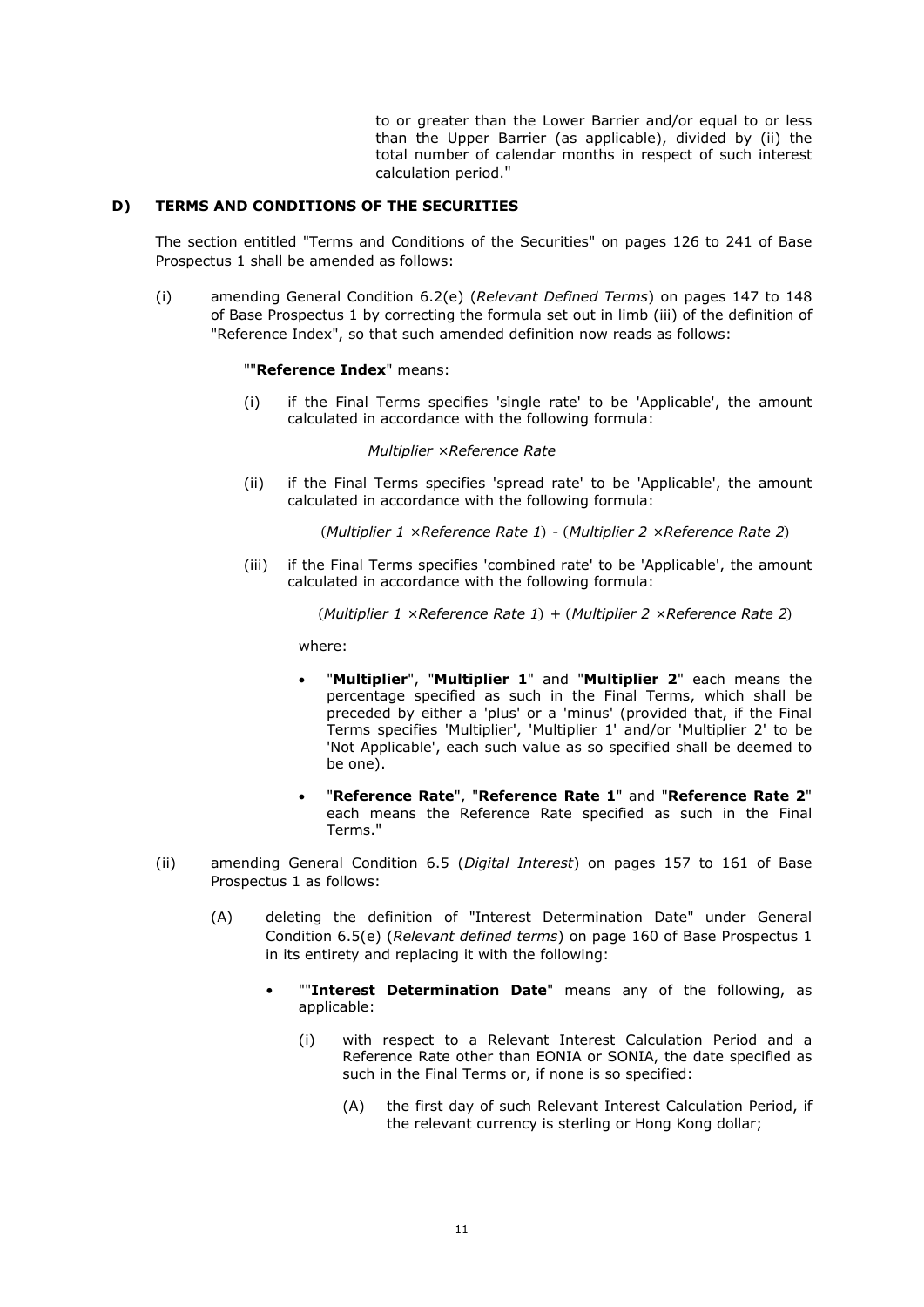to or greater than the Lower Barrier and/or equal to or less than the Upper Barrier (as applicable), divided by (ii) the total number of calendar months in respect of such interest calculation period."

## D) TERMS AND CONDITIONS OF THE SECURITIES

The section entitled "Terms and Conditions of the Securities" on pages 126 to 241 of Base Prospectus 1 shall be amended as follows:

(i) amending General Condition 6.2(e) (*Relevant Defined Terms*) on pages 147 to 148 of Base Prospectus 1 by correcting the formula set out in limb (iii) of the definition of "Reference Index", so that such amended definition now reads as follows:

""**Reference Index**" means:

(i) if the Final Terms specifies 'single rate' to be 'Applicable', the amount calculated in accordance with the following formula:

$$\textit{Multiplier} \times \textit{Reference Rate}$$

(ii) if the Final Terms specifies 'spread rate' to be 'Applicable', the amount calculated in accordance with the following formula:

$$(\textit{Multiplier 1} \times \textit{Reference Rate 1}) - (\textit{Multiplier 2} \times \textit{Reference Rate 2})$$

(iii) if the Final Terms specifies 'combined rate' to be 'Applicable', the amount calculated in accordance with the following formula:

$$(\textit{Multiplier 1} \times \textit{Reference Rate 1}) + (\textit{Multiplier 2} \times \textit{Reference Rate 2})$$

where:

- "**Multiplier**", "**Multiplier 1**" and "**Multiplier 2**" each means the percentage specified as such in the Final Terms, which shall be preceded by either a 'plus' or a 'minus' (provided that, if the Final Terms specifies 'Multiplier', 'Multiplier 1' and/or 'Multiplier 2' to be 'Not Applicable', each such value as so specified shall be deemed to be one).
- "**Reference Rate**", "**Reference Rate 1**" and "**Reference Rate 2**" each means the Reference Rate specified as such in the Final Terms."

(ii) amending General Condition 6.5 (*Digital Interest*) on pages 157 to 161 of Base Prospectus 1 as follows:

(A) deleting the definition of "Interest Determination Date" under General Condition 6.5(e) (*Relevant defined terms*) on page 160 of Base Prospectus 1 in its entirety and replacing it with the following:

- ""**Interest Determination Date**" means any of the following, as applicable:

  (i) with respect to a Relevant Interest Calculation Period and a Reference Rate other than EONIA or SONIA, the date specified as such in the Final Terms or, if none is so specified:

  (A) the first day of such Relevant Interest Calculation Period, if the relevant currency is sterling or Hong Kong dollar;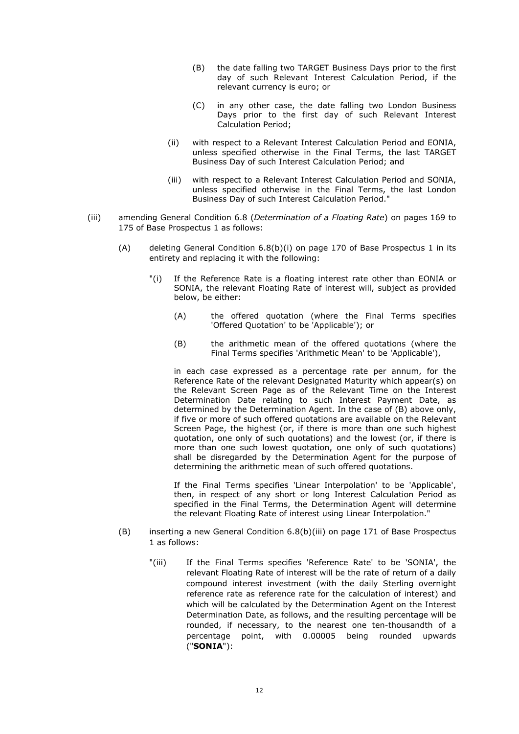(B) the date falling two TARGET Business Days prior to the first day of such Relevant Interest Calculation Period, if the relevant currency is euro; or

(C) in any other case, the date falling two London Business Days prior to the first day of such Relevant Interest Calculation Period;

(ii) with respect to a Relevant Interest Calculation Period and EONIA, unless specified otherwise in the Final Terms, the last TARGET Business Day of such Interest Calculation Period; and

(iii) with respect to a Relevant Interest Calculation Period and SONIA, unless specified otherwise in the Final Terms, the last London Business Day of such Interest Calculation Period."

(iii) amending General Condition 6.8 (*Determination of a Floating Rate*) on pages 169 to 175 of Base Prospectus 1 as follows:

(A) deleting General Condition 6.8(b)(i) on page 170 of Base Prospectus 1 in its entirety and replacing it with the following:

"(i) If the Reference Rate is a floating interest rate other than EONIA or SONIA, the relevant Floating Rate of interest will, subject as provided below, be either:

(A) the offered quotation (where the Final Terms specifies 'Offered Quotation' to be 'Applicable'); or

(B) the arithmetic mean of the offered quotations (where the Final Terms specifies 'Arithmetic Mean' to be 'Applicable'),

in each case expressed as a percentage rate per annum, for the Reference Rate of the relevant Designated Maturity which appear(s) on the Relevant Screen Page as of the Relevant Time on the Interest Determination Date relating to such Interest Payment Date, as determined by the Determination Agent. In the case of (B) above only, if five or more of such offered quotations are available on the Relevant Screen Page, the highest (or, if there is more than one such highest quotation, one only of such quotations) and the lowest (or, if there is more than one such lowest quotation, one only of such quotations) shall be disregarded by the Determination Agent for the purpose of determining the arithmetic mean of such offered quotations.

If the Final Terms specifies 'Linear Interpolation' to be 'Applicable', then, in respect of any short or long Interest Calculation Period as specified in the Final Terms, the Determination Agent will determine the relevant Floating Rate of interest using Linear Interpolation."

(B) inserting a new General Condition 6.8(b)(iii) on page 171 of Base Prospectus 1 as follows:

"(iii) If the Final Terms specifies 'Reference Rate' to be 'SONIA', the relevant Floating Rate of interest will be the rate of return of a daily compound interest investment (with the daily Sterling overnight reference rate as reference rate for the calculation of interest) and which will be calculated by the Determination Agent on the Interest Determination Date, as follows, and the resulting percentage will be rounded, if necessary, to the nearest one ten-thousandth of a percentage point, with 0.00005 being rounded upwards ("**SONIA**"):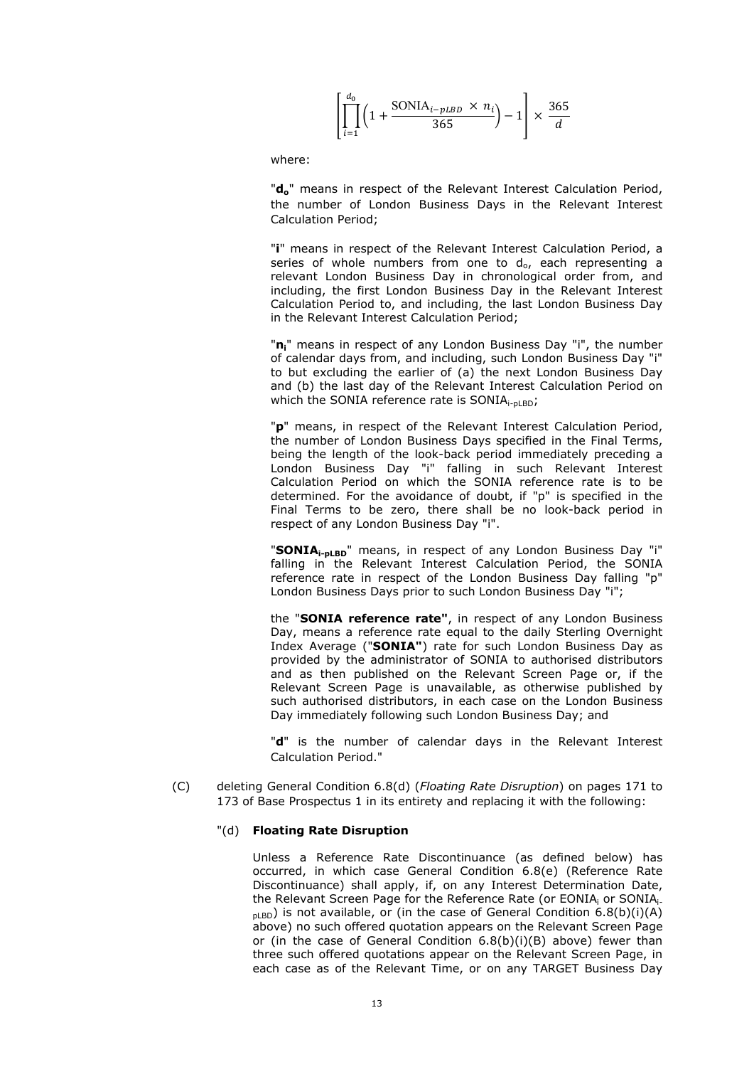$$\left[\prod_{i=1}^{d_0}\left(1+\frac{\text{SONIA}_{i-pLBD}\times n_i}{365}\right)-1\right]\times\frac{365}{d}$$

where:

"$d_o$" means in respect of the Relevant Interest Calculation Period, the number of London Business Days in the Relevant Interest Calculation Period;

"**i**" means in respect of the Relevant Interest Calculation Period, a series of whole numbers from one to $d_o$, each representing a relevant London Business Day in chronological order from, and including, the first London Business Day in the Relevant Interest Calculation Period to, and including, the last London Business Day in the Relevant Interest Calculation Period;

"$n_i$" means in respect of any London Business Day "i", the number of calendar days from, and including, such London Business Day "i" to but excluding the earlier of (a) the next London Business Day and (b) the last day of the Relevant Interest Calculation Period on which the SONIA reference rate is $\text{SONIA}_{i-pLBD}$;

"**p**" means, in respect of the Relevant Interest Calculation Period, the number of London Business Days specified in the Final Terms, being the length of the look-back period immediately preceding a London Business Day "i" falling in such Relevant Interest Calculation Period on which the SONIA reference rate is to be determined. For the avoidance of doubt, if "p" is specified in the Final Terms to be zero, there shall be no look-back period in respect of any London Business Day "i".

"$\textbf{SONIA}_{\textbf{i-pLBD}}$" means, in respect of any London Business Day "i" falling in the Relevant Interest Calculation Period, the SONIA reference rate in respect of the London Business Day falling "p" London Business Days prior to such London Business Day "i";

the "**SONIA reference rate"**, in respect of any London Business Day, means a reference rate equal to the daily Sterling Overnight Index Average ("**SONIA"**) rate for such London Business Day as provided by the administrator of SONIA to authorised distributors and as then published on the Relevant Screen Page or, if the Relevant Screen Page is unavailable, as otherwise published by such authorised distributors, in each case on the London Business Day immediately following such London Business Day; and

"**d**" is the number of calendar days in the Relevant Interest Calculation Period."

(C) deleting General Condition 6.8(d) (*Floating Rate Disruption*) on pages 171 to 173 of Base Prospectus 1 in its entirety and replacing it with the following:

"(d) **Floating Rate Disruption**

Unless a Reference Rate Discontinuance (as defined below) has occurred, in which case General Condition 6.8(e) (Reference Rate Discontinuance) shall apply, if, on any Interest Determination Date, the Relevant Screen Page for the Reference Rate (or $\text{EONIA}_i$ or $\text{SONIA}_{i-pLBD}$) is not available, or (in the case of General Condition 6.8(b)(i)(A) above) no such offered quotation appears on the Relevant Screen Page or (in the case of General Condition 6.8(b)(i)(B) above) fewer than three such offered quotations appear on the Relevant Screen Page, in each case as of the Relevant Time, or on any TARGET Business Day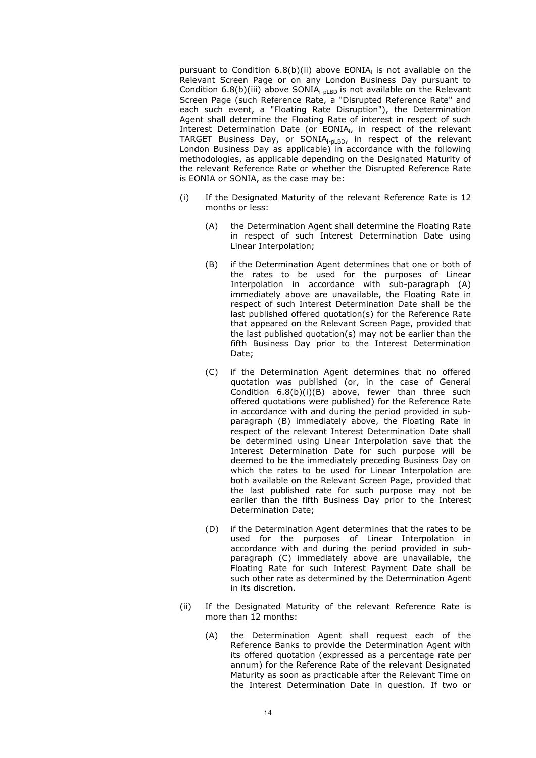pursuant to Condition 6.8(b)(ii) above $EONIA_i$ is not available on the Relevant Screen Page or on any London Business Day pursuant to Condition 6.8(b)(iii) above $SONIA_{i-pLBD}$ is not available on the Relevant Screen Page (such Reference Rate, a "Disrupted Reference Rate" and each such event, a "Floating Rate Disruption"), the Determination Agent shall determine the Floating Rate of interest in respect of such Interest Determination Date (or $EONIA_i$, in respect of the relevant TARGET Business Day, or $SONIA_{i-pLBD}$, in respect of the relevant London Business Day as applicable) in accordance with the following methodologies, as applicable depending on the Designated Maturity of the relevant Reference Rate or whether the Disrupted Reference Rate is EONIA or SONIA, as the case may be:

(i) If the Designated Maturity of the relevant Reference Rate is 12 months or less:

(A) the Determination Agent shall determine the Floating Rate in respect of such Interest Determination Date using Linear Interpolation;

(B) if the Determination Agent determines that one or both of the rates to be used for the purposes of Linear Interpolation in accordance with sub-paragraph (A) immediately above are unavailable, the Floating Rate in respect of such Interest Determination Date shall be the last published offered quotation(s) for the Reference Rate that appeared on the Relevant Screen Page, provided that the last published quotation(s) may not be earlier than the fifth Business Day prior to the Interest Determination Date;

(C) if the Determination Agent determines that no offered quotation was published (or, in the case of General Condition 6.8(b)(i)(B) above, fewer than three such offered quotations were published) for the Reference Rate in accordance with and during the period provided in sub-paragraph (B) immediately above, the Floating Rate in respect of the relevant Interest Determination Date shall be determined using Linear Interpolation save that the Interest Determination Date for such purpose will be deemed to be the immediately preceding Business Day on which the rates to be used for Linear Interpolation are both available on the Relevant Screen Page, provided that the last published rate for such purpose may not be earlier than the fifth Business Day prior to the Interest Determination Date;

(D) if the Determination Agent determines that the rates to be used for the purposes of Linear Interpolation in accordance with and during the period provided in sub-paragraph (C) immediately above are unavailable, the Floating Rate for such Interest Payment Date shall be such other rate as determined by the Determination Agent in its discretion.

(ii) If the Designated Maturity of the relevant Reference Rate is more than 12 months:

(A) the Determination Agent shall request each of the Reference Banks to provide the Determination Agent with its offered quotation (expressed as a percentage rate per annum) for the Reference Rate of the relevant Designated Maturity as soon as practicable after the Relevant Time on the Interest Determination Date in question. If two or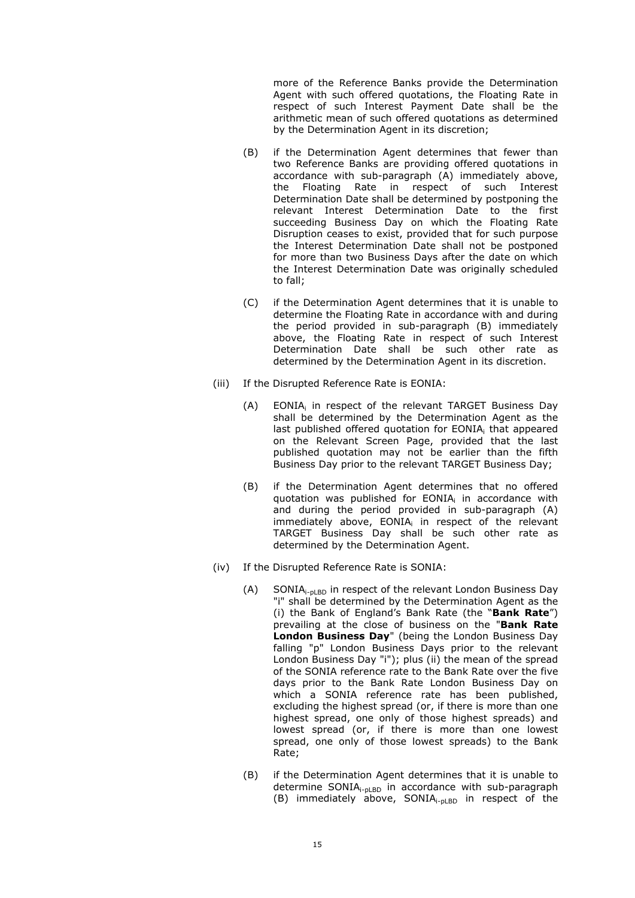more of the Reference Banks provide the Determination Agent with such offered quotations, the Floating Rate in respect of such Interest Payment Date shall be the arithmetic mean of such offered quotations as determined by the Determination Agent in its discretion;

(B) if the Determination Agent determines that fewer than two Reference Banks are providing offered quotations in accordance with sub-paragraph (A) immediately above, the Floating Rate in respect of such Interest Determination Date shall be determined by postponing the relevant Interest Determination Date to the first succeeding Business Day on which the Floating Rate Disruption ceases to exist, provided that for such purpose the Interest Determination Date shall not be postponed for more than two Business Days after the date on which the Interest Determination Date was originally scheduled to fall;

(C) if the Determination Agent determines that it is unable to determine the Floating Rate in accordance with and during the period provided in sub-paragraph (B) immediately above, the Floating Rate in respect of such Interest Determination Date shall be such other rate as determined by the Determination Agent in its discretion.

(iii) If the Disrupted Reference Rate is EONIA:

(A) $EONIA_i$ in respect of the relevant TARGET Business Day shall be determined by the Determination Agent as the last published offered quotation for $EONIA_i$ that appeared on the Relevant Screen Page, provided that the last published quotation may not be earlier than the fifth Business Day prior to the relevant TARGET Business Day;

(B) if the Determination Agent determines that no offered quotation was published for $EONIA_i$ in accordance with and during the period provided in sub-paragraph (A) immediately above, $EONIA_i$ in respect of the relevant TARGET Business Day shall be such other rate as determined by the Determination Agent.

(iv) If the Disrupted Reference Rate is SONIA:

(A) $SONIA_{i-pLBD}$ in respect of the relevant London Business Day "i" shall be determined by the Determination Agent as the (i) the Bank of England's Bank Rate (the "**Bank Rate**") prevailing at the close of business on the "**Bank Rate London Business Day**" (being the London Business Day falling "p" London Business Days prior to the relevant London Business Day "i"); plus (ii) the mean of the spread of the SONIA reference rate to the Bank Rate over the five days prior to the Bank Rate London Business Day on which a SONIA reference rate has been published, excluding the highest spread (or, if there is more than one highest spread, one only of those highest spreads) and lowest spread (or, if there is more than one lowest spread, one only of those lowest spreads) to the Bank Rate;

(B) if the Determination Agent determines that it is unable to determine $SONIA_{i-pLBD}$ in accordance with sub-paragraph (B) immediately above, $SONIA_{i-pLBD}$ in respect of the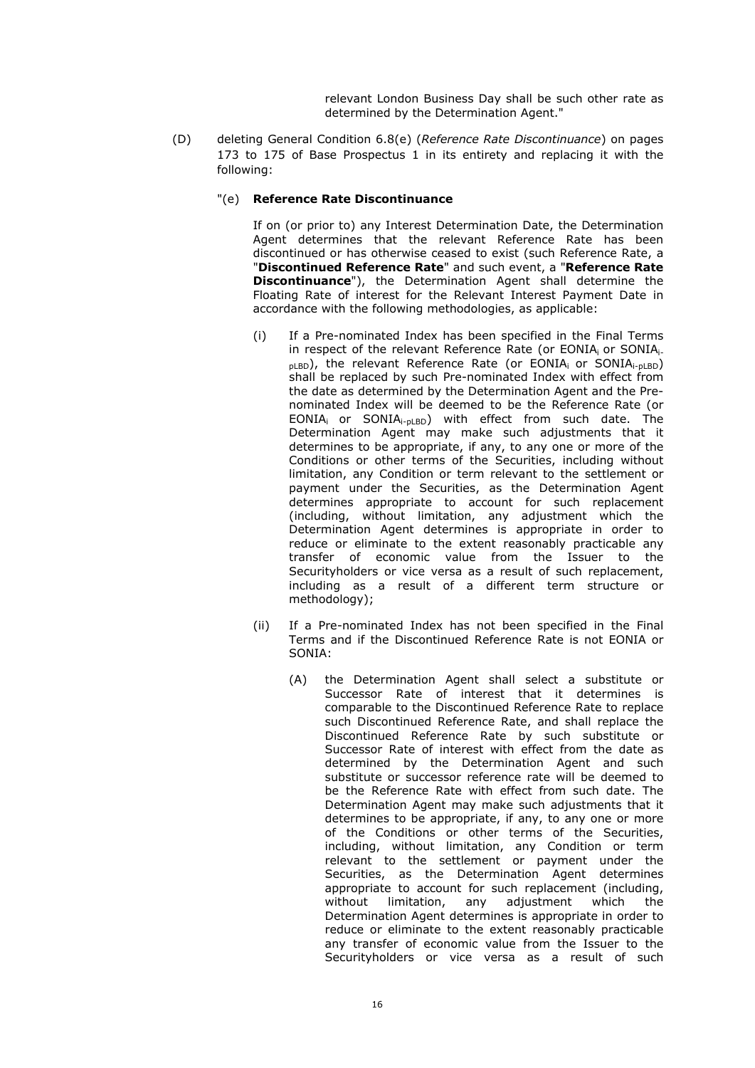relevant London Business Day shall be such other rate as determined by the Determination Agent."

(D) deleting General Condition 6.8(e) (*Reference Rate Discontinuance*) on pages 173 to 175 of Base Prospectus 1 in its entirety and replacing it with the following:

"(e) **Reference Rate Discontinuance**

If on (or prior to) any Interest Determination Date, the Determination Agent determines that the relevant Reference Rate has been discontinued or has otherwise ceased to exist (such Reference Rate, a "**Discontinued Reference Rate**" and such event, a "**Reference Rate Discontinuance**"), the Determination Agent shall determine the Floating Rate of interest for the Relevant Interest Payment Date in accordance with the following methodologies, as applicable:

(i) If a Pre-nominated Index has been specified in the Final Terms in respect of the relevant Reference Rate (or $EONIA_i$ or $SONIA_{i-pLBD}$), the relevant Reference Rate (or $EONIA_i$ or $SONIA_{i-pLBD}$) shall be replaced by such Pre-nominated Index with effect from the date as determined by the Determination Agent and the Pre-nominated Index will be deemed to be the Reference Rate (or $EONIA_i$ or $SONIA_{i-pLBD}$) with effect from such date. The Determination Agent may make such adjustments that it determines to be appropriate, if any, to any one or more of the Conditions or other terms of the Securities, including without limitation, any Condition or term relevant to the settlement or payment under the Securities, as the Determination Agent determines appropriate to account for such replacement (including, without limitation, any adjustment which the Determination Agent determines is appropriate in order to reduce or eliminate to the extent reasonably practicable any transfer of economic value from the Issuer to the Securityholders or vice versa as a result of such replacement, including as a result of a different term structure or methodology);

(ii) If a Pre-nominated Index has not been specified in the Final Terms and if the Discontinued Reference Rate is not EONIA or SONIA:

(A) the Determination Agent shall select a substitute or Successor Rate of interest that it determines is comparable to the Discontinued Reference Rate to replace such Discontinued Reference Rate, and shall replace the Discontinued Reference Rate by such substitute or Successor Rate of interest with effect from the date as determined by the Determination Agent and such substitute or successor reference rate will be deemed to be the Reference Rate with effect from such date. The Determination Agent may make such adjustments that it determines to be appropriate, if any, to any one or more of the Conditions or other terms of the Securities, including, without limitation, any Condition or term relevant to the settlement or payment under the Securities, as the Determination Agent determines appropriate to account for such replacement (including, without limitation, any adjustment which the Determination Agent determines is appropriate in order to reduce or eliminate to the extent reasonably practicable any transfer of economic value from the Issuer to the Securityholders or vice versa as a result of such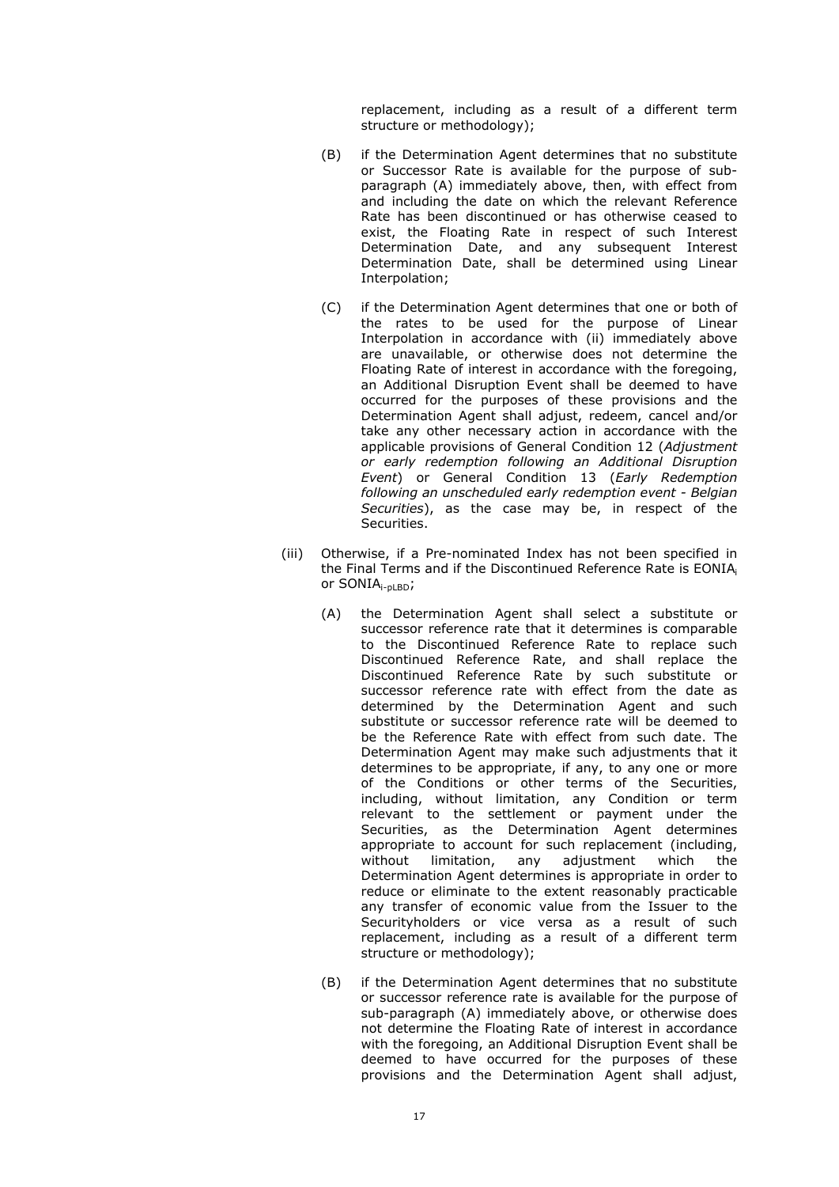replacement, including as a result of a different term structure or methodology);

(B) if the Determination Agent determines that no substitute or Successor Rate is available for the purpose of sub-paragraph (A) immediately above, then, with effect from and including the date on which the relevant Reference Rate has been discontinued or has otherwise ceased to exist, the Floating Rate in respect of such Interest Determination Date, and any subsequent Interest Determination Date, shall be determined using Linear Interpolation;

(C) if the Determination Agent determines that one or both of the rates to be used for the purpose of Linear Interpolation in accordance with (ii) immediately above are unavailable, or otherwise does not determine the Floating Rate of interest in accordance with the foregoing, an Additional Disruption Event shall be deemed to have occurred for the purposes of these provisions and the Determination Agent shall adjust, redeem, cancel and/or take any other necessary action in accordance with the applicable provisions of General Condition 12 (*Adjustment or early redemption following an Additional Disruption Event*) or General Condition 13 (*Early Redemption following an unscheduled early redemption event - Belgian Securities*), as the case may be, in respect of the Securities.

(iii) Otherwise, if a Pre-nominated Index has not been specified in the Final Terms and if the Discontinued Reference Rate is $EONIA_i$ or $SONIA_{i\text{-}pLBD}$;

(A) the Determination Agent shall select a substitute or successor reference rate that it determines is comparable to the Discontinued Reference Rate to replace such Discontinued Reference Rate, and shall replace the Discontinued Reference Rate by such substitute or successor reference rate with effect from the date as determined by the Determination Agent and such substitute or successor reference rate will be deemed to be the Reference Rate with effect from such date. The Determination Agent may make such adjustments that it determines to be appropriate, if any, to any one or more of the Conditions or other terms of the Securities, including, without limitation, any Condition or term relevant to the settlement or payment under the Securities, as the Determination Agent determines appropriate to account for such replacement (including, without limitation, any adjustment which the Determination Agent determines is appropriate in order to reduce or eliminate to the extent reasonably practicable any transfer of economic value from the Issuer to the Securityholders or vice versa as a result of such replacement, including as a result of a different term structure or methodology);

(B) if the Determination Agent determines that no substitute or successor reference rate is available for the purpose of sub-paragraph (A) immediately above, or otherwise does not determine the Floating Rate of interest in accordance with the foregoing, an Additional Disruption Event shall be deemed to have occurred for the purposes of these provisions and the Determination Agent shall adjust,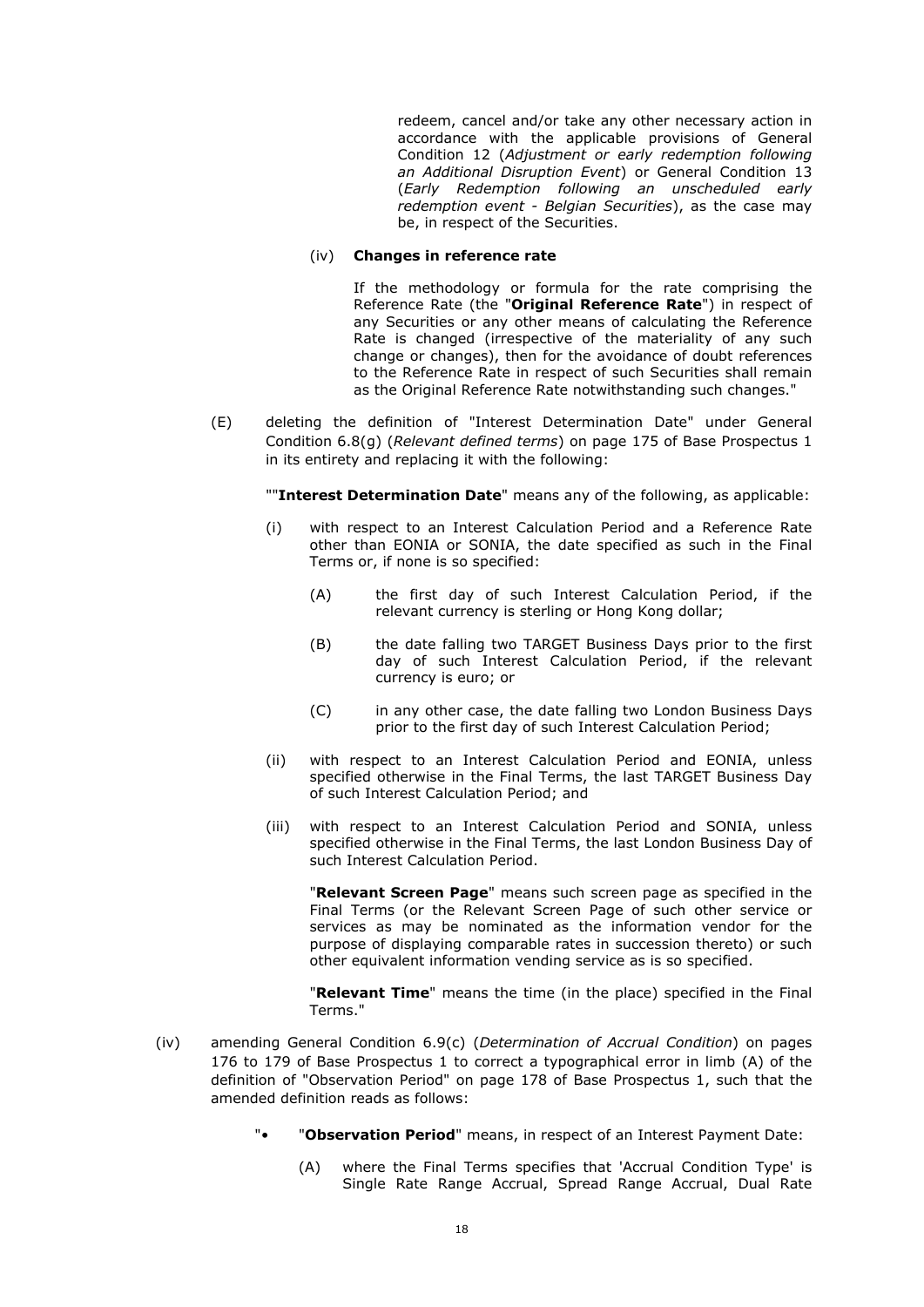redeem, cancel and/or take any other necessary action in accordance with the applicable provisions of General Condition 12 (*Adjustment or early redemption following an Additional Disruption Event*) or General Condition 13 (*Early Redemption following an unscheduled early redemption event - Belgian Securities*), as the case may be, in respect of the Securities.

(iv) **Changes in reference rate**

If the methodology or formula for the rate comprising the Reference Rate (the "**Original Reference Rate**") in respect of any Securities or any other means of calculating the Reference Rate is changed (irrespective of the materiality of any such change or changes), then for the avoidance of doubt references to the Reference Rate in respect of such Securities shall remain as the Original Reference Rate notwithstanding such changes."

(E) deleting the definition of "Interest Determination Date" under General Condition 6.8(g) (*Relevant defined terms*) on page 175 of Base Prospectus 1 in its entirety and replacing it with the following:

""**Interest Determination Date**" means any of the following, as applicable:

(i) with respect to an Interest Calculation Period and a Reference Rate other than EONIA or SONIA, the date specified as such in the Final Terms or, if none is so specified:

(A) the first day of such Interest Calculation Period, if the relevant currency is sterling or Hong Kong dollar;

(B) the date falling two TARGET Business Days prior to the first day of such Interest Calculation Period, if the relevant currency is euro; or

(C) in any other case, the date falling two London Business Days prior to the first day of such Interest Calculation Period;

(ii) with respect to an Interest Calculation Period and EONIA, unless specified otherwise in the Final Terms, the last TARGET Business Day of such Interest Calculation Period; and

(iii) with respect to an Interest Calculation Period and SONIA, unless specified otherwise in the Final Terms, the last London Business Day of such Interest Calculation Period.

"**Relevant Screen Page**" means such screen page as specified in the Final Terms (or the Relevant Screen Page of such other service or services as may be nominated as the information vendor for the purpose of displaying comparable rates in succession thereto) or such other equivalent information vending service as is so specified.

"**Relevant Time**" means the time (in the place) specified in the Final Terms."

(iv) amending General Condition 6.9(c) (*Determination of Accrual Condition*) on pages 176 to 179 of Base Prospectus 1 to correct a typographical error in limb (A) of the definition of "Observation Period" on page 178 of Base Prospectus 1, such that the amended definition reads as follows:

"• "**Observation Period**" means, in respect of an Interest Payment Date:

(A) where the Final Terms specifies that 'Accrual Condition Type' is Single Rate Range Accrual, Spread Range Accrual, Dual Rate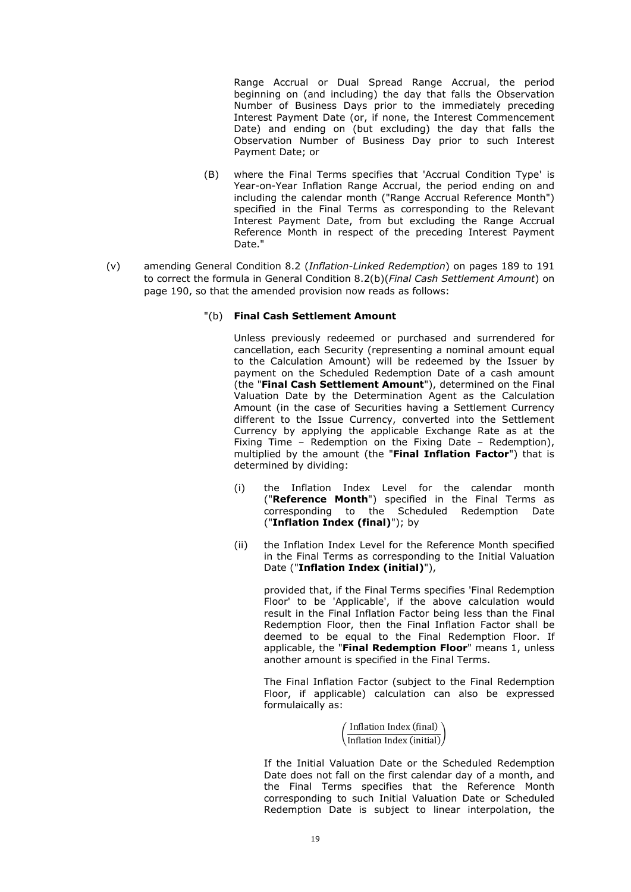Range Accrual or Dual Spread Range Accrual, the period beginning on (and including) the day that falls the Observation Number of Business Days prior to the immediately preceding Interest Payment Date (or, if none, the Interest Commencement Date) and ending on (but excluding) the day that falls the Observation Number of Business Day prior to such Interest Payment Date; or

(B) where the Final Terms specifies that 'Accrual Condition Type' is Year-on-Year Inflation Range Accrual, the period ending on and including the calendar month ("Range Accrual Reference Month") specified in the Final Terms as corresponding to the Relevant Interest Payment Date, from but excluding the Range Accrual Reference Month in respect of the preceding Interest Payment Date."

(v) amending General Condition 8.2 (*Inflation-Linked Redemption*) on pages 189 to 191 to correct the formula in General Condition 8.2(b)(*Final Cash Settlement Amount*) on page 190, so that the amended provision now reads as follows:

"(b) **Final Cash Settlement Amount**

Unless previously redeemed or purchased and surrendered for cancellation, each Security (representing a nominal amount equal to the Calculation Amount) will be redeemed by the Issuer by payment on the Scheduled Redemption Date of a cash amount (the "**Final Cash Settlement Amount**"), determined on the Final Valuation Date by the Determination Agent as the Calculation Amount (in the case of Securities having a Settlement Currency different to the Issue Currency, converted into the Settlement Currency by applying the applicable Exchange Rate as at the Fixing Time – Redemption on the Fixing Date – Redemption), multiplied by the amount (the "**Final Inflation Factor**") that is determined by dividing:

(i) the Inflation Index Level for the calendar month ("**Reference Month**") specified in the Final Terms as corresponding to the Scheduled Redemption Date ("**Inflation Index (final)**"); by

(ii) the Inflation Index Level for the Reference Month specified in the Final Terms as corresponding to the Initial Valuation Date ("**Inflation Index (initial)**"),

provided that, if the Final Terms specifies 'Final Redemption Floor' to be 'Applicable', if the above calculation would result in the Final Inflation Factor being less than the Final Redemption Floor, then the Final Inflation Factor shall be deemed to be equal to the Final Redemption Floor. If applicable, the "**Final Redemption Floor**" means 1, unless another amount is specified in the Final Terms.

The Final Inflation Factor (subject to the Final Redemption Floor, if applicable) calculation can also be expressed formulaically as:

$$\left(\frac{\text{Inflation Index (final)}}{\text{Inflation Index (initial)}}\right)$$

If the Initial Valuation Date or the Scheduled Redemption Date does not fall on the first calendar day of a month, and the Final Terms specifies that the Reference Month corresponding to such Initial Valuation Date or Scheduled Redemption Date is subject to linear interpolation, the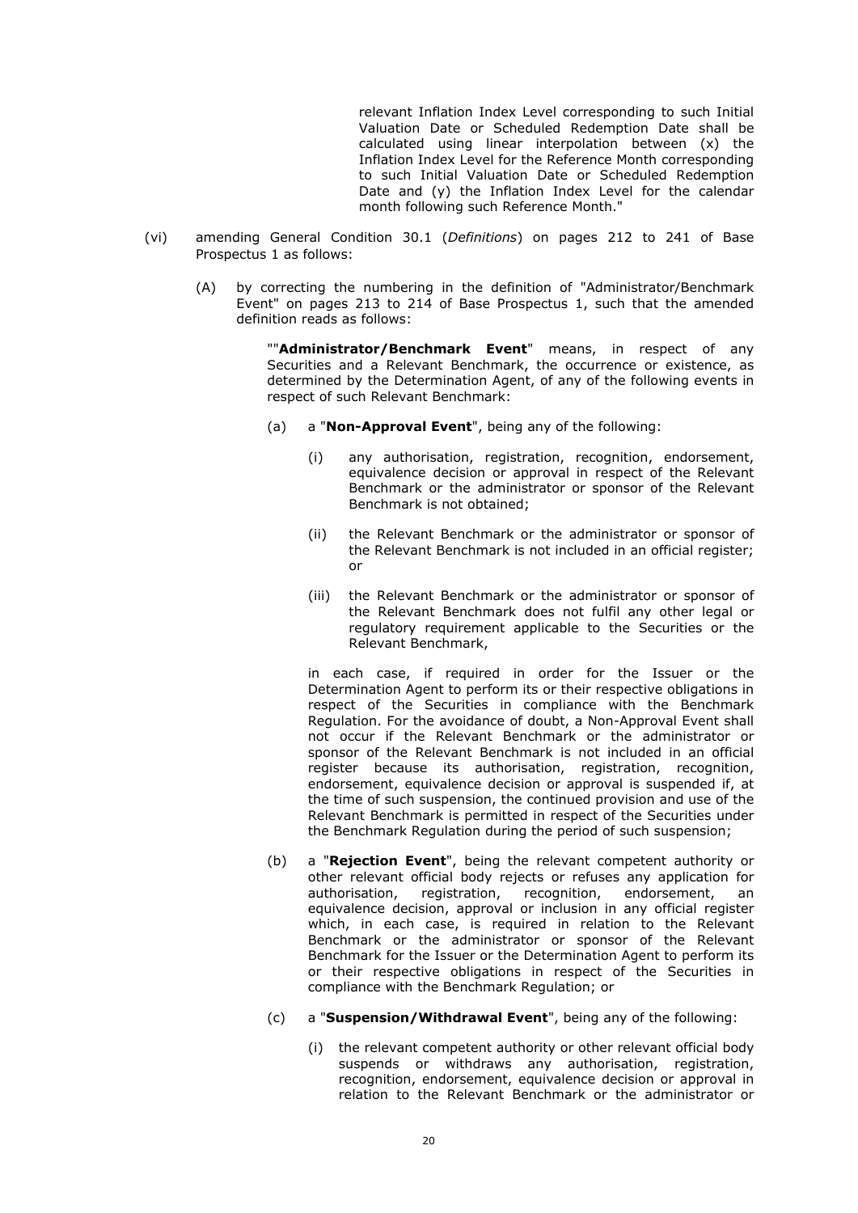relevant Inflation Index Level corresponding to such Initial Valuation Date or Scheduled Redemption Date shall be calculated using linear interpolation between (x) the Inflation Index Level for the Reference Month corresponding to such Initial Valuation Date or Scheduled Redemption Date and (y) the Inflation Index Level for the calendar month following such Reference Month."

(vi) amending General Condition 30.1 (*Definitions*) on pages 212 to 241 of Base Prospectus 1 as follows:

(A) by correcting the numbering in the definition of "Administrator/Benchmark Event" on pages 213 to 214 of Base Prospectus 1, such that the amended definition reads as follows:

""**Administrator/Benchmark Event**" means, in respect of any Securities and a Relevant Benchmark, the occurrence or existence, as determined by the Determination Agent, of any of the following events in respect of such Relevant Benchmark:

(a) a "**Non-Approval Event**", being any of the following:

(i) any authorisation, registration, recognition, endorsement, equivalence decision or approval in respect of the Relevant Benchmark or the administrator or sponsor of the Relevant Benchmark is not obtained;

(ii) the Relevant Benchmark or the administrator or sponsor of the Relevant Benchmark is not included in an official register; or

(iii) the Relevant Benchmark or the administrator or sponsor of the Relevant Benchmark does not fulfil any other legal or regulatory requirement applicable to the Securities or the Relevant Benchmark,

in each case, if required in order for the Issuer or the Determination Agent to perform its or their respective obligations in respect of the Securities in compliance with the Benchmark Regulation. For the avoidance of doubt, a Non-Approval Event shall not occur if the Relevant Benchmark or the administrator or sponsor of the Relevant Benchmark is not included in an official register because its authorisation, registration, recognition, endorsement, equivalence decision or approval is suspended if, at the time of such suspension, the continued provision and use of the Relevant Benchmark is permitted in respect of the Securities under the Benchmark Regulation during the period of such suspension;

(b) a "**Rejection Event**", being the relevant competent authority or other relevant official body rejects or refuses any application for authorisation, registration, recognition, endorsement, an equivalence decision, approval or inclusion in any official register which, in each case, is required in relation to the Relevant Benchmark or the administrator or sponsor of the Relevant Benchmark for the Issuer or the Determination Agent to perform its or their respective obligations in respect of the Securities in compliance with the Benchmark Regulation; or

(c) a "**Suspension/Withdrawal Event**", being any of the following:

(i) the relevant competent authority or other relevant official body suspends or withdraws any authorisation, registration, recognition, endorsement, equivalence decision or approval in relation to the Relevant Benchmark or the administrator or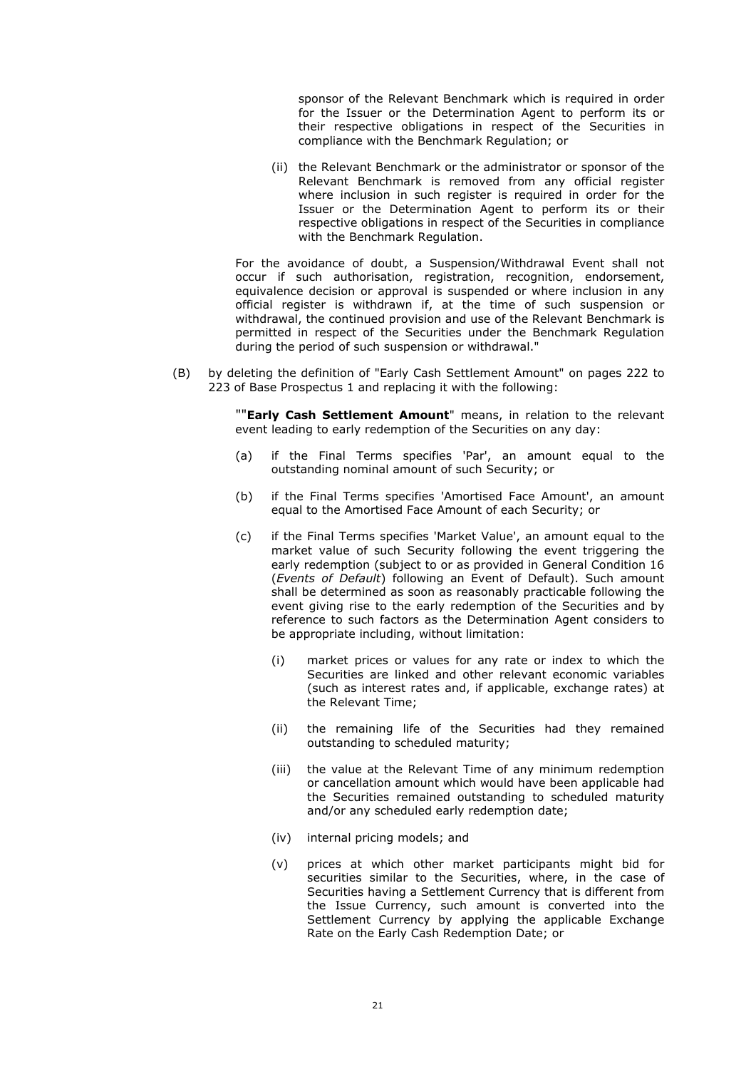sponsor of the Relevant Benchmark which is required in order for the Issuer or the Determination Agent to perform its or their respective obligations in respect of the Securities in compliance with the Benchmark Regulation; or

(ii) the Relevant Benchmark or the administrator or sponsor of the Relevant Benchmark is removed from any official register where inclusion in such register is required in order for the Issuer or the Determination Agent to perform its or their respective obligations in respect of the Securities in compliance with the Benchmark Regulation.

For the avoidance of doubt, a Suspension/Withdrawal Event shall not occur if such authorisation, registration, recognition, endorsement, equivalence decision or approval is suspended or where inclusion in any official register is withdrawn if, at the time of such suspension or withdrawal, the continued provision and use of the Relevant Benchmark is permitted in respect of the Securities under the Benchmark Regulation during the period of such suspension or withdrawal."

(B) by deleting the definition of "Early Cash Settlement Amount" on pages 222 to 223 of Base Prospectus 1 and replacing it with the following:

""**Early Cash Settlement Amount**" means, in relation to the relevant event leading to early redemption of the Securities on any day:

(a) if the Final Terms specifies 'Par', an amount equal to the outstanding nominal amount of such Security; or

(b) if the Final Terms specifies 'Amortised Face Amount', an amount equal to the Amortised Face Amount of each Security; or

(c) if the Final Terms specifies 'Market Value', an amount equal to the market value of such Security following the event triggering the early redemption (subject to or as provided in General Condition 16 (*Events of Default*) following an Event of Default). Such amount shall be determined as soon as reasonably practicable following the event giving rise to the early redemption of the Securities and by reference to such factors as the Determination Agent considers to be appropriate including, without limitation:

(i) market prices or values for any rate or index to which the Securities are linked and other relevant economic variables (such as interest rates and, if applicable, exchange rates) at the Relevant Time;

(ii) the remaining life of the Securities had they remained outstanding to scheduled maturity;

(iii) the value at the Relevant Time of any minimum redemption or cancellation amount which would have been applicable had the Securities remained outstanding to scheduled maturity and/or any scheduled early redemption date;

(iv) internal pricing models; and

(v) prices at which other market participants might bid for securities similar to the Securities, where, in the case of Securities having a Settlement Currency that is different from the Issue Currency, such amount is converted into the Settlement Currency by applying the applicable Exchange Rate on the Early Cash Redemption Date; or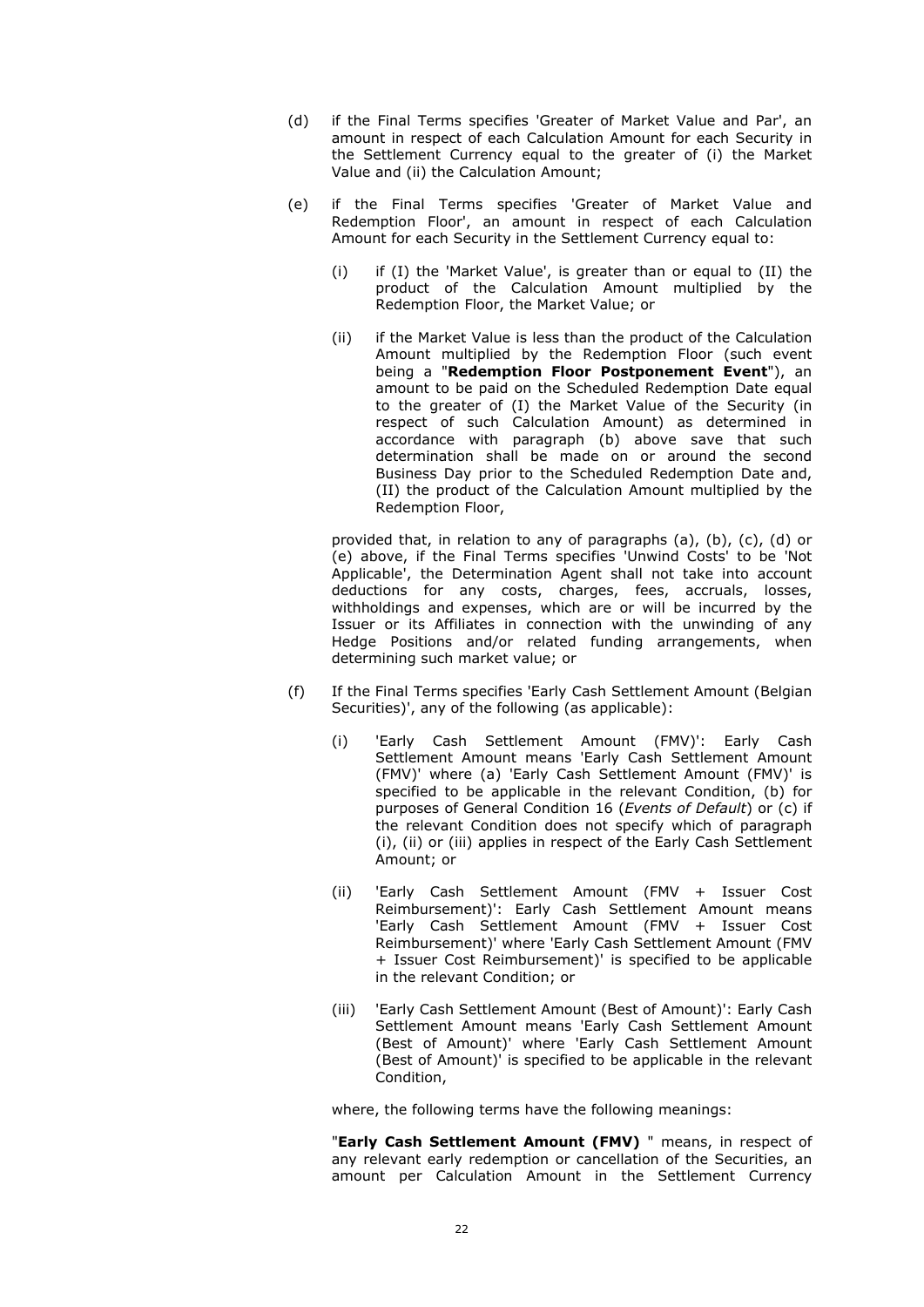(d) if the Final Terms specifies 'Greater of Market Value and Par', an amount in respect of each Calculation Amount for each Security in the Settlement Currency equal to the greater of (i) the Market Value and (ii) the Calculation Amount;

(e) if the Final Terms specifies 'Greater of Market Value and Redemption Floor', an amount in respect of each Calculation Amount for each Security in the Settlement Currency equal to:

   (i) if (I) the 'Market Value', is greater than or equal to (II) the product of the Calculation Amount multiplied by the Redemption Floor, the Market Value; or

   (ii) if the Market Value is less than the product of the Calculation Amount multiplied by the Redemption Floor (such event being a "**Redemption Floor Postponement Event**"), an amount to be paid on the Scheduled Redemption Date equal to the greater of (I) the Market Value of the Security (in respect of such Calculation Amount) as determined in accordance with paragraph (b) above save that such determination shall be made on or around the second Business Day prior to the Scheduled Redemption Date and, (II) the product of the Calculation Amount multiplied by the Redemption Floor,

provided that, in relation to any of paragraphs (a), (b), (c), (d) or (e) above, if the Final Terms specifies 'Unwind Costs' to be 'Not Applicable', the Determination Agent shall not take into account deductions for any costs, charges, fees, accruals, losses, withholdings and expenses, which are or will be incurred by the Issuer or its Affiliates in connection with the unwinding of any Hedge Positions and/or related funding arrangements, when determining such market value; or

(f) If the Final Terms specifies 'Early Cash Settlement Amount (Belgian Securities)', any of the following (as applicable):

   (i) 'Early Cash Settlement Amount (FMV)': Early Cash Settlement Amount means 'Early Cash Settlement Amount (FMV)' where (a) 'Early Cash Settlement Amount (FMV)' is specified to be applicable in the relevant Condition, (b) for purposes of General Condition 16 (*Events of Default*) or (c) if the relevant Condition does not specify which of paragraph (i), (ii) or (iii) applies in respect of the Early Cash Settlement Amount; or

   (ii) 'Early Cash Settlement Amount (FMV + Issuer Cost Reimbursement)': Early Cash Settlement Amount means 'Early Cash Settlement Amount (FMV + Issuer Cost Reimbursement)' where 'Early Cash Settlement Amount (FMV + Issuer Cost Reimbursement)' is specified to be applicable in the relevant Condition; or

   (iii) 'Early Cash Settlement Amount (Best of Amount)': Early Cash Settlement Amount means 'Early Cash Settlement Amount (Best of Amount)' where 'Early Cash Settlement Amount (Best of Amount)' is specified to be applicable in the relevant Condition,

where, the following terms have the following meanings:

"**Early Cash Settlement Amount (FMV)** " means, in respect of any relevant early redemption or cancellation of the Securities, an amount per Calculation Amount in the Settlement Currency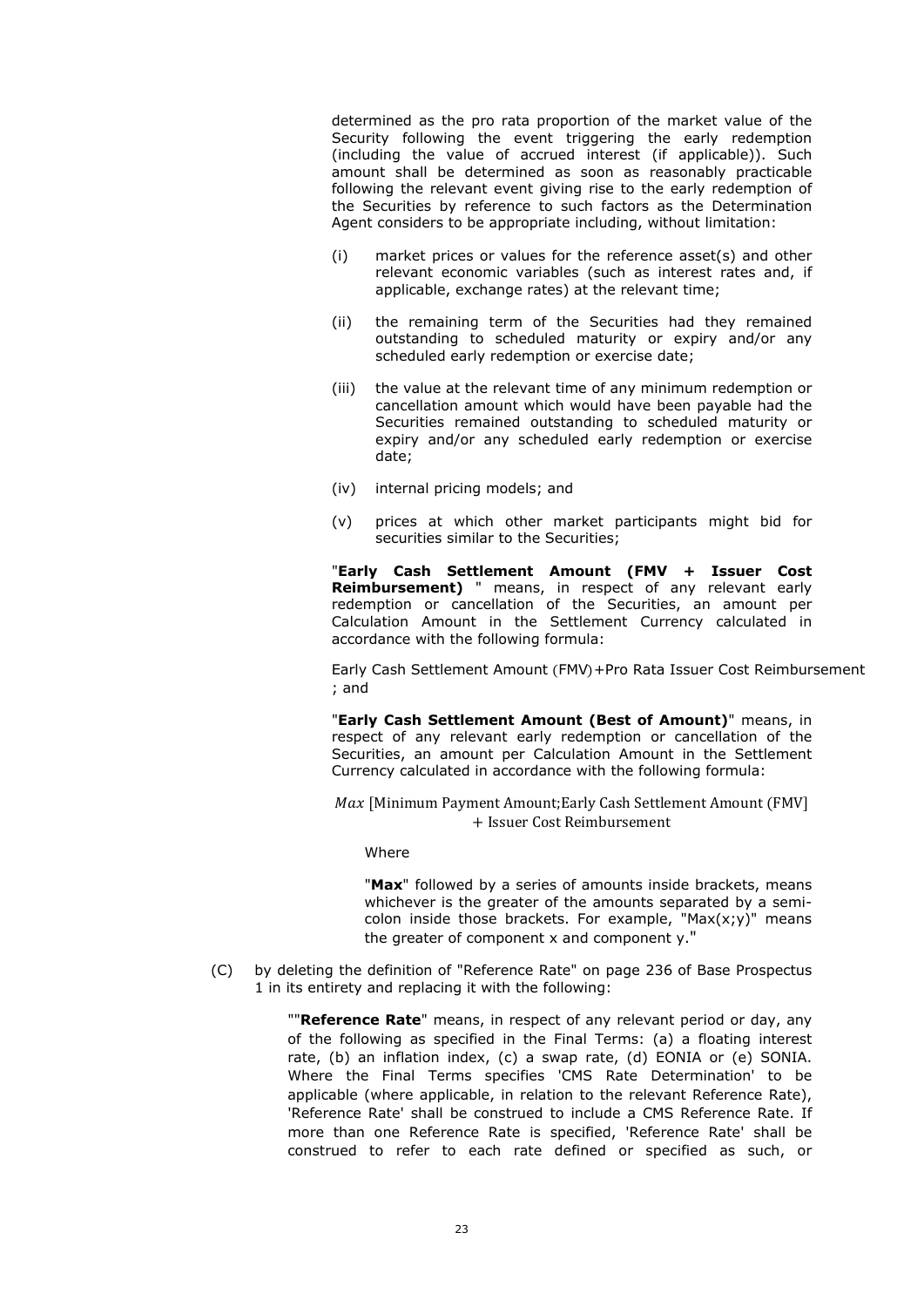determined as the pro rata proportion of the market value of the Security following the event triggering the early redemption (including the value of accrued interest (if applicable)). Such amount shall be determined as soon as reasonably practicable following the relevant event giving rise to the early redemption of the Securities by reference to such factors as the Determination Agent considers to be appropriate including, without limitation:

(i) market prices or values for the reference asset(s) and other relevant economic variables (such as interest rates and, if applicable, exchange rates) at the relevant time;

(ii) the remaining term of the Securities had they remained outstanding to scheduled maturity or expiry and/or any scheduled early redemption or exercise date;

(iii) the value at the relevant time of any minimum redemption or cancellation amount which would have been payable had the Securities remained outstanding to scheduled maturity or expiry and/or any scheduled early redemption or exercise date;

(iv) internal pricing models; and

(v) prices at which other market participants might bid for securities similar to the Securities;

"**Early Cash Settlement Amount (FMV + Issuer Cost Reimbursement)** " means, in respect of any relevant early redemption or cancellation of the Securities, an amount per Calculation Amount in the Settlement Currency calculated in accordance with the following formula:

$$\text{Early Cash Settlement Amount (FMV)} + \text{Pro Rata Issuer Cost Reimbursement}$$

; and

"**Early Cash Settlement Amount (Best of Amount)**" means, in respect of any relevant early redemption or cancellation of the Securities, an amount per Calculation Amount in the Settlement Currency calculated in accordance with the following formula:

$$Max\ [\text{Minimum Payment Amount}; \text{Early Cash Settlement Amount (FMV]} + \text{Issuer Cost Reimbursement}$$

Where

"**Max**" followed by a series of amounts inside brackets, means whichever is the greater of the amounts separated by a semi-colon inside those brackets. For example, "Max(x;y)" means the greater of component x and component y."

(C) by deleting the definition of "Reference Rate" on page 236 of Base Prospectus 1 in its entirety and replacing it with the following:

""**Reference Rate**" means, in respect of any relevant period or day, any of the following as specified in the Final Terms: (a) a floating interest rate, (b) an inflation index, (c) a swap rate, (d) EONIA or (e) SONIA. Where the Final Terms specifies 'CMS Rate Determination' to be applicable (where applicable, in relation to the relevant Reference Rate), 'Reference Rate' shall be construed to include a CMS Reference Rate. If more than one Reference Rate is specified, 'Reference Rate' shall be construed to refer to each rate defined or specified as such, or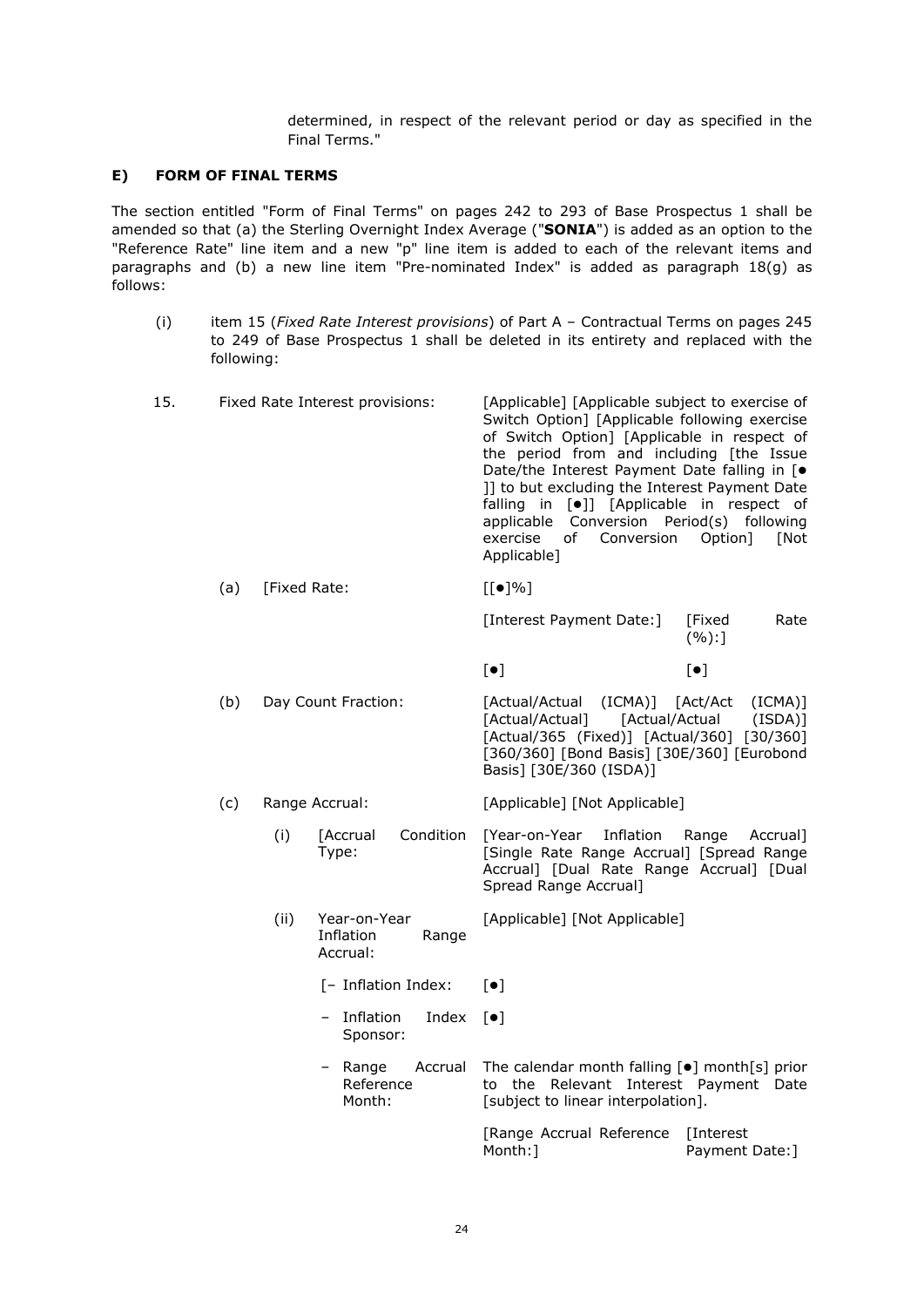determined, in respect of the relevant period or day as specified in the Final Terms."

### E) FORM OF FINAL TERMS

The section entitled "Form of Final Terms" on pages 242 to 293 of Base Prospectus 1 shall be amended so that (a) the Sterling Overnight Index Average ("**SONIA**") is added as an option to the "Reference Rate" line item and a new "p" line item is added to each of the relevant items and paragraphs and (b) a new line item "Pre-nominated Index" is added as paragraph 18(g) as follows:

(i) item 15 (*Fixed Rate Interest provisions*) of Part A – Contractual Terms on pages 245 to 249 of Base Prospectus 1 shall be deleted in its entirety and replaced with the following:

| | | |
|---|---|---|
| 15. | Fixed Rate Interest provisions: | [Applicable] [Applicable subject to exercise of Switch Option] [Applicable following exercise of Switch Option] [Applicable in respect of the period from and including [the Issue Date/the Interest Payment Date falling in [● ]] to but excluding the Interest Payment Date falling in [●]] [Applicable in respect of applicable Conversion Period(s) following exercise of Conversion Option] [Not Applicable] |
| (a) | [Fixed Rate: | [[●]%] |
| | | [Interest Payment Date:] [Fixed Rate (%):] |
| | | [●] [●] |
| (b) | Day Count Fraction: | [Actual/Actual (ICMA)] [Act/Act (ICMA)] [Actual/Actual] [Actual/Actual (ISDA)] [Actual/365 (Fixed)] [Actual/360] [30/360] [360/360] [Bond Basis] [30E/360] [Eurobond Basis] [30E/360 (ISDA)] |
| (c) | Range Accrual: | [Applicable] [Not Applicable] |
| (i) | [Accrual Condition Type: | [Year-on-Year Inflation Range Accrual] [Single Rate Range Accrual] [Spread Range Accrual] [Dual Rate Range Accrual] [Dual Spread Range Accrual] |
| (ii) | Year-on-Year Inflation Range Accrual: | [Applicable] [Not Applicable] |
| | [– Inflation Index: | [●] |
| | – Inflation Index Sponsor: | [●] |
| | – Range Accrual Reference Month: | The calendar month falling [●] month[s] prior to the Relevant Interest Payment Date [subject to linear interpolation]. |
| | | [Range Accrual Reference Month:] [Interest Payment Date:] |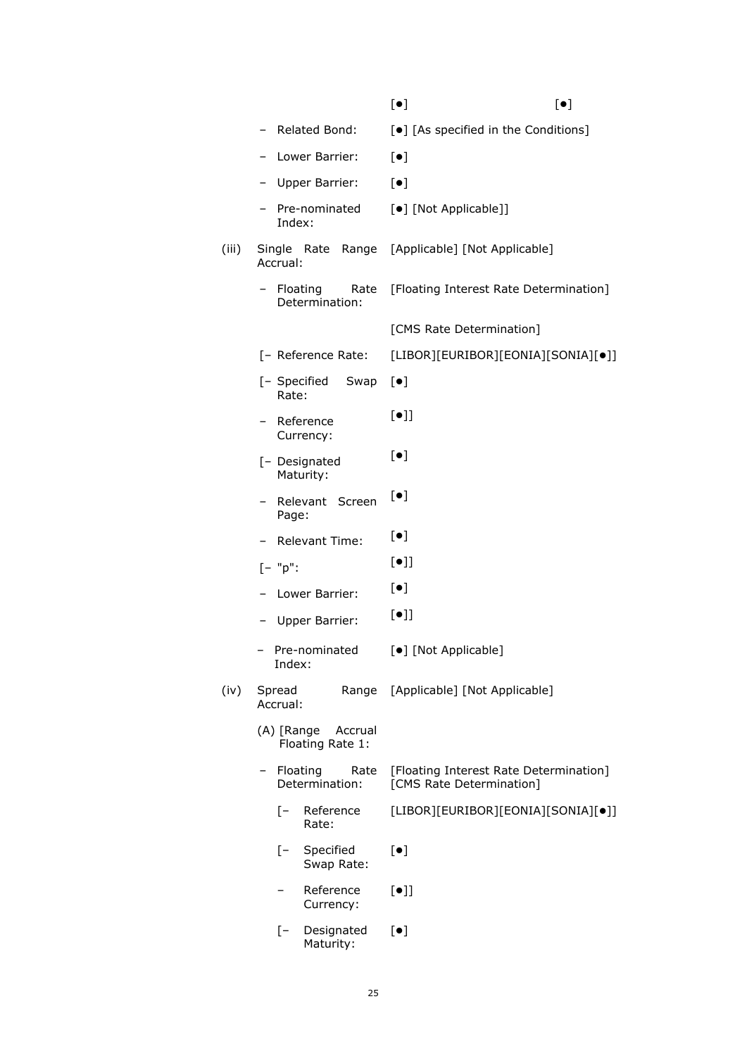| | | | |
|---|---|---|---|
| | | [●] | [●] |
| | – Related Bond: | [●] [As specified in the Conditions] | |
| | – Lower Barrier: | [●] | |
| | – Upper Barrier: | [●] | |
| | – Pre-nominated Index: | [●] [Not Applicable]] | |
| (iii) | Single Rate Range Accrual: | [Applicable] [Not Applicable] | |
| | – Floating Rate Determination: | [Floating Interest Rate Determination] | |
| | | [CMS Rate Determination] | |
| | [– Reference Rate: | [LIBOR][EURIBOR][EONIA][SONIA][●]] | |
| | [– Specified Swap Rate: | [●] | |
| | – Reference Currency: | [●]] | |
| | [– Designated Maturity: | [●] | |
| | – Relevant Screen Page: | [●] | |
| | – Relevant Time: | [●] | |
| | [– "p": | [●]] | |
| | – Lower Barrier: | [●] | |
| | – Upper Barrier: | [●]] | |
| | – Pre-nominated Index: | [●] [Not Applicable] | |
| (iv) | Spread Range Accrual: | [Applicable] [Not Applicable] | |
| | (A) [Range Accrual Floating Rate 1: | | |
| | – Floating Rate Determination: | [Floating Interest Rate Determination] [CMS Rate Determination] | |
| | [– Reference Rate: | [LIBOR][EURIBOR][EONIA][SONIA][●]] | |
| | [– Specified Swap Rate: | [●] | |
| | – Reference Currency: | [●]] | |
| | [– Designated Maturity: | [●] | |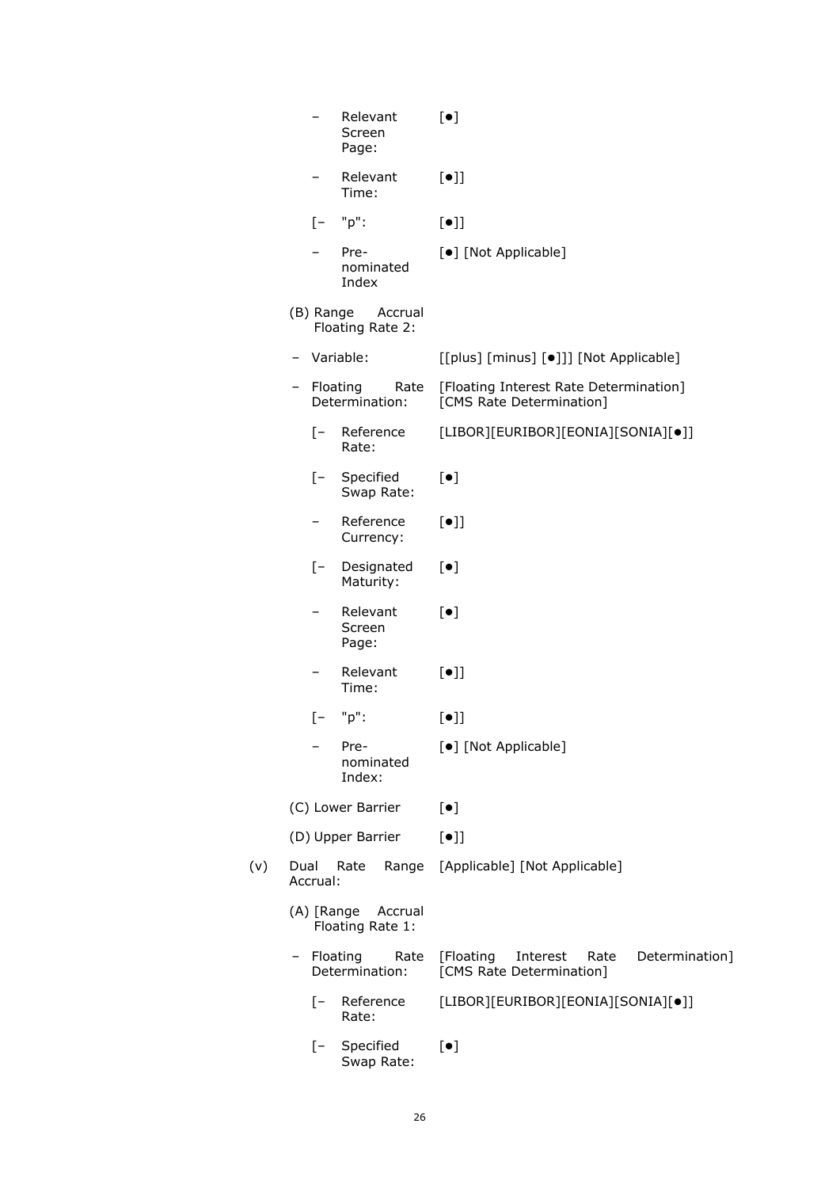| | | |
|---|---|---|
| | – Relevant Screen Page: | [●] |
| | – Relevant Time: | [●]] |
| | [– "p": | [●]] |
| | – Pre-nominated Index | [●] [Not Applicable] |
| | (B) Range Accrual Floating Rate 2: | |
| | – Variable: | [[plus] [minus] [●]]] [Not Applicable] |
| | – Floating Rate Determination: | [Floating Interest Rate Determination] [CMS Rate Determination] |
| | [– Reference Rate: | [LIBOR][EURIBOR][EONIA][SONIA][●]] |
| | [– Specified Swap Rate: | [●] |
| | – Reference Currency: | [●]] |
| | [– Designated Maturity: | [●] |
| | – Relevant Screen Page: | [●] |
| | – Relevant Time: | [●]] |
| | [– "p": | [●]] |
| | – Pre-nominated Index: | [●] [Not Applicable] |
| | (C) Lower Barrier | [●] |
| | (D) Upper Barrier | [●]] |
| (v) | Dual Rate Range Accrual: | [Applicable] [Not Applicable] |
| | (A) [Range Accrual Floating Rate 1: | |
| | – Floating Rate Determination: | [Floating Interest Rate Determination] [CMS Rate Determination] |
| | [– Reference Rate: | [LIBOR][EURIBOR][EONIA][SONIA][●]] |
| | [– Specified Swap Rate: | [●] |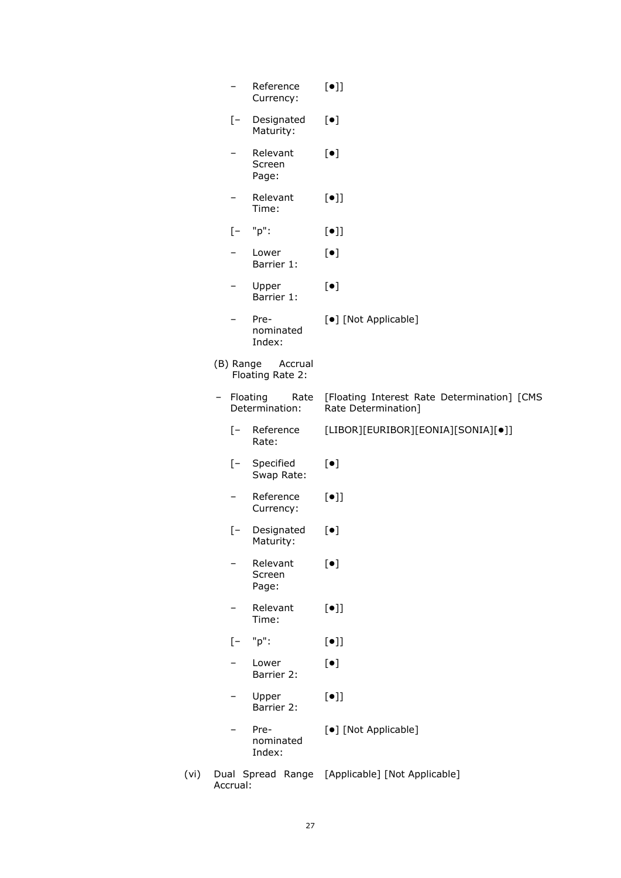| | |
|---|---|
| – Reference Currency: | [●]] |
| [– Designated Maturity: | [●] |
| – Relevant Screen Page: | [●] |
| – Relevant Time: | [●]] |
| [– "p": | [●]] |
| – Lower Barrier 1: | [●] |
| – Upper Barrier 1: | [●] |
| – Pre-nominated Index: | [●] [Not Applicable] |
| (B) Range Accrual Floating Rate 2: | |
| – Floating Rate Determination: | [Floating Interest Rate Determination] [CMS Rate Determination] |
| [– Reference Rate: | [LIBOR][EURIBOR][EONIA][SONIA][●]] |
| [– Specified Swap Rate: | [●] |
| – Reference Currency: | [●]] |
| [– Designated Maturity: | [●] |
| – Relevant Screen Page: | [●] |
| – Relevant Time: | [●]] |
| [– "p": | [●]] |
| – Lower Barrier 2: | [●] |
| – Upper Barrier 2: | [●]] |
| – Pre-nominated Index: | [●] [Not Applicable] |
| (vi) Dual Spread Range Accrual: | [Applicable] [Not Applicable] |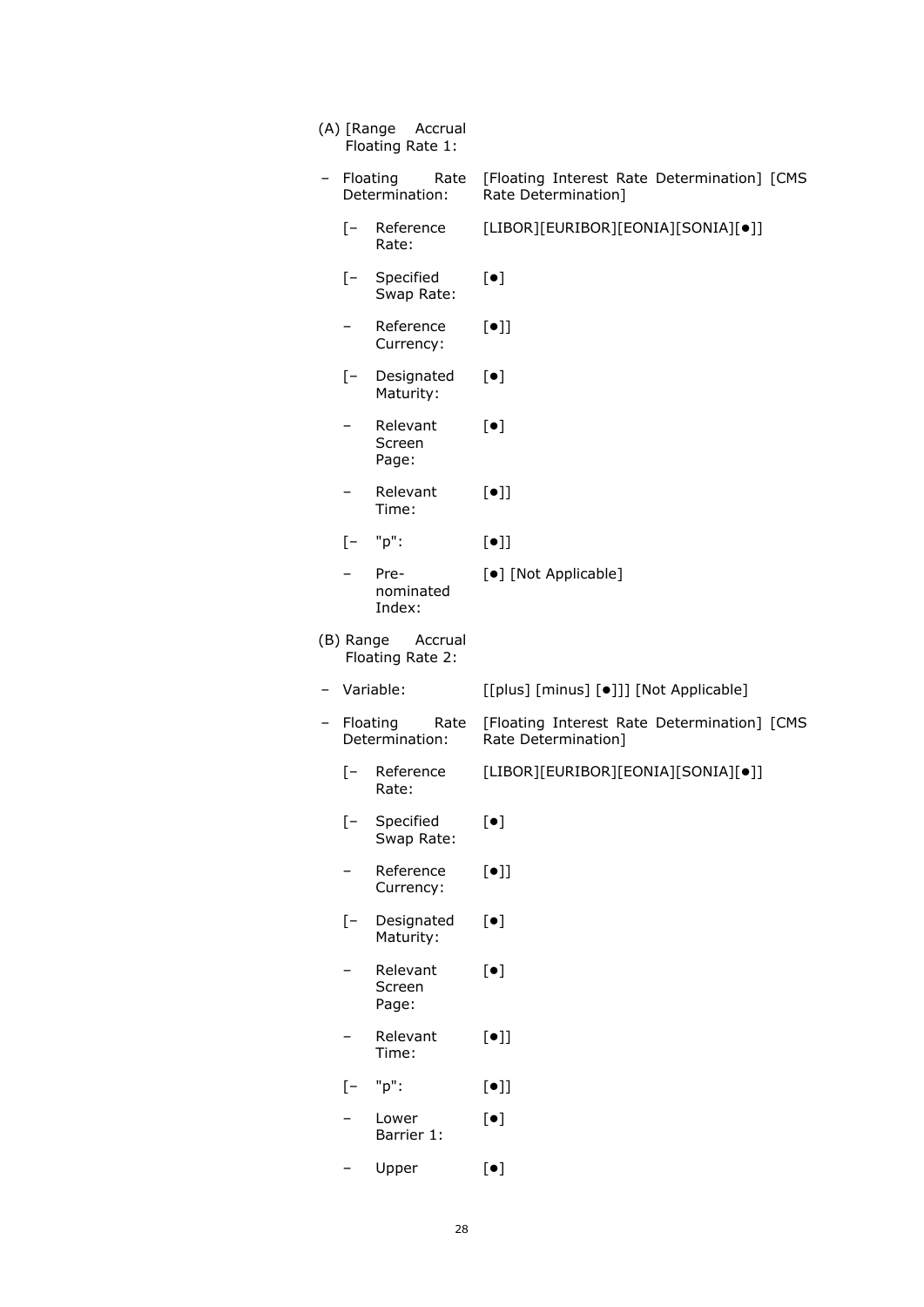(A) [Range Accrual Floating Rate 1:

| | |
|---|---|
| – Floating Rate Determination: | [Floating Interest Rate Determination] [CMS Rate Determination] |
| [– Reference Rate: | [LIBOR][EURIBOR][EONIA][SONIA][●]] |
| [– Specified Swap Rate: | [●] |
| – Reference Currency: | [●]] |
| [– Designated Maturity: | [●] |
| – Relevant Screen Page: | [●] |
| – Relevant Time: | [●]] |
| [– "p": | [●]] |
| – Pre-nominated Index: | [●] [Not Applicable] |

(B) Range Accrual Floating Rate 2:

| | |
|---|---|
| – Variable: | [[plus] [minus] [●]]] [Not Applicable] |
| – Floating Rate Determination: | [Floating Interest Rate Determination] [CMS Rate Determination] |
| [– Reference Rate: | [LIBOR][EURIBOR][EONIA][SONIA][●]] |
| [– Specified Swap Rate: | [●] |
| – Reference Currency: | [●]] |
| [– Designated Maturity: | [●] |
| – Relevant Screen Page: | [●] |
| – Relevant Time: | [●]] |
| [– "p": | [●]] |
| – Lower Barrier 1: | [●] |
| – Upper | [●] |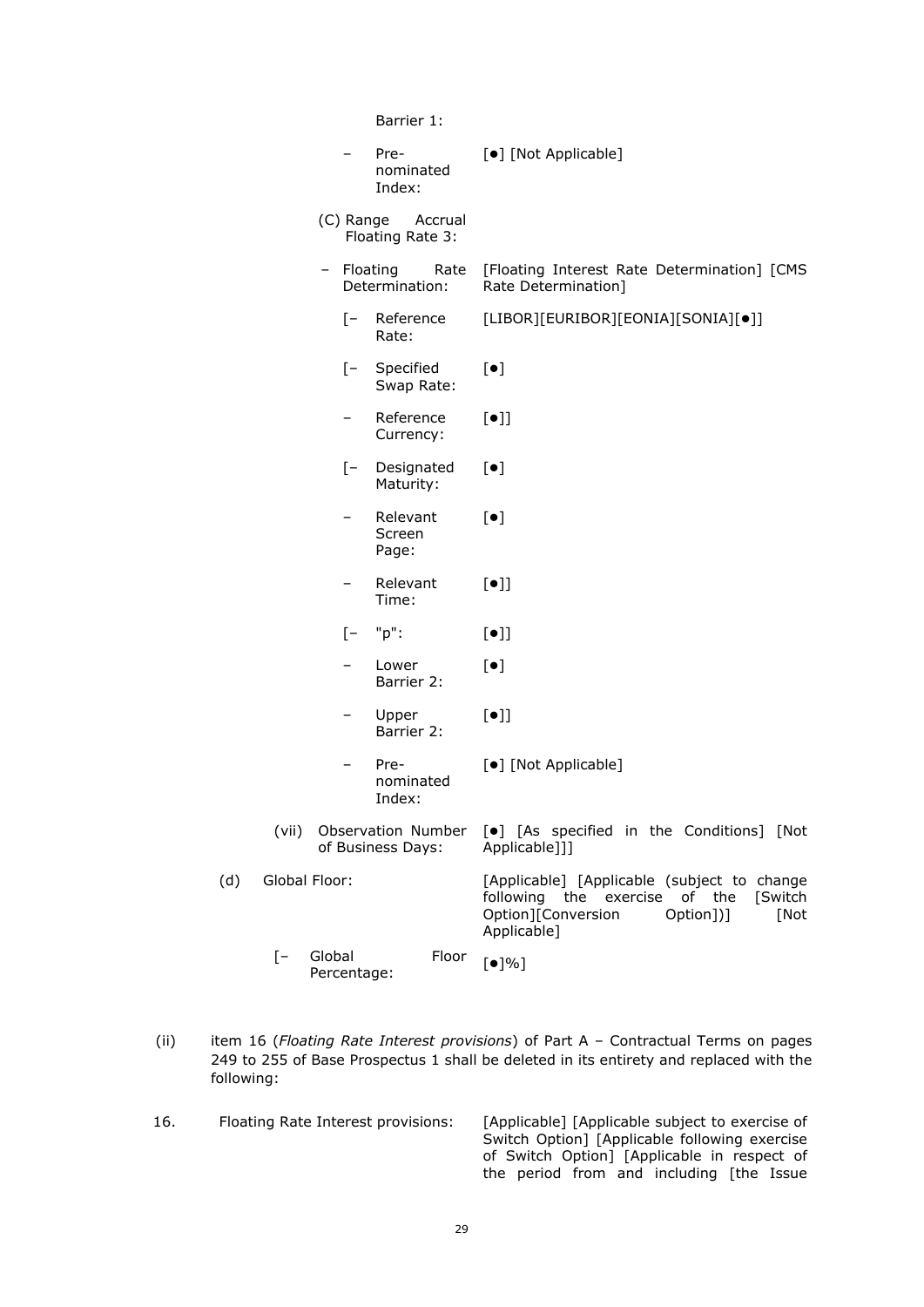Barrier 1:

| | |
|---|---|
| – Pre-nominated Index: | [●] [Not Applicable] |
| (C) Range Accrual Floating Rate 3: | |
| – Floating Rate Determination: | [Floating Interest Rate Determination] [CMS Rate Determination] |
| [– Reference Rate: | [LIBOR][EURIBOR][EONIA][SONIA][●]] |
| [– Specified Swap Rate: | [●] |
| – Reference Currency: | [●]] |
| [– Designated Maturity: | [●] |
| – Relevant Screen Page: | [●] |
| – Relevant Time: | [●]] |
| [– "p": | [●]] |
| – Lower Barrier 2: | [●] |
| – Upper Barrier 2: | [●]] |
| – Pre-nominated Index: | [●] [Not Applicable] |
| (vii) Observation Number of Business Days: | [●] [As specified in the Conditions] [Not Applicable]]] |
| (d) Global Floor: | [Applicable] [Applicable (subject to change following the exercise of the [Switch Option][Conversion Option])] [Not Applicable] |
| [– Global Floor Percentage: | [●]%] |

(ii) item 16 (*Floating Rate Interest provisions*) of Part A – Contractual Terms on pages 249 to 255 of Base Prospectus 1 shall be deleted in its entirety and replaced with the following:

| | |
|---|---|
| 16. Floating Rate Interest provisions: | [Applicable] [Applicable subject to exercise of Switch Option] [Applicable following exercise of Switch Option] [Applicable in respect of the period from and including [the Issue |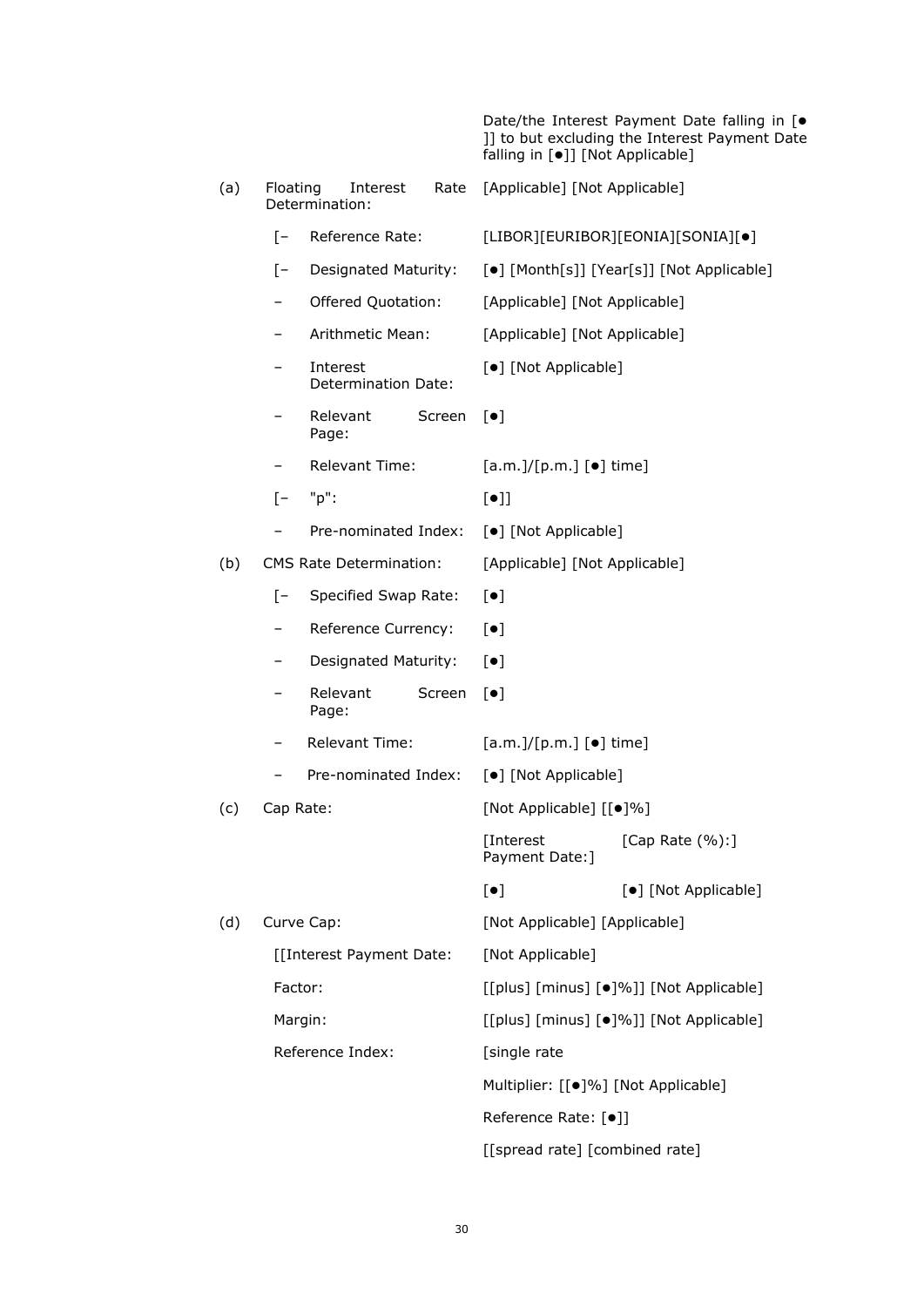| | | |
|---|---|---|
| | | Date/the Interest Payment Date falling in [● ]] to but excluding the Interest Payment Date falling in [●]] [Not Applicable] |
| (a) | Floating Interest Rate Determination: | [Applicable] [Not Applicable] |
| | [– Reference Rate: | [LIBOR][EURIBOR][EONIA][SONIA][●] |
| | [– Designated Maturity: | [●] [Month[s]] [Year[s]] [Not Applicable] |
| | – Offered Quotation: | [Applicable] [Not Applicable] |
| | – Arithmetic Mean: | [Applicable] [Not Applicable] |
| | – Interest Determination Date: | [●] [Not Applicable] |
| | – Relevant Screen Page: | [●] |
| | – Relevant Time: | [a.m.]/[p.m.] [●] time] |
| | [– "p": | [●]] |
| | – Pre-nominated Index: | [●] [Not Applicable] |
| (b) | CMS Rate Determination: | [Applicable] [Not Applicable] |
| | [– Specified Swap Rate: | [●] |
| | – Reference Currency: | [●] |
| | – Designated Maturity: | [●] |
| | – Relevant Screen Page: | [●] |
| | – Relevant Time: | [a.m.]/[p.m.] [●] time] |
| | – Pre-nominated Index: | [●] [Not Applicable] |
| (c) | Cap Rate: | [Not Applicable] [[●]%] |
| | | [Interest Payment Date:] [Cap Rate (%):] |
| | | [●] [●] [Not Applicable] |
| (d) | Curve Cap: | [Not Applicable] [Applicable] |
| | [[Interest Payment Date: | [Not Applicable] |
| | Factor: | [[plus] [minus] [●]%]] [Not Applicable] |
| | Margin: | [[plus] [minus] [●]%]] [Not Applicable] |
| | Reference Index: | [single rate |
| | | Multiplier: [[●]%] [Not Applicable] |
| | | Reference Rate: [●]] |
| | | [[spread rate] [combined rate] |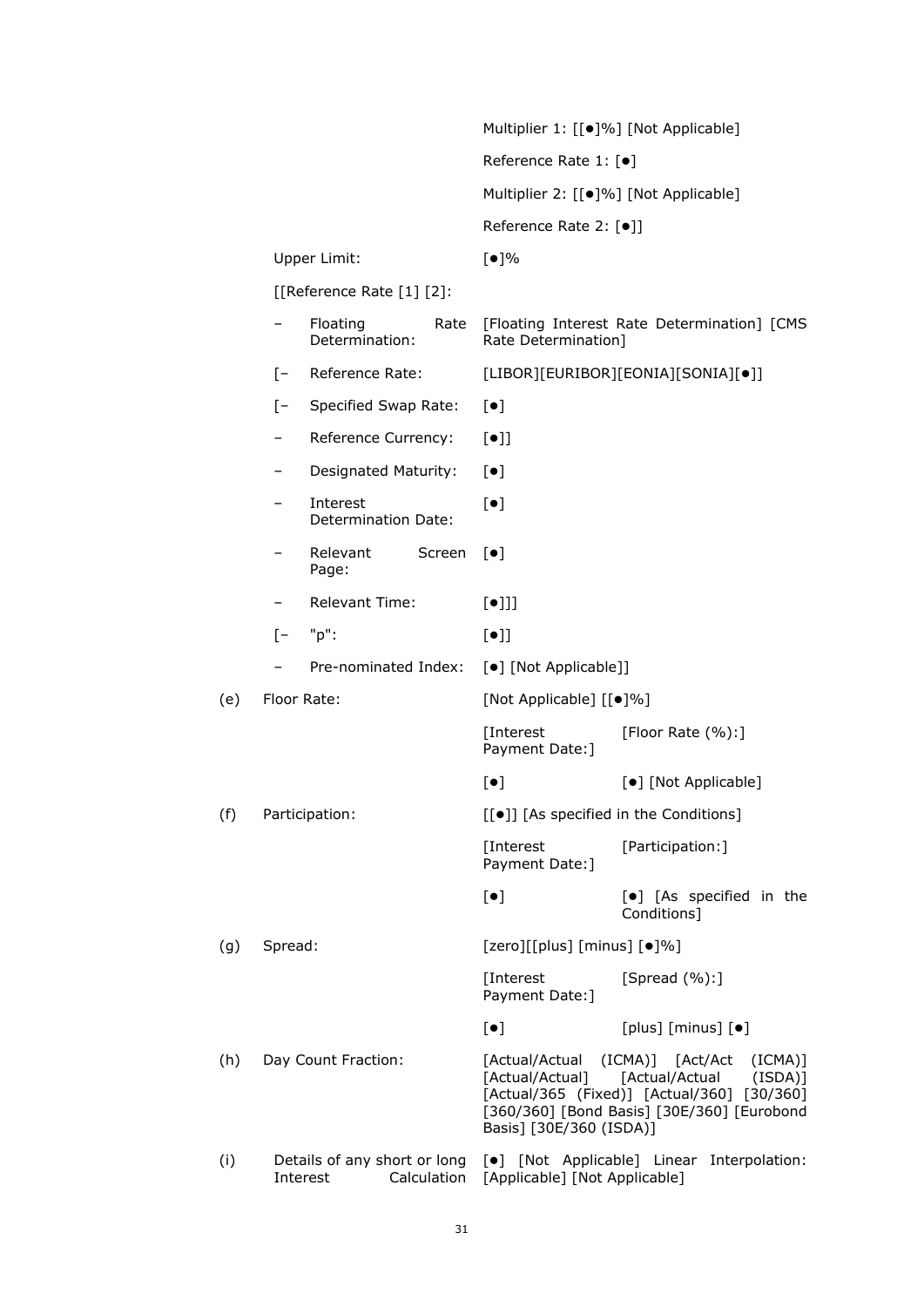| | | |
|---|---|---|
| | | Multiplier 1: [[●]%] [Not Applicable] |
| | | Reference Rate 1: [●] |
| | | Multiplier 2: [[●]%] [Not Applicable] |
| | | Reference Rate 2: [●]] |
| | Upper Limit: | [●]% |
| | [[Reference Rate [1] [2]: | |
| | – Floating Rate Determination: | [Floating Interest Rate Determination] [CMS Rate Determination] |
| | [– Reference Rate: | [LIBOR][EURIBOR][EONIA][SONIA][●]] |
| | [– Specified Swap Rate: | [●] |
| | – Reference Currency: | [●]] |
| | – Designated Maturity: | [●] |
| | – Interest Determination Date: | [●] |
| | – Relevant Screen Page: | [●] |
| | – Relevant Time: | [●]]] |
| | [– "p": | [●]] |
| | – Pre-nominated Index: | [●] [Not Applicable]] |
| (e) | Floor Rate: | [Not Applicable] [[●]%] |
| | | [Interest Payment Date:] [Floor Rate (%):] |
| | | [●] [●] [Not Applicable] |
| (f) | Participation: | [[●]] [As specified in the Conditions] |
| | | [Interest Payment Date:] [Participation:] |
| | | [●] [●] [As specified in the Conditions] |
| (g) | Spread: | [zero][[plus] [minus] [●]%] |
| | | [Interest Payment Date:] [Spread (%):] |
| | | [●] [plus] [minus] [●] |
| (h) | Day Count Fraction: | [Actual/Actual (ICMA)] [Act/Act (ICMA)] [Actual/Actual] [Actual/Actual (ISDA)] [Actual/365 (Fixed)] [Actual/360] [30/360] [360/360] [Bond Basis] [30E/360] [Eurobond Basis] [30E/360 (ISDA)] |
| (i) | Details of any short or long Interest Calculation | [●] [Not Applicable] Linear Interpolation: [Applicable] [Not Applicable] |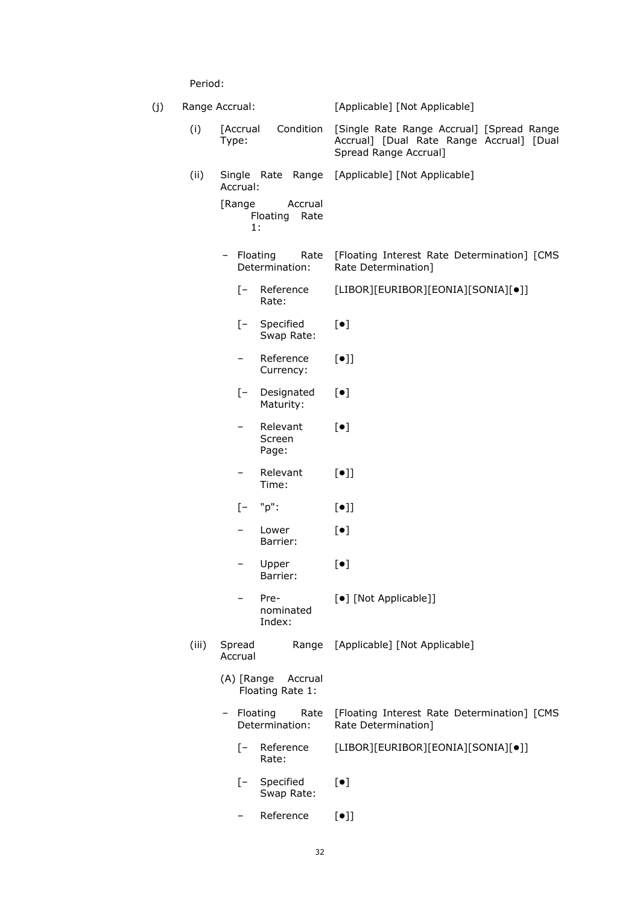Period:

| | | |
|---|---|---|
| (j) | Range Accrual: | [Applicable] [Not Applicable] |
| | (i) [Accrual Condition Type: | [Single Rate Range Accrual] [Spread Range Accrual] [Dual Rate Range Accrual] [Dual Spread Range Accrual] |
| | (ii) Single Rate Range Accrual: | [Applicable] [Not Applicable] |
| | [Range Accrual Floating Rate 1: | |
| | – Floating Rate Determination: | [Floating Interest Rate Determination] [CMS Rate Determination] |
| | [– Reference Rate: | [LIBOR][EURIBOR][EONIA][SONIA][●]] |
| | [– Specified Swap Rate: | [●] |
| | – Reference Currency: | [●]] |
| | [– Designated Maturity: | [●] |
| | – Relevant Screen Page: | [●] |
| | – Relevant Time: | [●]] |
| | [– "p": | [●]] |
| | – Lower Barrier: | [●] |
| | – Upper Barrier: | [●] |
| | – Pre-nominated Index: | [●] [Not Applicable]] |
| | (iii) Spread Range Accrual | [Applicable] [Not Applicable] |
| | (A) [Range Accrual Floating Rate 1: | |
| | – Floating Rate Determination: | [Floating Interest Rate Determination] [CMS Rate Determination] |
| | [– Reference Rate: | [LIBOR][EURIBOR][EONIA][SONIA][●]] |
| | [– Specified Swap Rate: | [●] |
| | – Reference | [●]] |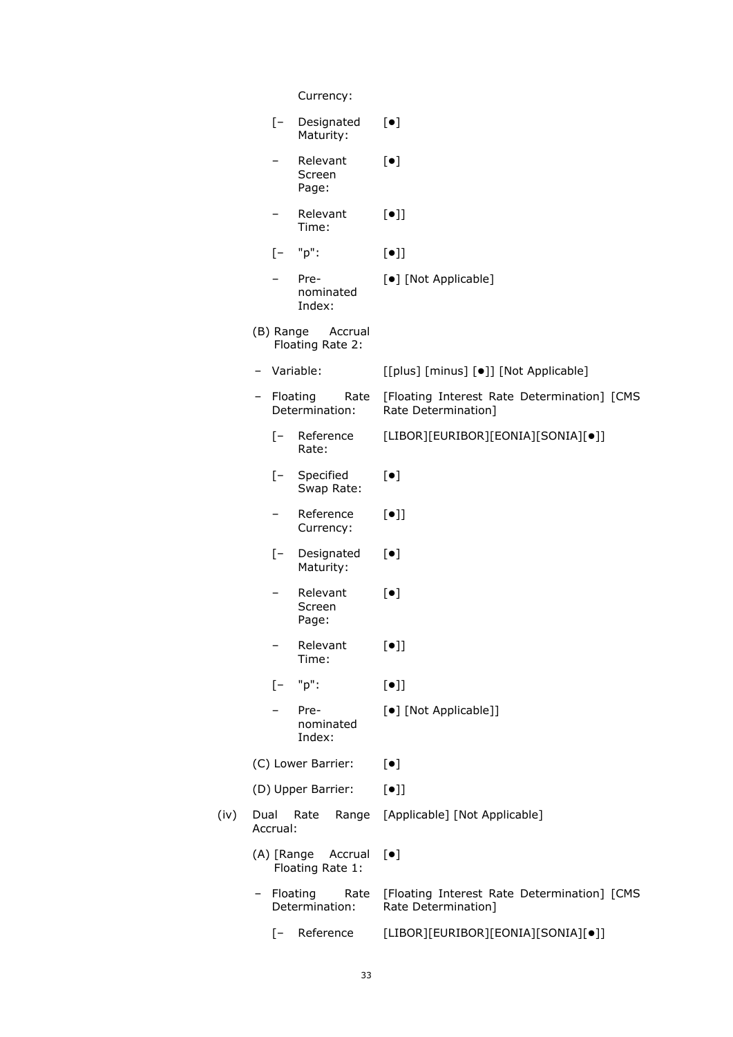| | | |
|---|---|---|
| | Currency: | |
| | [– Designated Maturity: | [●] |
| | – Relevant Screen Page: | [●] |
| | – Relevant Time: | [●]] |
| | [– "p": | [●]] |
| | – Pre-nominated Index: | [●] [Not Applicable] |
| | (B) Range Accrual Floating Rate 2: | |
| | – Variable: | [[plus] [minus] [●]] [Not Applicable] |
| | – Floating Rate Determination: | [Floating Interest Rate Determination] [CMS Rate Determination] |
| | [– Reference Rate: | [LIBOR][EURIBOR][EONIA][SONIA][●]] |
| | [– Specified Swap Rate: | [●] |
| | – Reference Currency: | [●]] |
| | [– Designated Maturity: | [●] |
| | – Relevant Screen Page: | [●] |
| | – Relevant Time: | [●]] |
| | [– "p": | [●]] |
| | – Pre-nominated Index: | [●] [Not Applicable]] |
| | (C) Lower Barrier: | [●] |
| | (D) Upper Barrier: | [●]] |
| (iv) | Dual Rate Range Accrual: | [Applicable] [Not Applicable] |
| | (A) [Range Accrual Floating Rate 1: | [●] |
| | – Floating Rate Determination: | [Floating Interest Rate Determination] [CMS Rate Determination] |
| | [– Reference | [LIBOR][EURIBOR][EONIA][SONIA][●]] |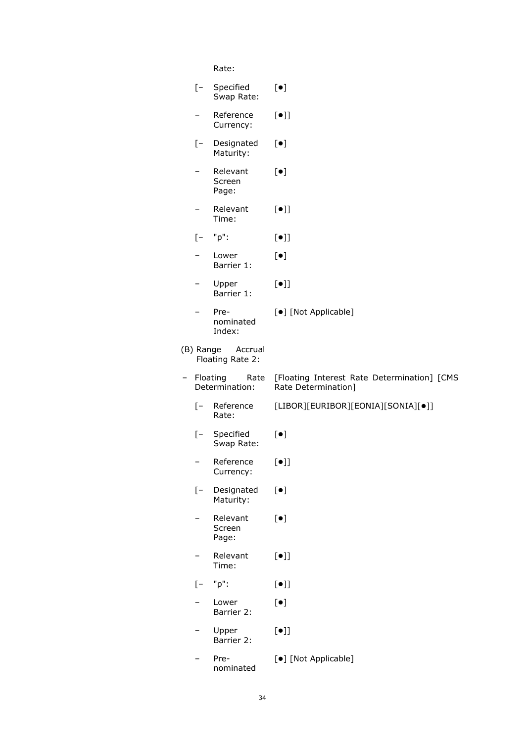Rate:

| | | |
|---|---|---|
| [– | Specified Swap Rate: | [●] |
| – | Reference Currency: | [●]] |
| [– | Designated Maturity: | [●] |
| – | Relevant Screen Page: | [●] |
| – | Relevant Time: | [●]] |
| [– | "p": | [●]] |
| – | Lower Barrier 1: | [●] |
| – | Upper Barrier 1: | [●]] |
| – | Pre-nominated Index: | [●] [Not Applicable] |

(B) Range Accrual Floating Rate 2:

| | | |
|---|---|---|
| – | Floating Rate Determination: | [Floating Interest Rate Determination] [CMS Rate Determination] |
| [– | Reference Rate: | [LIBOR][EURIBOR][EONIA][SONIA][●]] |
| [– | Specified Swap Rate: | [●] |
| – | Reference Currency: | [●]] |
| [– | Designated Maturity: | [●] |
| – | Relevant Screen Page: | [●] |
| – | Relevant Time: | [●]] |
| [– | "p": | [●]] |
| – | Lower Barrier 2: | [●] |
| – | Upper Barrier 2: | [●]] |
| – | Pre-nominated | [●] [Not Applicable] |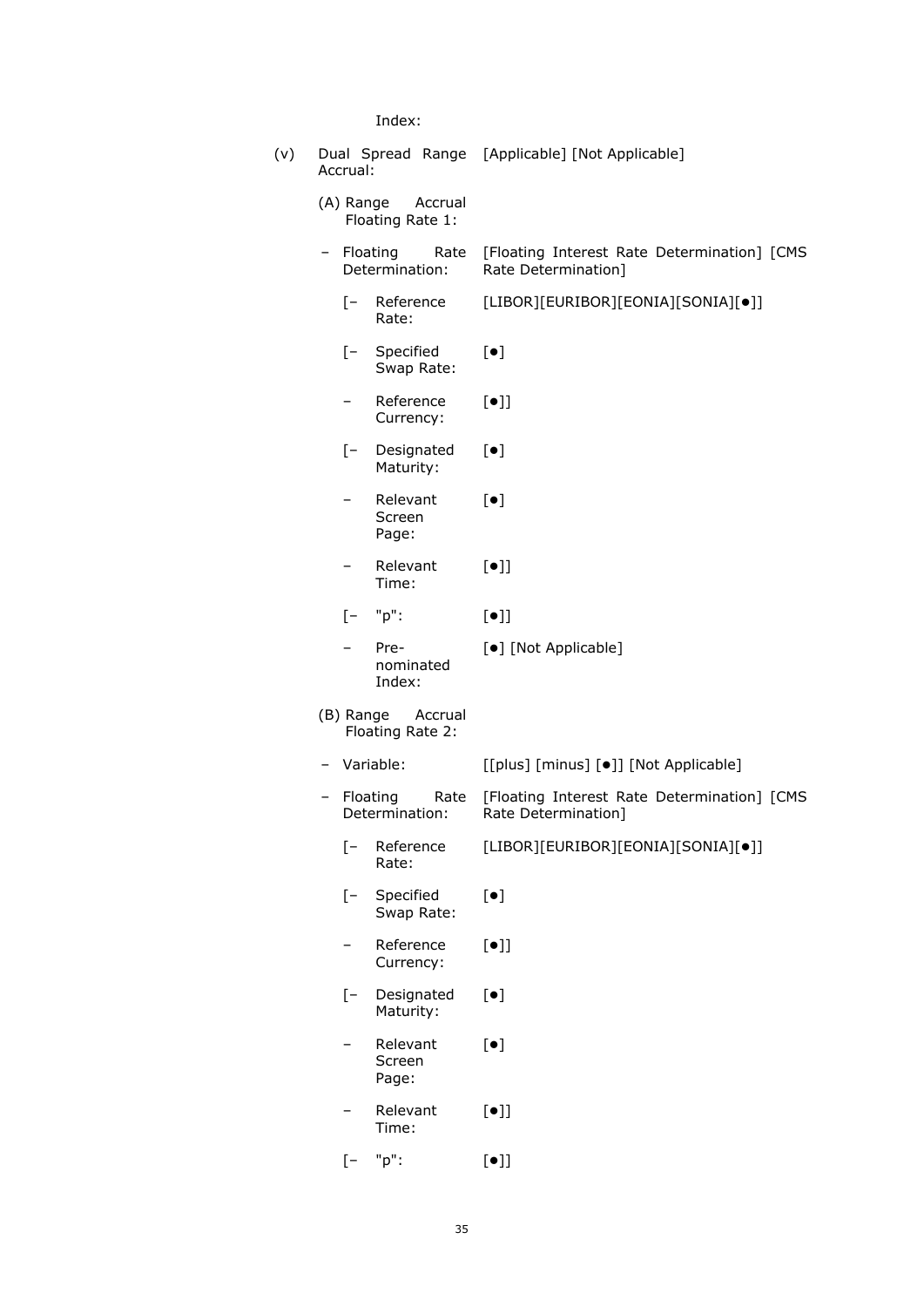Index:

(v) Dual Spread Range Accrual: [Applicable] [Not Applicable]

(A) Range Accrual Floating Rate 1:

– Floating Rate Determination: [Floating Interest Rate Determination] [CMS Rate Determination]

[– Reference Rate: [LIBOR][EURIBOR][EONIA][SONIA][●]]

[– Specified Swap Rate: [●]

– Reference Currency: [●]]

[– Designated Maturity: [●]

– Relevant Screen Page: [●]

– Relevant Time: [●]]

[– "p": [●]]

– Pre-nominated Index: [●] [Not Applicable]

(B) Range Accrual Floating Rate 2:

– Variable: [[plus] [minus] [●]] [Not Applicable]

– Floating Rate Determination: [Floating Interest Rate Determination] [CMS Rate Determination]

[– Reference Rate: [LIBOR][EURIBOR][EONIA][SONIA][●]]

[– Specified Swap Rate: [●]

– Reference Currency: [●]]

[– Designated Maturity: [●]

– Relevant Screen Page: [●]

– Relevant Time: [●]]

[– "p": [●]]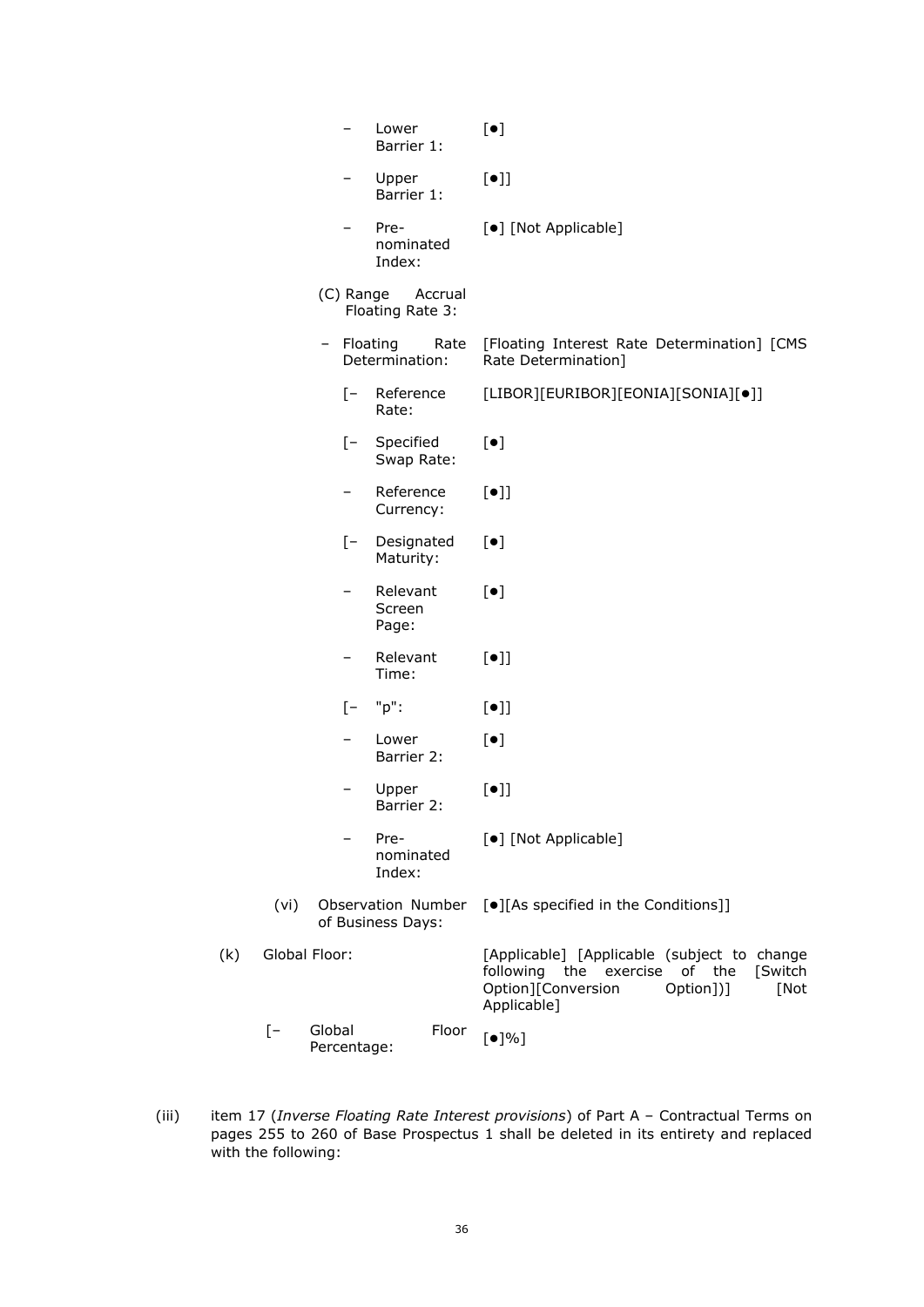| | |
|---|---|
| – Lower Barrier 1: | [●] |
| – Upper Barrier 1: | [●]] |
| – Pre-nominated Index: | [●] [Not Applicable] |
| (C) Range Accrual Floating Rate 3: | |
| – Floating Rate Determination: | [Floating Interest Rate Determination] [CMS Rate Determination] |
| [– Reference Rate: | [LIBOR][EURIBOR][EONIA][SONIA][●]] |
| [– Specified Swap Rate: | [●] |
| – Reference Currency: | [●]] |
| [– Designated Maturity: | [●] |
| – Relevant Screen Page: | [●] |
| – Relevant Time: | [●]] |
| [– "p": | [●]] |
| – Lower Barrier 2: | [●] |
| – Upper Barrier 2: | [●]] |
| – Pre-nominated Index: | [●] [Not Applicable] |
| (vi) Observation Number of Business Days: | [●][As specified in the Conditions]] |
| (k) Global Floor: | [Applicable] [Applicable (subject to change following the exercise of the [Switch Option][Conversion Option])] [Not Applicable] |
| [– Global Floor Percentage: | [●]%] |

(iii) item 17 (*Inverse Floating Rate Interest provisions*) of Part A – Contractual Terms on pages 255 to 260 of Base Prospectus 1 shall be deleted in its entirety and replaced with the following: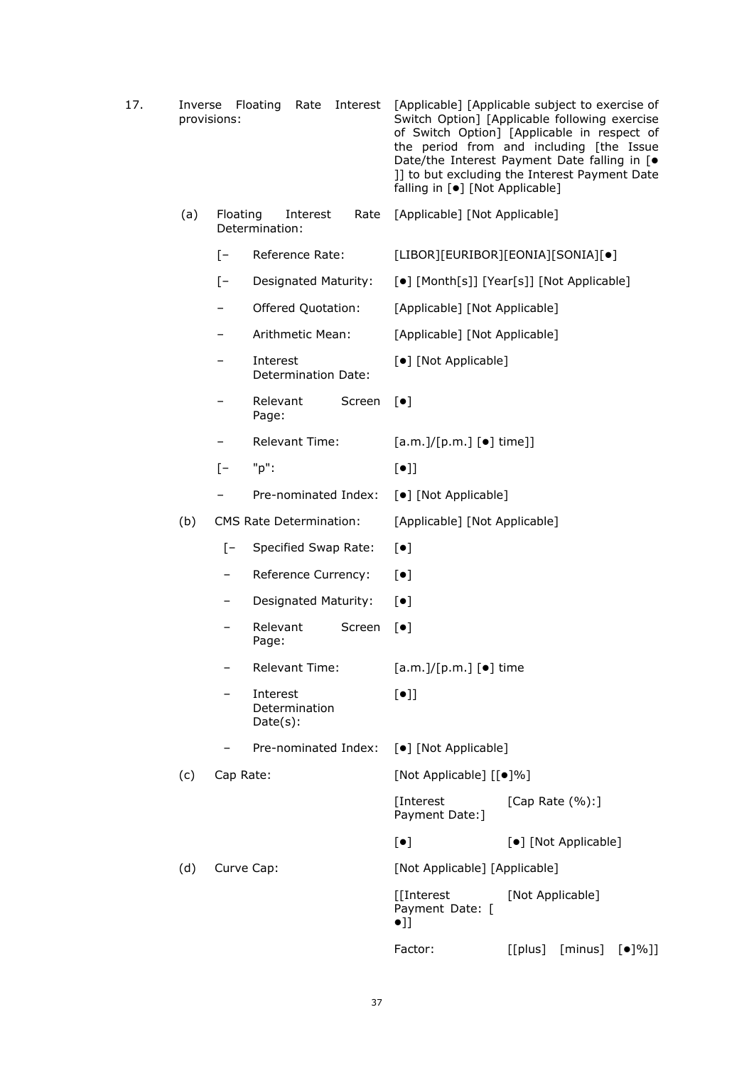| | | | | |
|---|---|---|---|---|
| 17. | Inverse Floating Rate Interest provisions: | | [Applicable] [Applicable subject to exercise of Switch Option] [Applicable following exercise of Switch Option] [Applicable in respect of the period from and including [the Issue Date/the Interest Payment Date falling in [● ]] to but excluding the Interest Payment Date falling in [●] [Not Applicable] | |
| | (a) | Floating Interest Rate Determination: | [Applicable] [Not Applicable] | |
| | | [– Reference Rate: | [LIBOR][EURIBOR][EONIA][SONIA][●] | |
| | | [– Designated Maturity: | [●] [Month[s]] [Year[s]] [Not Applicable] | |
| | | – Offered Quotation: | [Applicable] [Not Applicable] | |
| | | – Arithmetic Mean: | [Applicable] [Not Applicable] | |
| | | – Interest Determination Date: | [●] [Not Applicable] | |
| | | – Relevant Screen Page: | [●] | |
| | | – Relevant Time: | [a.m.]/[p.m.] [●] time]] | |
| | | [– "p": | [●]] | |
| | | – Pre-nominated Index: | [●] [Not Applicable] | |
| | (b) | CMS Rate Determination: | [Applicable] [Not Applicable] | |
| | | [– Specified Swap Rate: | [●] | |
| | | – Reference Currency: | [●] | |
| | | – Designated Maturity: | [●] | |
| | | – Relevant Screen Page: | [●] | |
| | | – Relevant Time: | [a.m.]/[p.m.] [●] time | |
| | | – Interest Determination Date(s): | [●]] | |
| | | – Pre-nominated Index: | [●] [Not Applicable] | |
| | (c) | Cap Rate: | [Not Applicable] [[●]%] | |
| | | | [Interest Payment Date:] | [Cap Rate (%):] |
| | | | [●] | [●] [Not Applicable] |
| | (d) | Curve Cap: | [Not Applicable] [Applicable] | |
| | | | [[Interest Payment Date: [ ●]] | [Not Applicable] |
| | | | Factor: | [[plus] [minus] [●]%]] |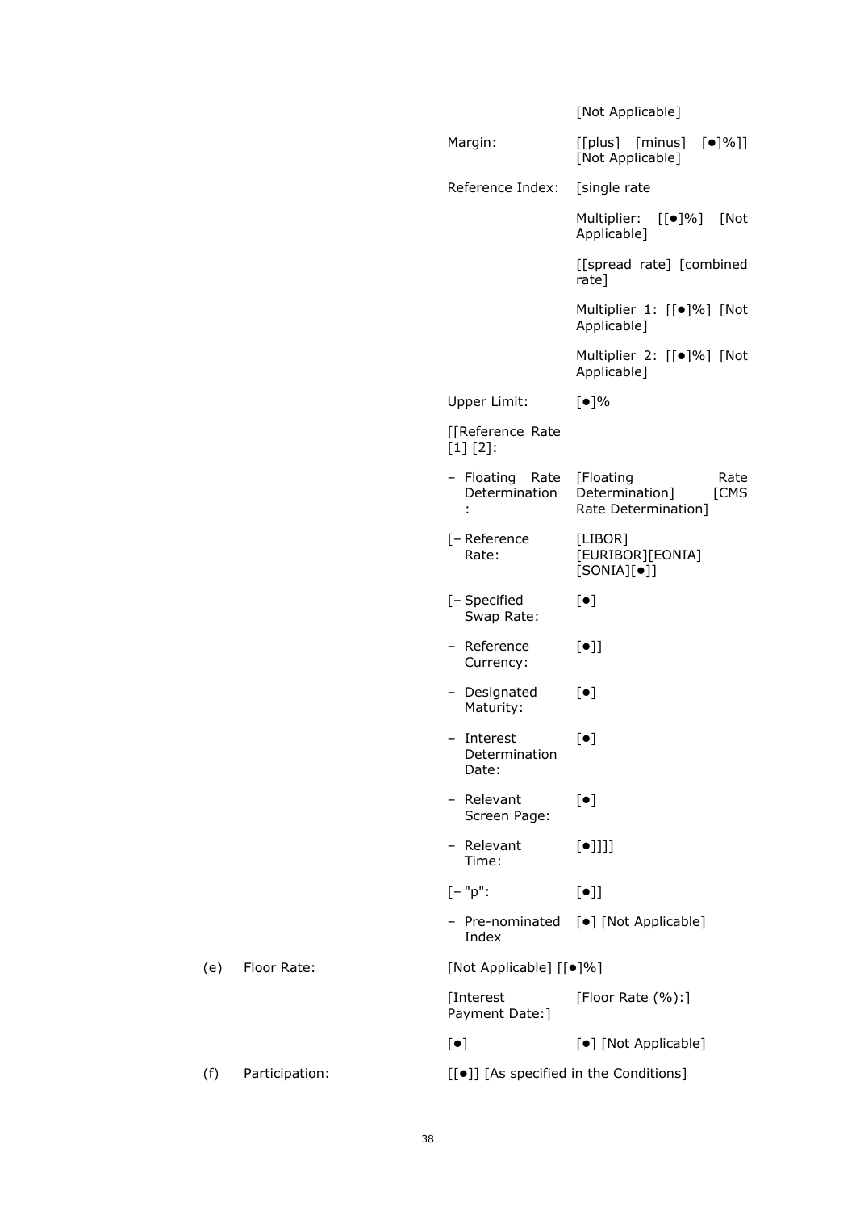| | | | |
|---|---|---|---|
| | | | [Not Applicable] |
| | | Margin: | [[plus] [minus] [●]%]] [Not Applicable] |
| | | Reference Index: | [single rate |
| | | | Multiplier: [[●]%] [Not Applicable] |
| | | | [[spread rate] [combined rate] |
| | | | Multiplier 1: [[●]%] [Not Applicable] |
| | | | Multiplier 2: [[●]%] [Not Applicable] |
| | | Upper Limit: | [●]% |
| | | [[Reference Rate [1] [2]: | |
| | | – Floating Rate Determination: | [Floating Rate Determination] [CMS Rate Determination] |
| | | [– Reference Rate: | [LIBOR] [EURIBOR][EONIA] [SONIA][●]] |
| | | [– Specified Swap Rate: | [●] |
| | | – Reference Currency: | [●]] |
| | | – Designated Maturity: | [●] |
| | | – Interest Determination Date: | [●] |
| | | – Relevant Screen Page: | [●] |
| | | – Relevant Time: | [●]]]] |
| | | [– "p": | [●]] |
| | | – Pre-nominated Index | [●] [Not Applicable] |
| (e) | Floor Rate: | [Not Applicable] [[●]%] | |
| | | [Interest Payment Date:] | [Floor Rate (%):] |
| | | [●] | [●] [Not Applicable] |
| (f) | Participation: | [[●]] [As specified in the Conditions] | |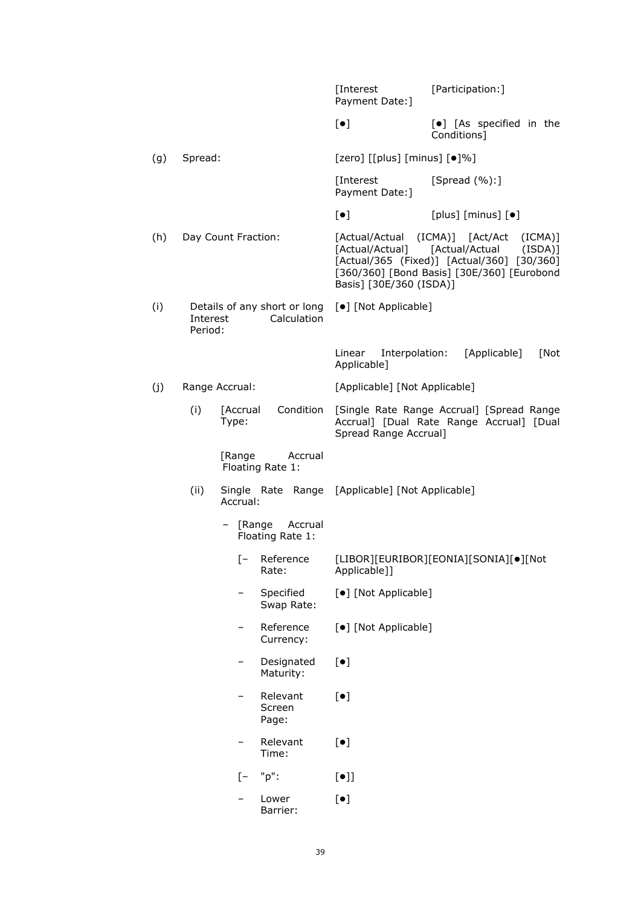| | | [Interest Payment Date:] | [Participation:] |
|---|---|---|---|
| | | [●] | [●] [As specified in the Conditions] |
| (g) | Spread: | [zero] [[plus] [minus] [●]%] | |
| | | [Interest Payment Date:] | [Spread (%):] |
| | | [●] | [plus] [minus] [●] |
| (h) | Day Count Fraction: | [Actual/Actual (ICMA)] [Act/Act (ICMA)] [Actual/Actual] [Actual/Actual (ISDA)] [Actual/365 (Fixed)] [Actual/360] [30/360] [360/360] [Bond Basis] [30E/360] [Eurobond Basis] [30E/360 (ISDA)] | |
| (i) | Details of any short or long Interest Calculation Period: | [●] [Not Applicable] | |
| | | Linear Interpolation: [Applicable] [Not Applicable] | |
| (j) | Range Accrual: | [Applicable] [Not Applicable] | |

(i) [Accrual Condition Type: [Single Rate Range Accrual] [Spread Range Accrual] [Dual Rate Range Accrual] [Dual Spread Range Accrual]

[Range Accrual Floating Rate 1:

(ii) Single Rate Range Accrual: [Applicable] [Not Applicable]

- [Range Accrual Floating Rate 1:
  - [– Reference Rate: [LIBOR][EURIBOR][EONIA][SONIA][●][Not Applicable]]
  - – Specified Swap Rate: [●] [Not Applicable]
  - – Reference Currency: [●] [Not Applicable]
  - – Designated Maturity: [●]
  - – Relevant Screen Page: [●]
  - – Relevant Time: [●]
  - [– "p": [●]]
  - – Lower Barrier: [●]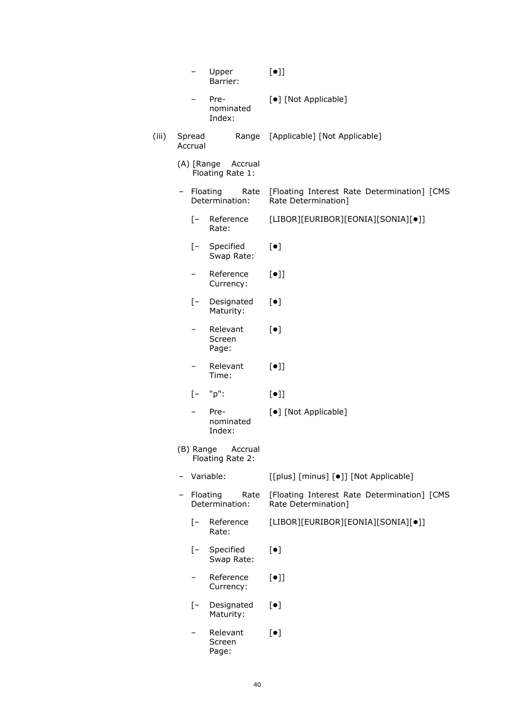| | | |
|---|---|---|
| | – Upper Barrier: | [●]] |
| | – Pre-nominated Index: | [●] [Not Applicable] |
| (iii) | Spread Range Accrual | [Applicable] [Not Applicable] |
| | (A) [Range Accrual Floating Rate 1: | |
| | – Floating Rate Determination: | [Floating Interest Rate Determination] [CMS Rate Determination] |
| | [– Reference Rate: | [LIBOR][EURIBOR][EONIA][SONIA][●]] |
| | [– Specified Swap Rate: | [●] |
| | – Reference Currency: | [●]] |
| | [– Designated Maturity: | [●] |
| | – Relevant Screen Page: | [●] |
| | – Relevant Time: | [●]] |
| | [– "p": | [●]] |
| | – Pre-nominated Index: | [●] [Not Applicable] |
| | (B) Range Accrual Floating Rate 2: | |
| | – Variable: | [[plus] [minus] [●]] [Not Applicable] |
| | – Floating Rate Determination: | [Floating Interest Rate Determination] [CMS Rate Determination] |
| | [– Reference Rate: | [LIBOR][EURIBOR][EONIA][SONIA][●]] |
| | [– Specified Swap Rate: | [●] |
| | – Reference Currency: | [●]] |
| | [– Designated Maturity: | [●] |
| | – Relevant Screen Page: | [●] |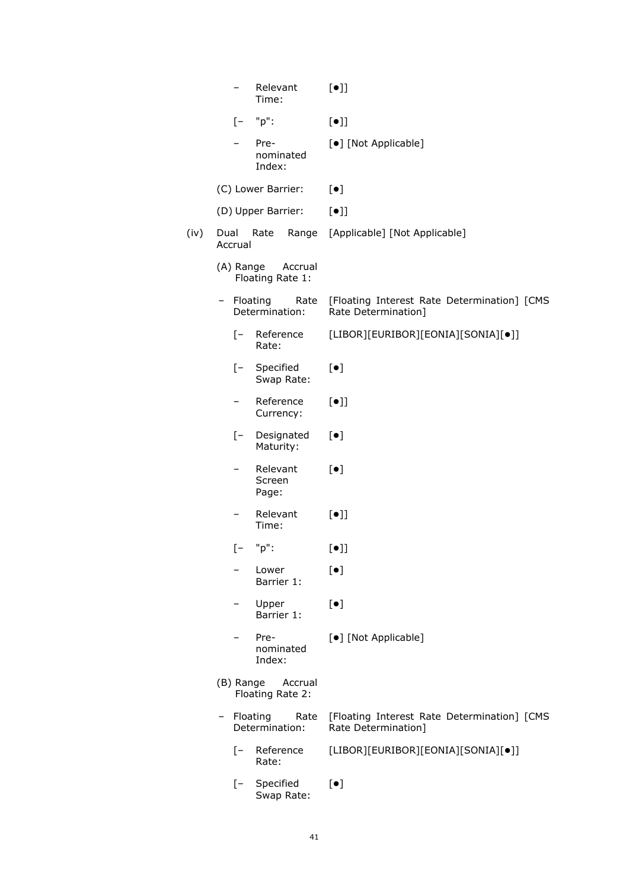| | | |
|---|---|---|
| | – Relevant Time: | [●]] |
| | [– "p": | [●]] |
| | – Pre-nominated Index: | [●] [Not Applicable] |
| | (C) Lower Barrier: | [●] |
| | (D) Upper Barrier: | [●]] |
| (iv) | Dual Rate Range Accrual | [Applicable] [Not Applicable] |
| | (A) Range Accrual Floating Rate 1: | |
| | – Floating Rate Determination: | [Floating Interest Rate Determination] [CMS Rate Determination] |
| | [– Reference Rate: | [LIBOR][EURIBOR][EONIA][SONIA][●]] |
| | [– Specified Swap Rate: | [●] |
| | – Reference Currency: | [●]] |
| | [– Designated Maturity: | [●] |
| | – Relevant Screen Page: | [●] |
| | – Relevant Time: | [●]] |
| | [– "p": | [●]] |
| | – Lower Barrier 1: | [●] |
| | – Upper Barrier 1: | [●] |
| | – Pre-nominated Index: | [●] [Not Applicable] |
| | (B) Range Accrual Floating Rate 2: | |
| | – Floating Rate Determination: | [Floating Interest Rate Determination] [CMS Rate Determination] |
| | [– Reference Rate: | [LIBOR][EURIBOR][EONIA][SONIA][●]] |
| | [– Specified Swap Rate: | [●] |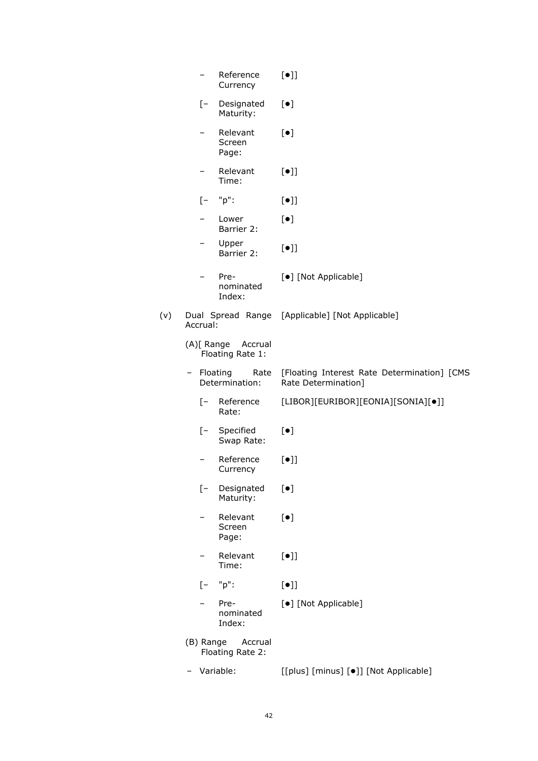– Reference Currency [●]]

[– Designated Maturity: [●]

– Relevant Screen Page: [●]

– Relevant Time: [●]]

[– "p": [●]]

– Lower Barrier 2: [●]

– Upper Barrier 2: [●]]

– Pre-nominated Index: [●] [Not Applicable]

(v) Dual Spread Range Accrual: [Applicable] [Not Applicable]

(A)[ Range Accrual Floating Rate 1:

– Floating Rate Determination: [Floating Interest Rate Determination] [CMS Rate Determination]

[– Reference Rate: [LIBOR][EURIBOR][EONIA][SONIA][●]]

[– Specified Swap Rate: [●]

– Reference Currency [●]]

[– Designated Maturity: [●]

– Relevant Screen Page: [●]

– Relevant Time: [●]]

[– "p": [●]]

– Pre-nominated Index: [●] [Not Applicable]

(B) Range Accrual Floating Rate 2:

– Variable: [[plus] [minus] [●]] [Not Applicable]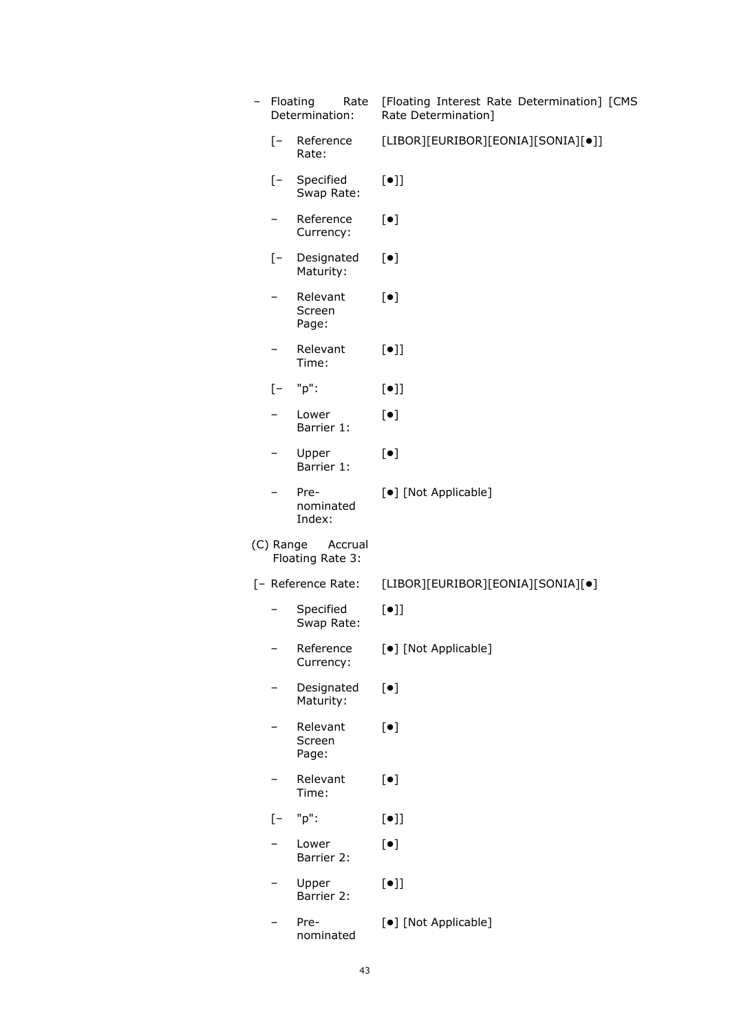– Floating Rate Determination: [Floating Interest Rate Determination] [CMS Rate Determination]

[– Reference Rate: [LIBOR][EURIBOR][EONIA][SONIA][●]]

[– Specified Swap Rate: [●]]

– Reference Currency: [●]

[– Designated Maturity: [●]

– Relevant Screen Page: [●]

– Relevant Time: [●]]

[– "p": [●]]

– Lower Barrier 1: [●]

– Upper Barrier 1: [●]

– Pre-nominated Index: [●] [Not Applicable]

(C) Range Accrual Floating Rate 3:

[– Reference Rate: [LIBOR][EURIBOR][EONIA][SONIA][●]

– Specified Swap Rate: [●]]

– Reference Currency: [●] [Not Applicable]

– Designated Maturity: [●]

– Relevant Screen Page: [●]

– Relevant Time: [●]

[– "p": [●]]

– Lower Barrier 2: [●]

– Upper Barrier 2: [●]]

– Pre-nominated [●] [Not Applicable]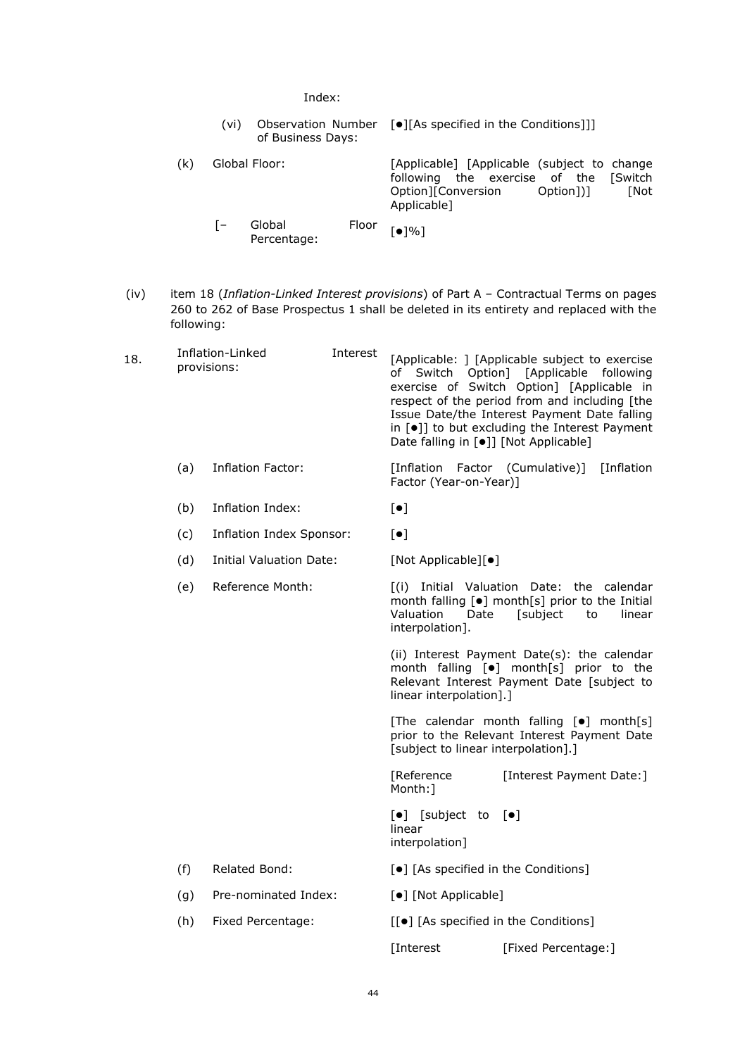Index:

(vi) Observation Number of Business Days: [●][As specified in the Conditions]]]

(k) Global Floor: [Applicable] [Applicable (subject to change following the exercise of the [Switch Option][Conversion Option])] [Not Applicable]

[– Global Floor Percentage: [●]%]

(iv) item 18 (*Inflation-Linked Interest provisions*) of Part A – Contractual Terms on pages 260 to 262 of Base Prospectus 1 shall be deleted in its entirety and replaced with the following:

18. Inflation-Linked Interest provisions: [Applicable: ] [Applicable subject to exercise of Switch Option] [Applicable following exercise of Switch Option] [Applicable in respect of the period from and including [the Issue Date/the Interest Payment Date falling in [●]] to but excluding the Interest Payment Date falling in [●]] [Not Applicable]

(a) Inflation Factor: [Inflation Factor (Cumulative)] [Inflation Factor (Year-on-Year)]

(b) Inflation Index: [●]

(c) Inflation Index Sponsor: [●]

(d) Initial Valuation Date: [Not Applicable][●]

(e) Reference Month: [(i) Initial Valuation Date: the calendar month falling [●] month[s] prior to the Initial Valuation Date [subject to linear interpolation].

(ii) Interest Payment Date(s): the calendar month falling [●] month[s] prior to the Relevant Interest Payment Date [subject to linear interpolation].]

[The calendar month falling [●] month[s] prior to the Relevant Interest Payment Date [subject to linear interpolation].]

| [Reference Month:] | [Interest Payment Date:] |
| --- | --- |
| [●] [subject to linear interpolation] | [●] |

(f) Related Bond: [●] [As specified in the Conditions]

(g) Pre-nominated Index: [●] [Not Applicable]

(h) Fixed Percentage: [[●] [As specified in the Conditions]

[Interest [Fixed Percentage:]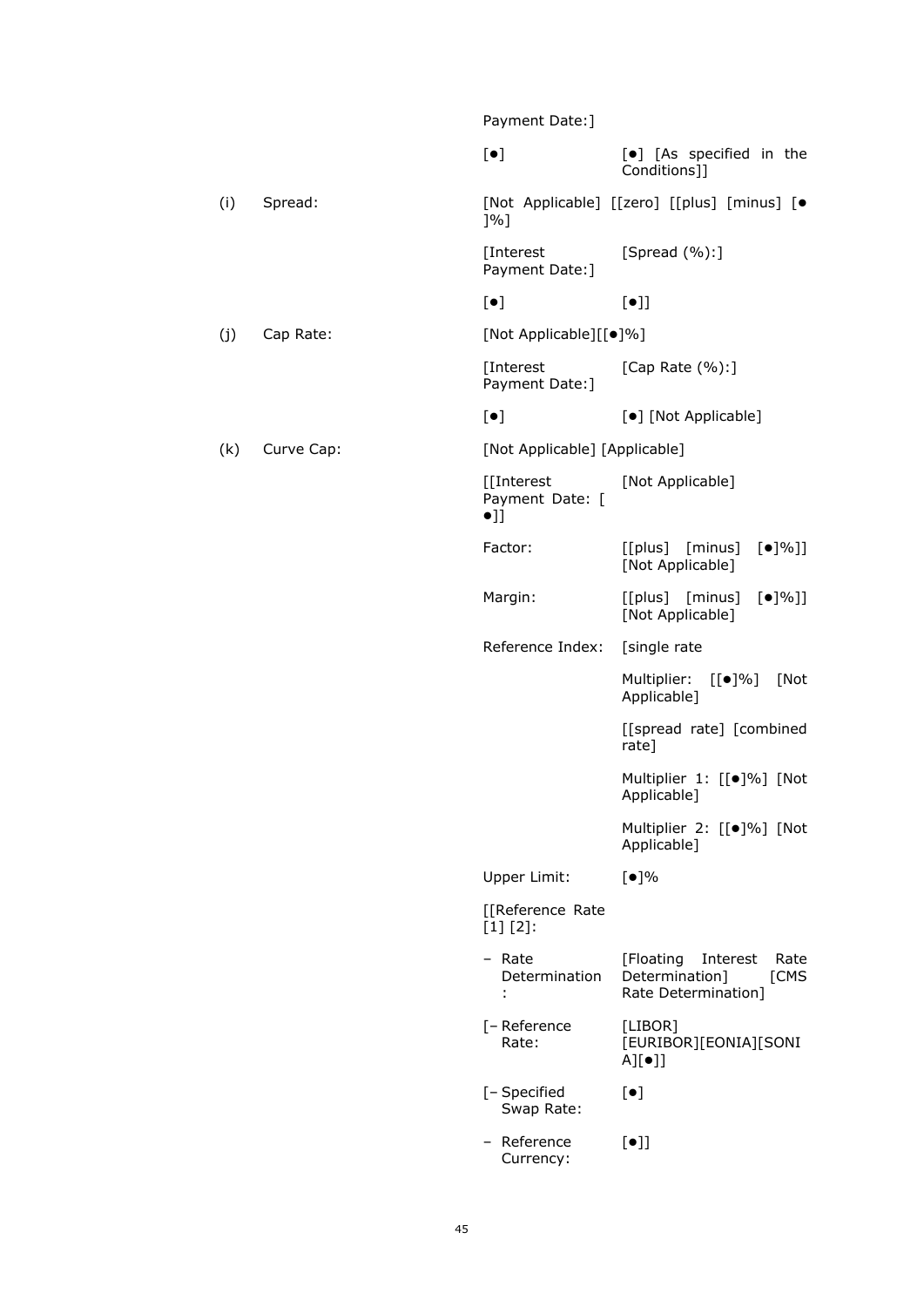| | | | |
|---|---|---|---|
| | | Payment Date:] | |
| | | [●] | [●] [As specified in the Conditions]] |
| (i) | Spread: | [Not Applicable] [[zero] [[plus] [minus] [●]%] | |
| | | [Interest Payment Date:] | [Spread (%):] |
| | | [●] | [●]] |
| (j) | Cap Rate: | [Not Applicable][[●]%] | |
| | | [Interest Payment Date:] | [Cap Rate (%):] |
| | | [●] | [●] [Not Applicable] |
| (k) | Curve Cap: | [Not Applicable] [Applicable] | |
| | | [[Interest Payment Date: [●]] | [Not Applicable] |
| | | Factor: | [[plus] [minus] [●]%]] [Not Applicable] |
| | | Margin: | [[plus] [minus] [●]%]] [Not Applicable] |
| | | Reference Index: | [single rate |
| | | | Multiplier: [[●]%] [Not Applicable] |
| | | | [[spread rate] [combined rate] |
| | | | Multiplier 1: [[●]%] [Not Applicable] |
| | | | Multiplier 2: [[●]%] [Not Applicable] |
| | | Upper Limit: | [●]% |
| | | [[Reference Rate [1] [2]: | |
| | | – Rate Determination: | [Floating Interest Rate Determination] [CMS Rate Determination] |
| | | [– Reference Rate: | [LIBOR] [EURIBOR][EONIA][SONIA][●]] |
| | | [– Specified Swap Rate: | [●] |
| | | – Reference Currency: | [●]] |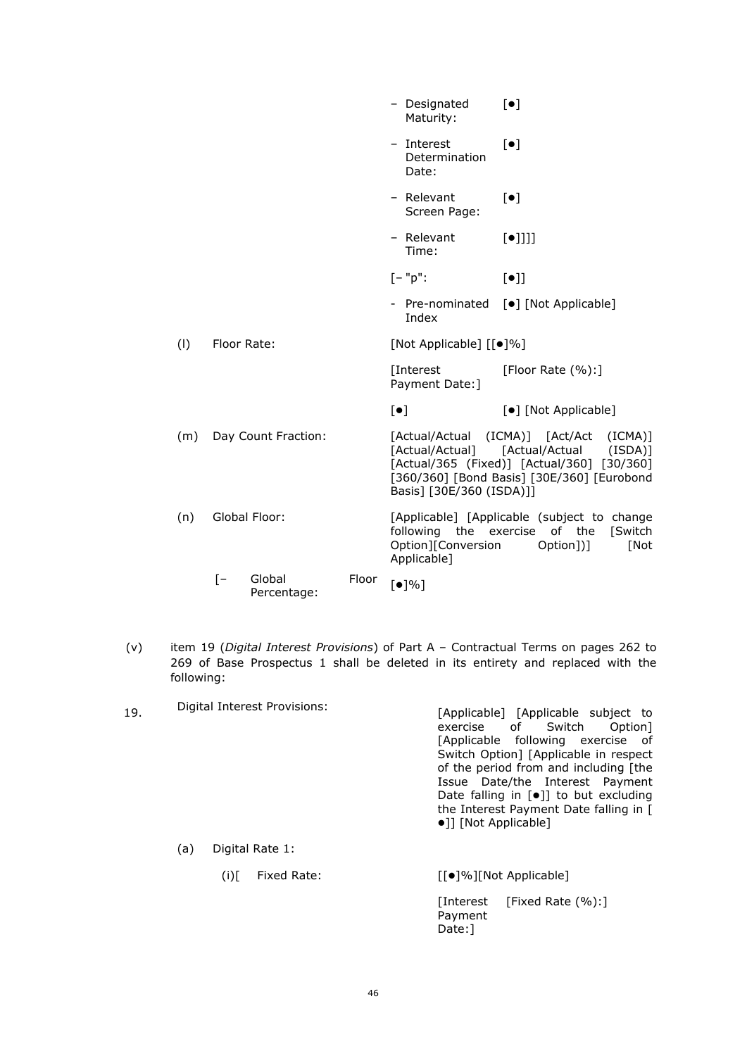| | | | |
|---|---|---|---|
| | | – Designated Maturity: | [●] |
| | | – Interest Determination Date: | [●] |
| | | – Relevant Screen Page: | [●] |
| | | – Relevant Time: | [●]]]] |
| | | [– "p": | [●]] |
| | | - Pre-nominated Index | [●] [Not Applicable] |
| (l) | Floor Rate: | [Not Applicable] [[●]%] | |
| | | [Interest Payment Date:] | [Floor Rate (%):] |
| | | [●] | [●] [Not Applicable] |
| (m) | Day Count Fraction: | [Actual/Actual (ICMA)] [Act/Act (ICMA)] [Actual/Actual] [Actual/Actual (ISDA)] [Actual/365 (Fixed)] [Actual/360] [30/360] [360/360] [Bond Basis] [30E/360] [Eurobond Basis] [30E/360 (ISDA)]] | |
| (n) | Global Floor: | [Applicable] [Applicable (subject to change following the exercise of the [Switch Option][Conversion Option])] [Not Applicable] | |
| | [– Global Floor Percentage: | [●]%] | |

(v) item 19 (*Digital Interest Provisions*) of Part A – Contractual Terms on pages 262 to 269 of Base Prospectus 1 shall be deleted in its entirety and replaced with the following:

| | | | |
|---|---|---|---|
| 19. | Digital Interest Provisions: | [Applicable] [Applicable subject to exercise of Switch Option] [Applicable following exercise of Switch Option] [Applicable in respect of the period from and including [the Issue Date/the Interest Payment Date falling in [●]] to but excluding the Interest Payment Date falling in [●]] [Not Applicable] | |
| | (a) Digital Rate 1: | | |
| | (i)[ Fixed Rate: | [[●]%][Not Applicable] | |
| | | [Interest Payment Date:] | [Fixed Rate (%):] |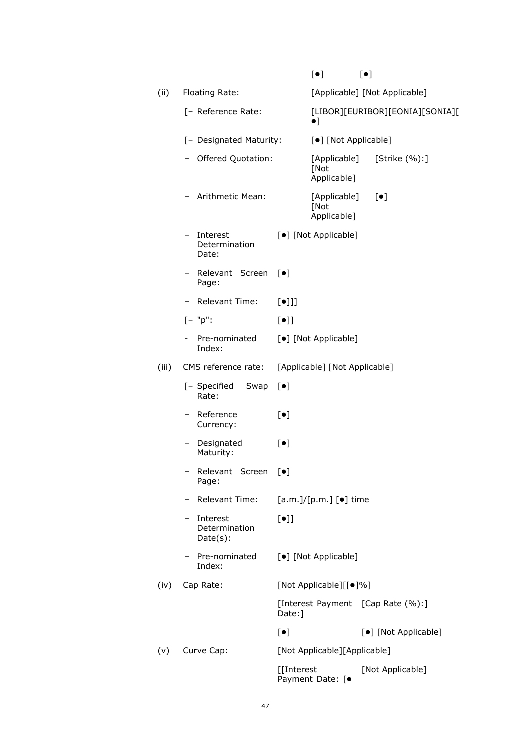| | | | |
|---|---|---|---|
| | | [●] | [●] |
| (ii) | Floating Rate: | [Applicable] [Not Applicable] | |
| | [– Reference Rate: | [LIBOR][EURIBOR][EONIA][SONIA][●] | |
| | [– Designated Maturity: | [●] [Not Applicable] | |
| | – Offered Quotation: | [Applicable] [Not Applicable] | [Strike (%):] |
| | – Arithmetic Mean: | [Applicable] [Not Applicable] | [●] |
| | – Interest Determination Date: | [●] [Not Applicable] | |
| | – Relevant Screen Page: | [●] | |
| | – Relevant Time: | [●]]] | |
| | [– "p": | [●]] | |
| | - Pre-nominated Index: | [●] [Not Applicable] | |
| (iii) | CMS reference rate: | [Applicable] [Not Applicable] | |
| | [– Specified Swap Rate: | [●] | |
| | – Reference Currency: | [●] | |
| | – Designated Maturity: | [●] | |
| | – Relevant Screen Page: | [●] | |
| | – Relevant Time: | [a.m.]/[p.m.] [●] time | |
| | – Interest Determination Date(s): | [●]] | |
| | – Pre-nominated Index: | [●] [Not Applicable] | |
| (iv) | Cap Rate: | [Not Applicable][[●]%] | |
| | | [Interest Payment Date:] | [Cap Rate (%):] |
| | | [●] | [●] [Not Applicable] |
| (v) | Curve Cap: | [Not Applicable][Applicable] | |
| | | [[Interest Payment Date: [● | [Not Applicable] |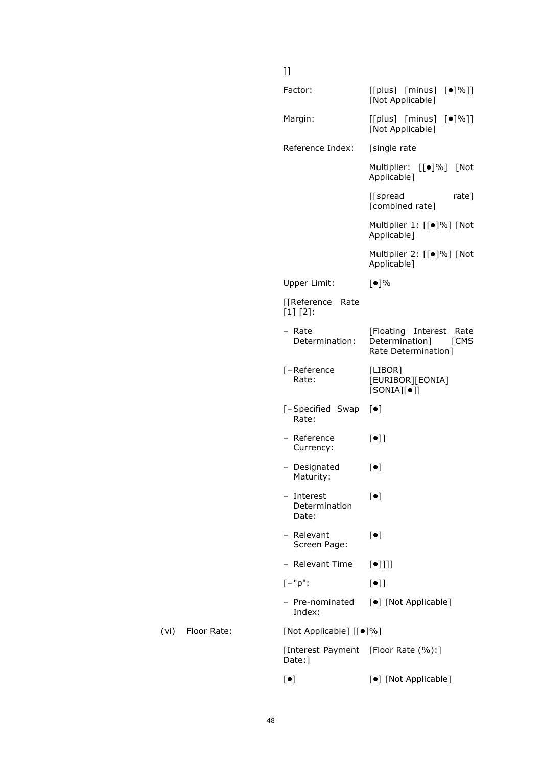]]

| | |
|---|---|
| Factor: | [[plus] [minus] [●]%]] [Not Applicable] |
| Margin: | [[plus] [minus] [●]%]] [Not Applicable] |
| Reference Index: | [single rate |
| | Multiplier: [[●]%] [Not Applicable] |
| | [[spread rate] [combined rate] |
| | Multiplier 1: [[●]%] [Not Applicable] |
| | Multiplier 2: [[●]%] [Not Applicable] |
| Upper Limit: | [●]% |
| [[Reference Rate [1] [2]: | |
| – Rate Determination: | [Floating Interest Rate Determination] [CMS Rate Determination] |
| [– Reference Rate: | [LIBOR] [EURIBOR][EONIA] [SONIA][●]] |
| [– Specified Swap Rate: | [●] |
| – Reference Currency: | [●]] |
| – Designated Maturity: | [●] |
| – Interest Determination Date: | [●] |
| – Relevant Screen Page: | [●] |
| – Relevant Time | [●]]]] |
| [– "p": | [●]] |
| – Pre-nominated Index: | [●] [Not Applicable] |

(vi) Floor Rate: [Not Applicable] [[●]%]

| [Interest Payment Date:] | [Floor Rate (%):] |
|---|---|
| [●] | [●] [Not Applicable] |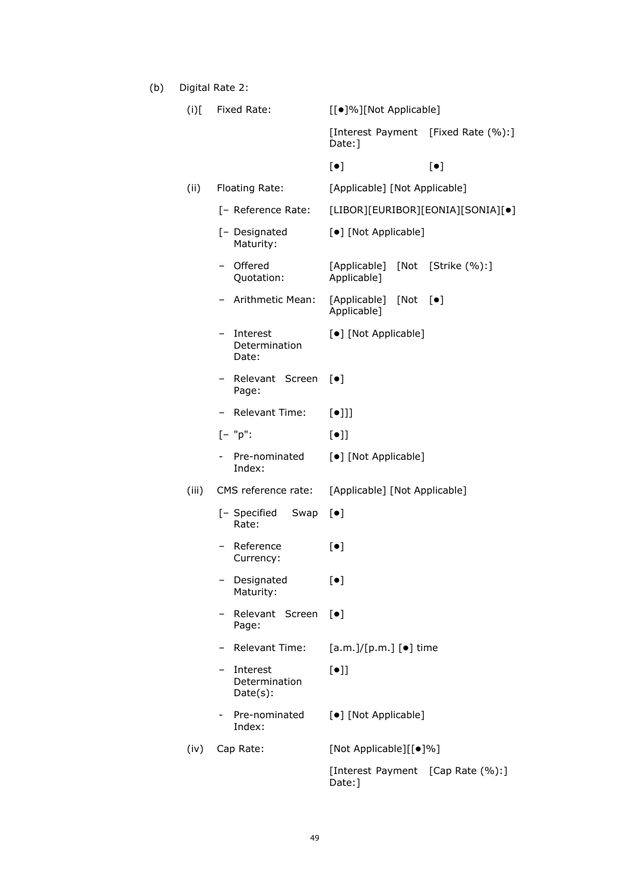(b) Digital Rate 2:

| | | | |
|---|---|---|---|
| (i)[ | Fixed Rate: | [[●]%][Not Applicable] | |
| | | [Interest Payment Date:] | [Fixed Rate (%):] |
| | | [●] | [●] |
| (ii) | Floating Rate: | [Applicable] [Not Applicable] | |
| | [– Reference Rate: | [LIBOR][EURIBOR][EONIA][SONIA][●] | |
| | [– Designated Maturity: | [●] [Not Applicable] | |
| | – Offered Quotation: | [Applicable] [Not Applicable] | [Strike (%):] |
| | – Arithmetic Mean: | [Applicable] [Not Applicable] | [●] |
| | – Interest Determination Date: | [●] [Not Applicable] | |
| | – Relevant Screen Page: | [●] | |
| | – Relevant Time: | [●]]] | |
| | [– "p": | [●]] | |
| | - Pre-nominated Index: | [●] [Not Applicable] | |
| (iii) | CMS reference rate: | [Applicable] [Not Applicable] | |
| | [– Specified Swap Rate: | [●] | |
| | – Reference Currency: | [●] | |
| | – Designated Maturity: | [●] | |
| | – Relevant Screen Page: | [●] | |
| | – Relevant Time: | [a.m.]/[p.m.] [●] time | |
| | – Interest Determination Date(s): | [●]] | |
| | - Pre-nominated Index: | [●] [Not Applicable] | |
| (iv) | Cap Rate: | [Not Applicable][[●]%] | |
| | | [Interest Payment Date:] | [Cap Rate (%):] |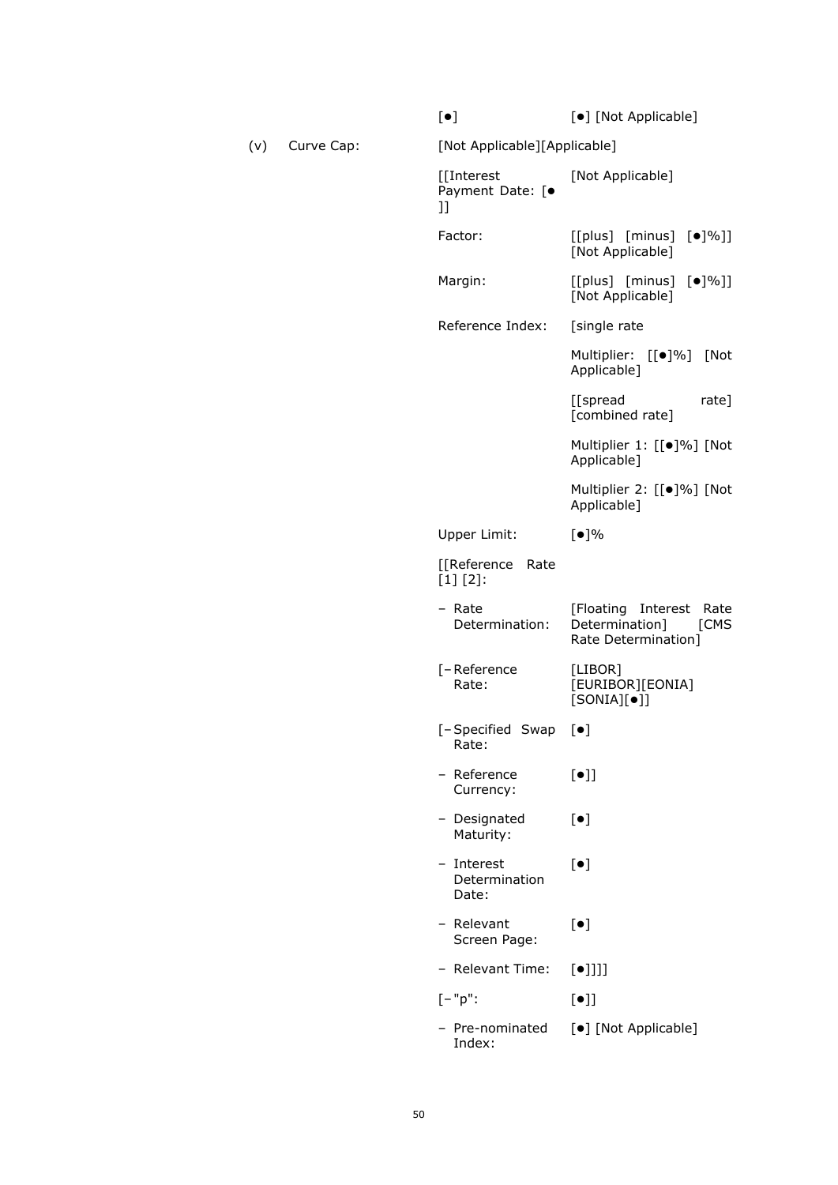| | | | |
|---|---|---|---|
| | | [●] | [●] [Not Applicable] |
| (v) | Curve Cap: | [Not Applicable][Applicable] | |
| | | [[Interest Payment Date: [● ]] | [Not Applicable] |
| | | Factor: | [[plus] [minus] [●]%]] [Not Applicable] |
| | | Margin: | [[plus] [minus] [●]%]] [Not Applicable] |
| | | Reference Index: | [single rate |
| | | | Multiplier: [[●]%] [Not Applicable] |
| | | | [[spread rate] [combined rate] |
| | | | Multiplier 1: [[●]%] [Not Applicable] |
| | | | Multiplier 2: [[●]%] [Not Applicable] |
| | | Upper Limit: | [●]% |
| | | [[Reference Rate [1] [2]: | |
| | | – Rate Determination: | [Floating Interest Rate Determination] [CMS Rate Determination] |
| | | [– Reference Rate: | [LIBOR] [EURIBOR][EONIA] [SONIA][●]] |
| | | [– Specified Swap Rate: | [●] |
| | | – Reference Currency: | [●]] |
| | | – Designated Maturity: | [●] |
| | | – Interest Determination Date: | [●] |
| | | – Relevant Screen Page: | [●] |
| | | – Relevant Time: | [●]]]] |
| | | [– "p": | [●]] |
| | | – Pre-nominated Index: | [●] [Not Applicable] |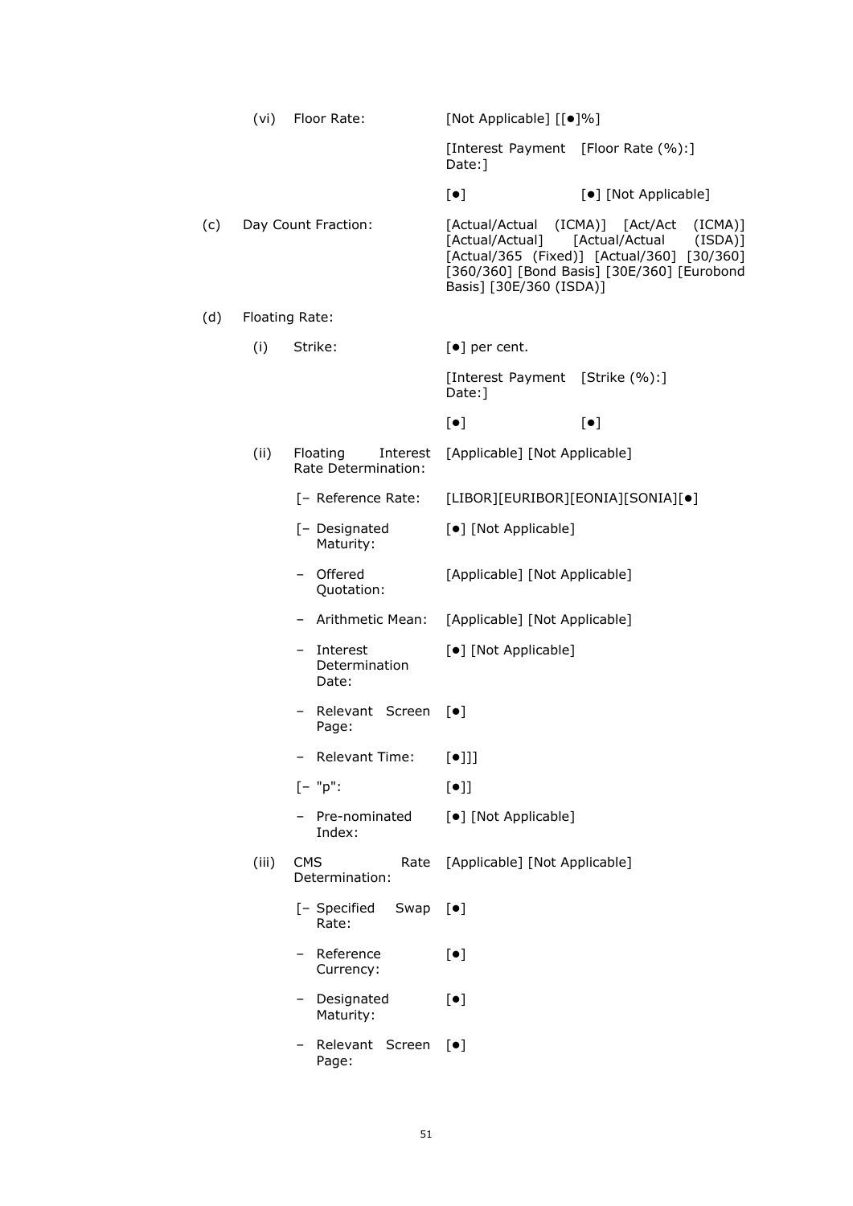| | | | |
|---|---|---|---|
| | (vi) | Floor Rate: | [Not Applicable] [[●]%] |
| | | | [Interest Payment Date:] [Floor Rate (%):] |
| | | | [●] [●] [Not Applicable] |
| (c) | | Day Count Fraction: | [Actual/Actual (ICMA)] [Act/Act (ICMA)] [Actual/Actual] [Actual/Actual (ISDA)] [Actual/365 (Fixed)] [Actual/360] [30/360] [360/360] [Bond Basis] [30E/360] [Eurobond Basis] [30E/360 (ISDA)] |
| (d) | | Floating Rate: | |
| | (i) | Strike: | [●] per cent. |
| | | | [Interest Payment Date:] [Strike (%):] |
| | | | [●] [●] |
| | (ii) | Floating Interest Rate Determination: | [Applicable] [Not Applicable] |
| | | [– Reference Rate: | [LIBOR][EURIBOR][EONIA][SONIA][●] |
| | | [– Designated Maturity: | [●] [Not Applicable] |
| | | – Offered Quotation: | [Applicable] [Not Applicable] |
| | | – Arithmetic Mean: | [Applicable] [Not Applicable] |
| | | – Interest Determination Date: | [●] [Not Applicable] |
| | | – Relevant Screen Page: | [●] |
| | | – Relevant Time: | [●]]] |
| | | [– "p": | [●]] |
| | | – Pre-nominated Index: | [●] [Not Applicable] |
| | (iii) | CMS Rate Determination: | [Applicable] [Not Applicable] |
| | | [– Specified Swap Rate: | [●] |
| | | – Reference Currency: | [●] |
| | | – Designated Maturity: | [●] |
| | | – Relevant Screen Page: | [●] |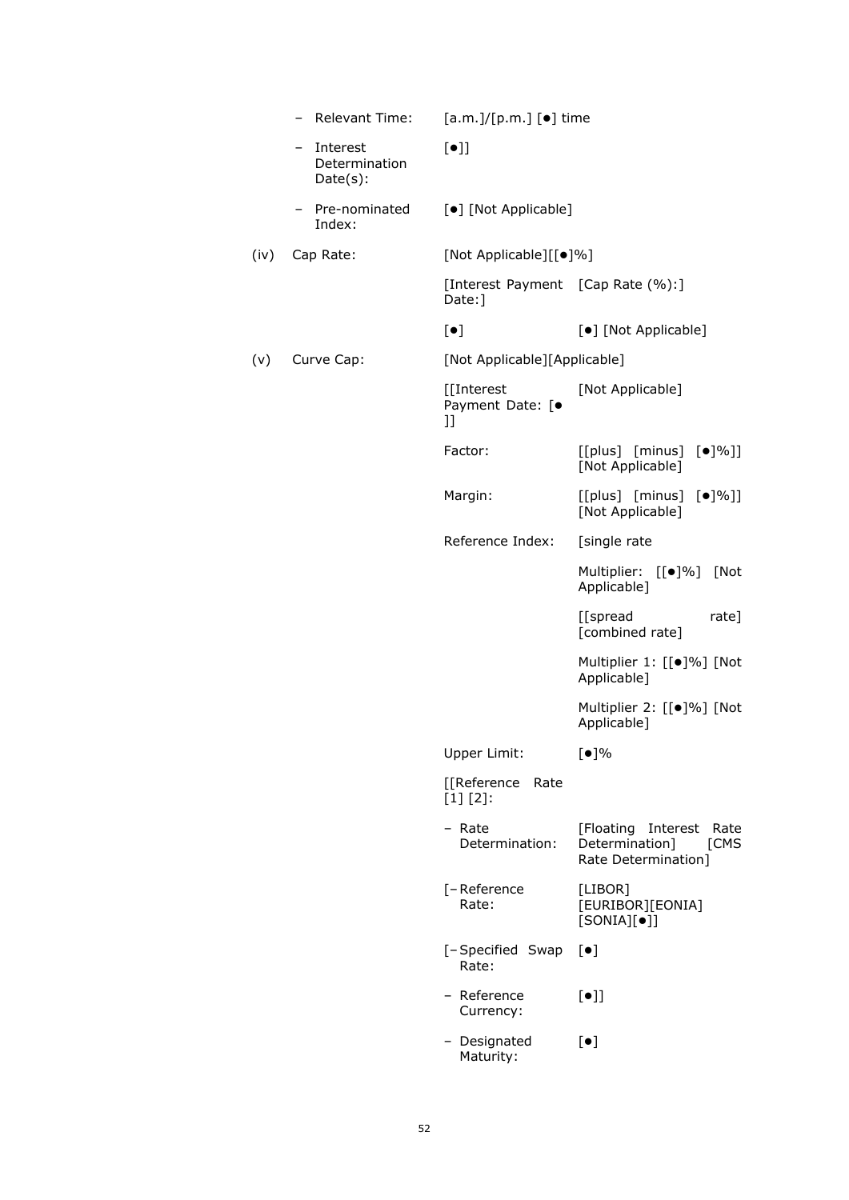| | | | |
|---|---|---|---|
| | – Relevant Time: | [a.m.]/[p.m.] [●] time | |
| | – Interest Determination Date(s): | [●]] | |
| | – Pre-nominated Index: | [●] [Not Applicable] | |
| (iv) | Cap Rate: | [Not Applicable][[●]%] | |
| | | [Interest Payment Date:] | [Cap Rate (%):] |
| | | [●] | [●] [Not Applicable] |
| (v) | Curve Cap: | [Not Applicable][Applicable] | |
| | | [[Interest Payment Date: [● ]] | [Not Applicable] |
| | | Factor: | [[plus] [minus] [●]%]] [Not Applicable] |
| | | Margin: | [[plus] [minus] [●]%]] [Not Applicable] |
| | | Reference Index: | [single rate |
| | | | Multiplier: [[●]%] [Not Applicable] |
| | | | [[spread rate] [combined rate] |
| | | | Multiplier 1: [[●]%] [Not Applicable] |
| | | | Multiplier 2: [[●]%] [Not Applicable] |
| | | Upper Limit: | [●]% |
| | | [[Reference Rate [1] [2]: | |
| | | – Rate Determination: | [Floating Interest Rate Determination] [CMS Rate Determination] |
| | | [– Reference Rate: | [LIBOR] [EURIBOR][EONIA] [SONIA][●]] |
| | | [– Specified Swap Rate: | [●] |
| | | – Reference Currency: | [●]] |
| | | – Designated Maturity: | [●] |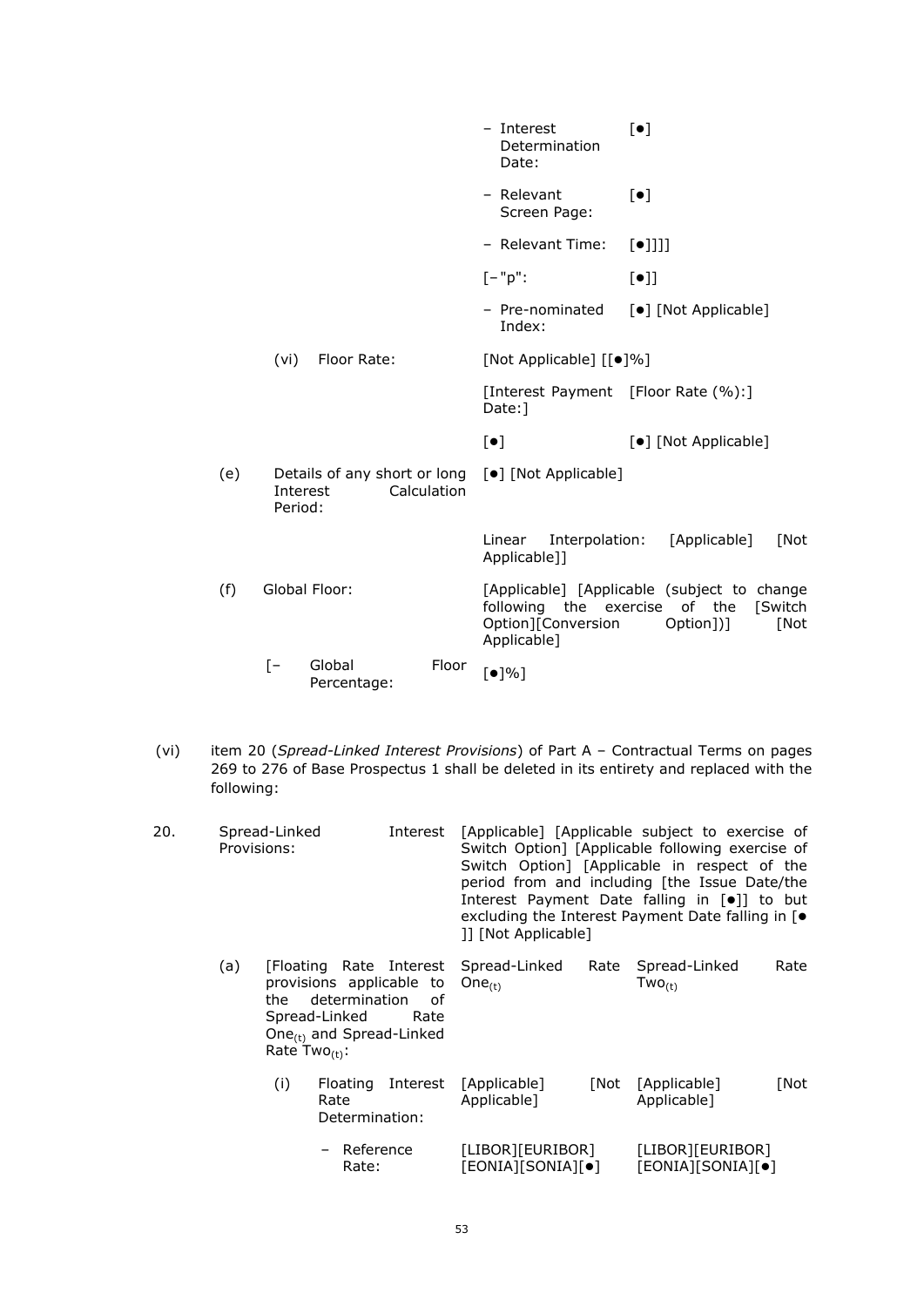| | | | |
|---|---|---|---|
| | | – Interest Determination Date: | [●] |
| | | – Relevant Screen Page: | [●] |
| | | – Relevant Time: | [●]]]] |
| | | [– "p": | [●]] |
| | | – Pre-nominated Index: | [●] [Not Applicable] |
| | (vi) Floor Rate: | [Not Applicable] [[●]%] | |
| | | [Interest Payment Date:] | [Floor Rate (%):] |
| | | [●] | [●] [Not Applicable] |
| (e) | Details of any short or long Interest Calculation Period: | [●] [Not Applicable] | |
| | | Linear Interpolation: [Applicable] [Not Applicable]] | |
| (f) | Global Floor: | [Applicable] [Applicable (subject to change following the exercise of the [Switch Option][Conversion Option])] [Not Applicable] | |
| | [– Global Floor Percentage: | [●]%] | |

(vi) item 20 (*Spread-Linked Interest Provisions*) of Part A – Contractual Terms on pages 269 to 276 of Base Prospectus 1 shall be deleted in its entirety and replaced with the following:

| | | | |
|---|---|---|---|
| 20. | Spread-Linked Interest Provisions: | [Applicable] [Applicable subject to exercise of Switch Option] [Applicable following exercise of Switch Option] [Applicable in respect of the period from and including [the Issue Date/the Interest Payment Date falling in [●]] to but excluding the Interest Payment Date falling in [● ]] [Not Applicable] | |
| (a) | [Floating Rate Interest provisions applicable to the determination of Spread-Linked Rate $One_{(t)}$ and Spread-Linked Rate $Two_{(t)}$: | Spread-Linked Rate $One_{(t)}$ | Spread-Linked Rate $Two_{(t)}$ |
| | (i) Floating Interest Rate Determination: | [Applicable] [Not Applicable] | [Applicable] [Not Applicable] |
| | – Reference Rate: | [LIBOR][EURIBOR] [EONIA][SONIA][●] | [LIBOR][EURIBOR] [EONIA][SONIA][●] |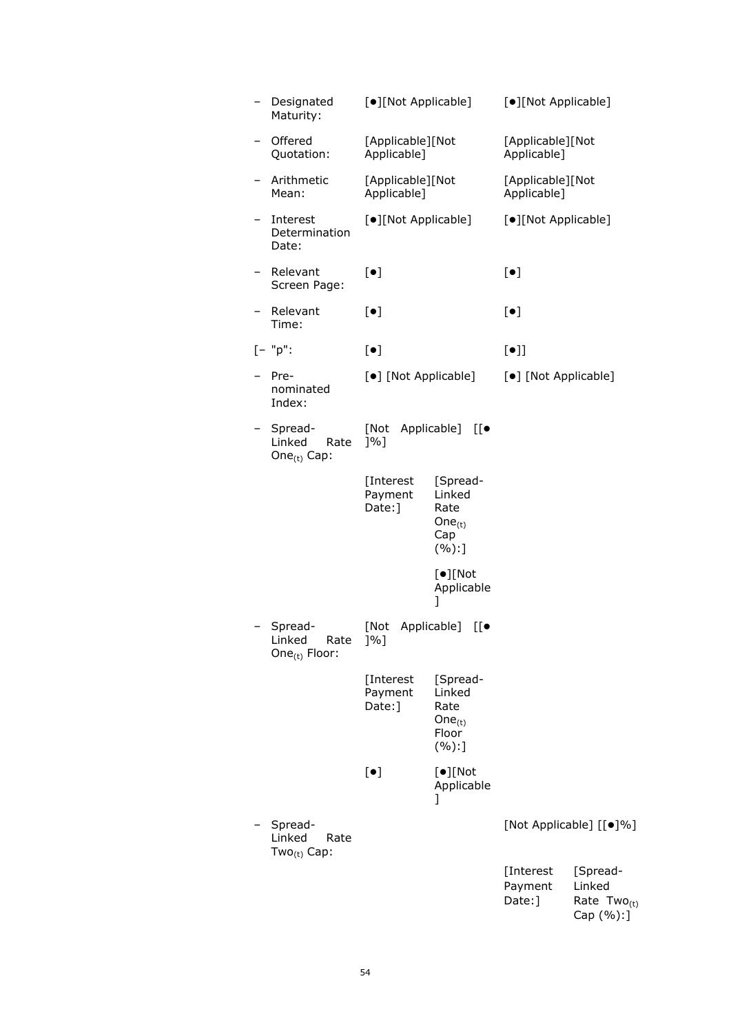| | | |
|---|---|---|
| – Designated Maturity: | [●][Not Applicable] | [●][Not Applicable] |
| – Offered Quotation: | [Applicable][Not Applicable] | [Applicable][Not Applicable] |
| – Arithmetic Mean: | [Applicable][Not Applicable] | [Applicable][Not Applicable] |
| – Interest Determination Date: | [●][Not Applicable] | [●][Not Applicable] |
| – Relevant Screen Page: | [●] | [●] |
| – Relevant Time: | [●] | [●] |
| [– "p": | [●] | [●]] |
| – Pre-nominated Index: | [●] [Not Applicable] | [●] [Not Applicable] |
| – Spread-Linked Rate One$_{(t)}$ Cap: | [Not Applicable] [[● ]%] | |
| | [Interest Payment Date:] / [Spread-Linked Rate One$_{(t)}$ Cap (%):] | |
| | [●][Not Applicable] | |
| – Spread-Linked Rate One$_{(t)}$ Floor: | [Not Applicable] [[● ]%] | |
| | [Interest Payment Date:] / [Spread-Linked Rate One$_{(t)}$ Floor (%):] | |
| | [●] / [●][Not Applicable] | |
| – Spread-Linked Rate Two$_{(t)}$ Cap: | | [Not Applicable] [[●]%] |
| | | [Interest Payment Date:] / [Spread-Linked Rate Two$_{(t)}$ Cap (%):] |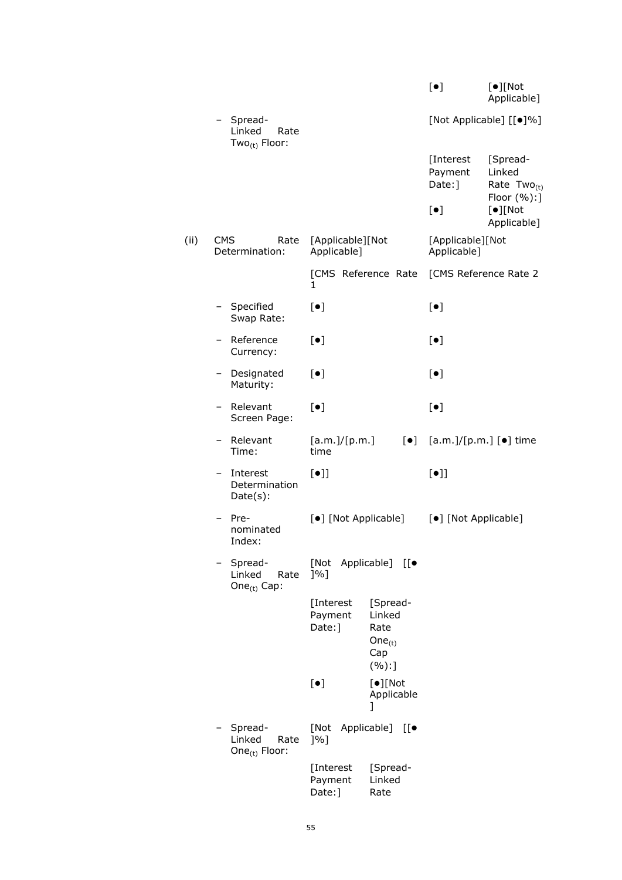| | | | | [●] | [●][Not Applicable] |
|---|---|---|---|---|---|
| | – Spread-Linked Rate $Two_{(t)}$ Floor: | | | [Not Applicable] [[●]%] | |
| | | | | [Interest Payment Date:] | [Spread-Linked Rate $Two_{(t)}$ Floor (%):] |
| | | | | [●] | [●][Not Applicable] |
| (ii) | CMS Rate Determination: | [Applicable][Not Applicable] | | [Applicable][Not Applicable] | |
| | | [CMS Reference Rate 1 | | [CMS Reference Rate 2 | |
| | – Specified Swap Rate: | [●] | | [●] | |
| | – Reference Currency: | [●] | | [●] | |
| | – Designated Maturity: | [●] | | [●] | |
| | – Relevant Screen Page: | [●] | | [●] | |
| | – Relevant Time: | [a.m.]/[p.m.] [●] time | | [a.m.]/[p.m.] [●] time | |
| | – Interest Determination Date(s): | [●]] | | [●]] | |
| | – Pre-nominated Index: | [●] [Not Applicable] | | [●] [Not Applicable] | |
| | – Spread-Linked Rate $One_{(t)}$ Cap: | [Not Applicable] [[●]%] | | | |
| | | [Interest Payment Date:] | [Spread-Linked Rate $One_{(t)}$ Cap (%):] | | |
| | | [●] | [●][Not Applicable] | | |
| | – Spread-Linked Rate $One_{(t)}$ Floor: | [Not Applicable] [[●]%] | | | |
| | | [Interest Payment Date:] | [Spread-Linked Rate | | |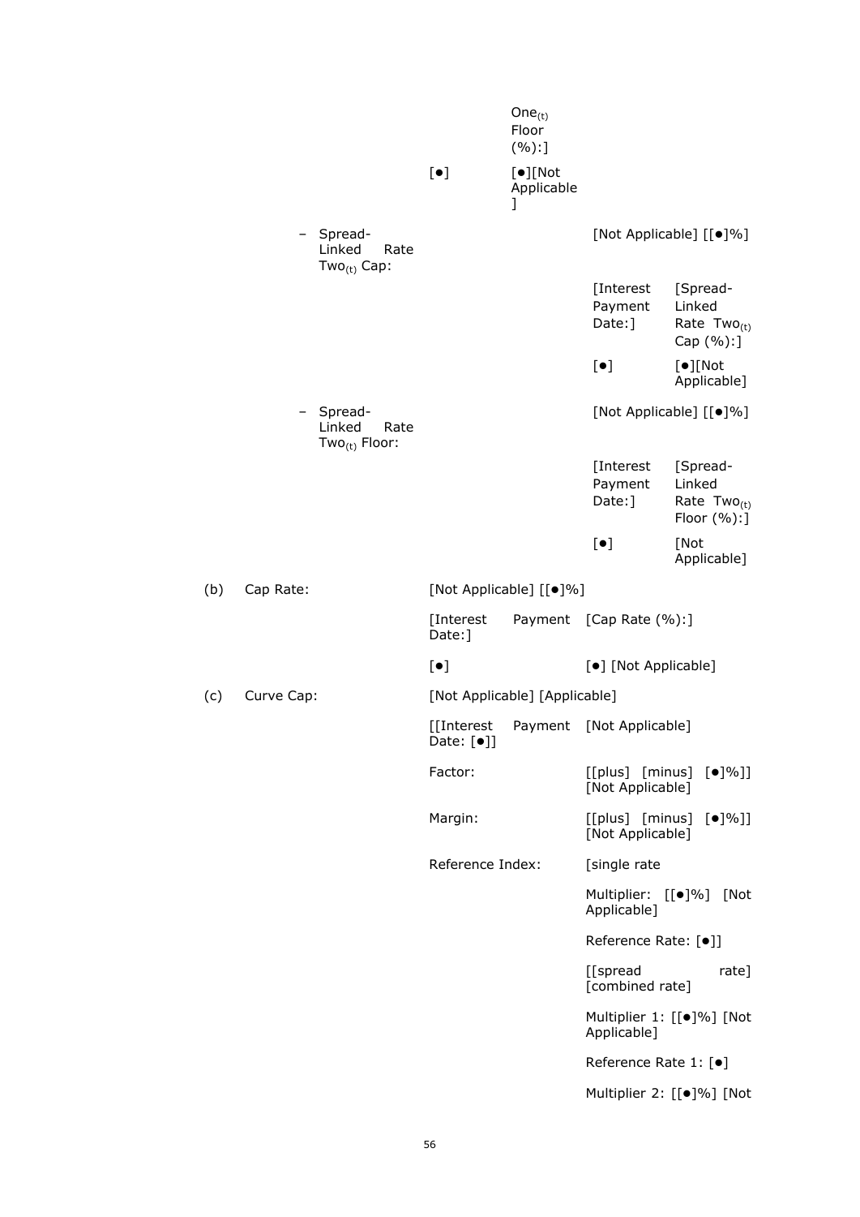| | | |
|---|---|---|
| | | One$_{(t)}$ Floor (%):] |
| | [●] | [●][Not Applicable] |

– Spread-Linked Rate Two$_{(t)}$ Cap: [Not Applicable] [[●]%]

| [Interest Payment Date:] | [Spread-Linked Rate Two$_{(t)}$ Cap (%):] |
|---|---|
| [●] | [●][Not Applicable] |

– Spread-Linked Rate Two$_{(t)}$ Floor: [Not Applicable] [[●]%]

| [Interest Payment Date:] | [Spread-Linked Rate Two$_{(t)}$ Floor (%):] |
|---|---|
| [●] | [Not Applicable] |

(b) Cap Rate: [Not Applicable] [[●]%]

| [Interest Payment Date:] | [Cap Rate (%):] |
|---|---|
| [●] | [●] [Not Applicable] |

(c) Curve Cap: [Not Applicable] [Applicable]

| | |
|---|---|
| [[Interest Payment Date: [●]] | [Not Applicable] |
| Factor: | [[plus] [minus] [●]%]] [Not Applicable] |
| Margin: | [[plus] [minus] [●]%]] [Not Applicable] |
| Reference Index: | [single rate |
| | Multiplier: [[●]%] [Not Applicable] |
| | Reference Rate: [●]] |
| | [[spread rate] [combined rate] |
| | Multiplier 1: [[●]%] [Not Applicable] |
| | Reference Rate 1: [●] |
| | Multiplier 2: [[●]%] [Not |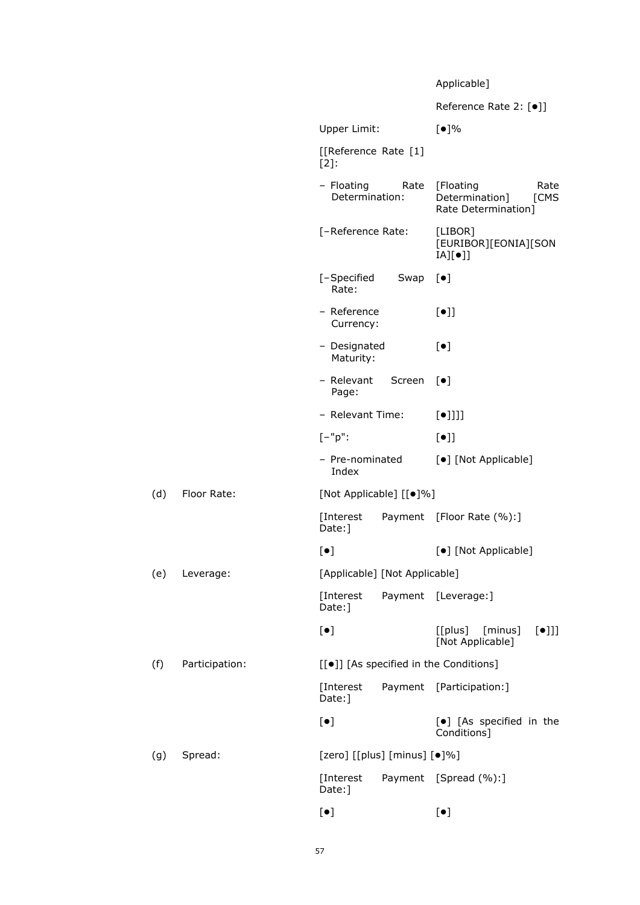| | | | |
|---|---|---|---|
| | | | Applicable] |
| | | | Reference Rate 2: [●]] |
| | | Upper Limit: | [●]% |
| | | [[Reference Rate [1] [2]: | |
| | | – Floating Rate Determination: | [Floating Rate Determination] [CMS Rate Determination] |
| | | [–Reference Rate: | [LIBOR] [EURIBOR][EONIA][SONIA][●]] |
| | | [–Specified Swap Rate: | [●] |
| | | – Reference Currency: | [●]] |
| | | – Designated Maturity: | [●] |
| | | – Relevant Screen Page: | [●] |
| | | – Relevant Time: | [●]]]] |
| | | [–"p": | [●]] |
| | | – Pre-nominated Index | [●] [Not Applicable] |
| (d) | Floor Rate: | [Not Applicable] [[●]%] | |
| | | [Interest Payment Date:] | [Floor Rate (%):] |
| | | [●] | [●] [Not Applicable] |
| (e) | Leverage: | [Applicable] [Not Applicable] | |
| | | [Interest Payment Date:] | [Leverage:] |
| | | [●] | [[plus] [minus] [●]]] [Not Applicable] |
| (f) | Participation: | [[●]] [As specified in the Conditions] | |
| | | [Interest Payment Date:] | [Participation:] |
| | | [●] | [●] [As specified in the Conditions] |
| (g) | Spread: | [zero] [[plus] [minus] [●]%] | |
| | | [Interest Payment Date:] | [Spread (%):] |
| | | [●] | [●] |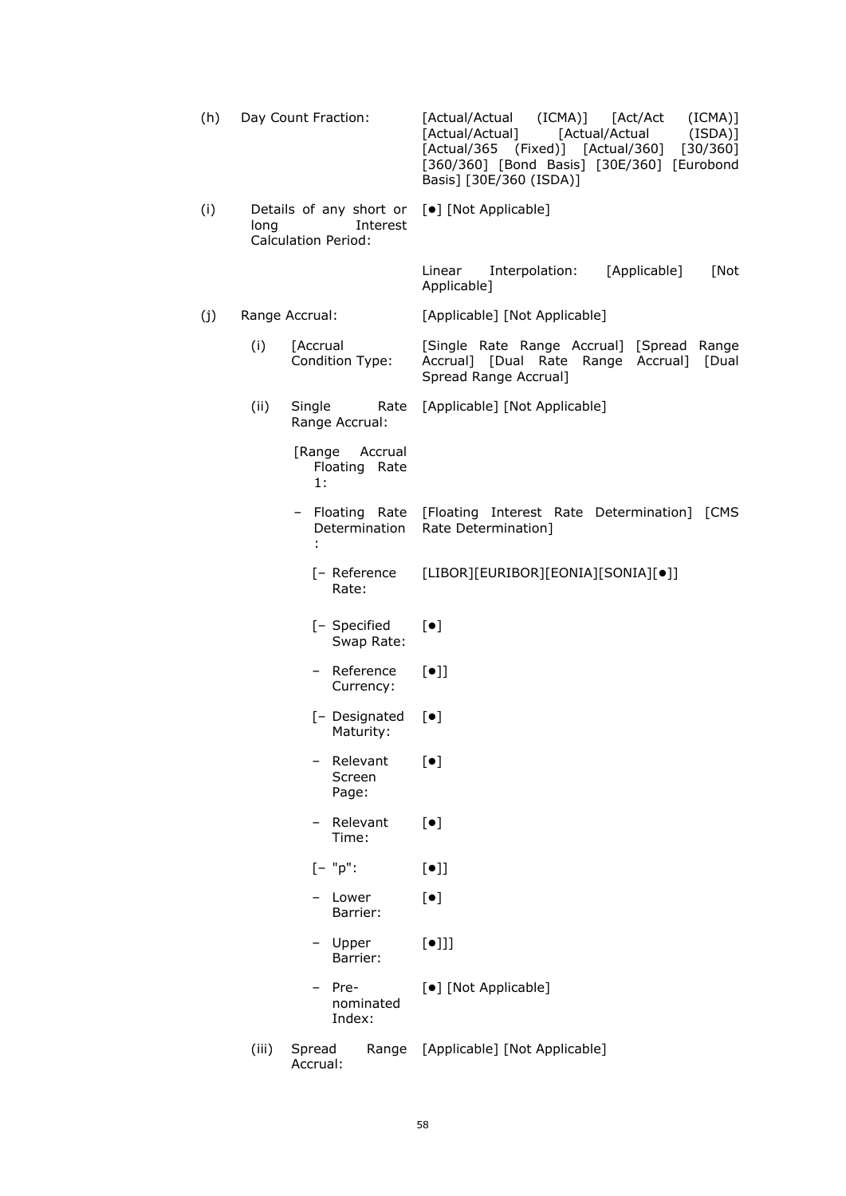| | | |
|---|---|---|
| (h) | Day Count Fraction: | [Actual/Actual (ICMA)] [Act/Act (ICMA)] [Actual/Actual] [Actual/Actual (ISDA)] [Actual/365 (Fixed)] [Actual/360] [30/360] [360/360] [Bond Basis] [30E/360] [Eurobond Basis] [30E/360 (ISDA)] |
| (i) | Details of any short or long Interest Calculation Period: | [●] [Not Applicable] |
| | | Linear Interpolation: [Applicable] [Not Applicable] |
| (j) | Range Accrual: | [Applicable] [Not Applicable] |
| | (i) [Accrual Condition Type: | [Single Rate Range Accrual] [Spread Range Accrual] [Dual Rate Range Accrual] [Dual Spread Range Accrual] |
| | (ii) Single Rate Range Accrual: | [Applicable] [Not Applicable] |
| | [Range Accrual Floating Rate 1: | |
| | – Floating Rate Determination: | [Floating Interest Rate Determination] [CMS Rate Determination] |
| | [– Reference Rate: | [LIBOR][EURIBOR][EONIA][SONIA][●]] |
| | [– Specified Swap Rate: | [●] |
| | – Reference Currency: | [●]] |
| | [– Designated Maturity: | [●] |
| | – Relevant Screen Page: | [●] |
| | – Relevant Time: | [●] |
| | [– "p": | [●]] |
| | – Lower Barrier: | [●] |
| | – Upper Barrier: | [●]]] |
| | – Pre-nominated Index: | [●] [Not Applicable] |
| | (iii) Spread Range Accrual: | [Applicable] [Not Applicable] |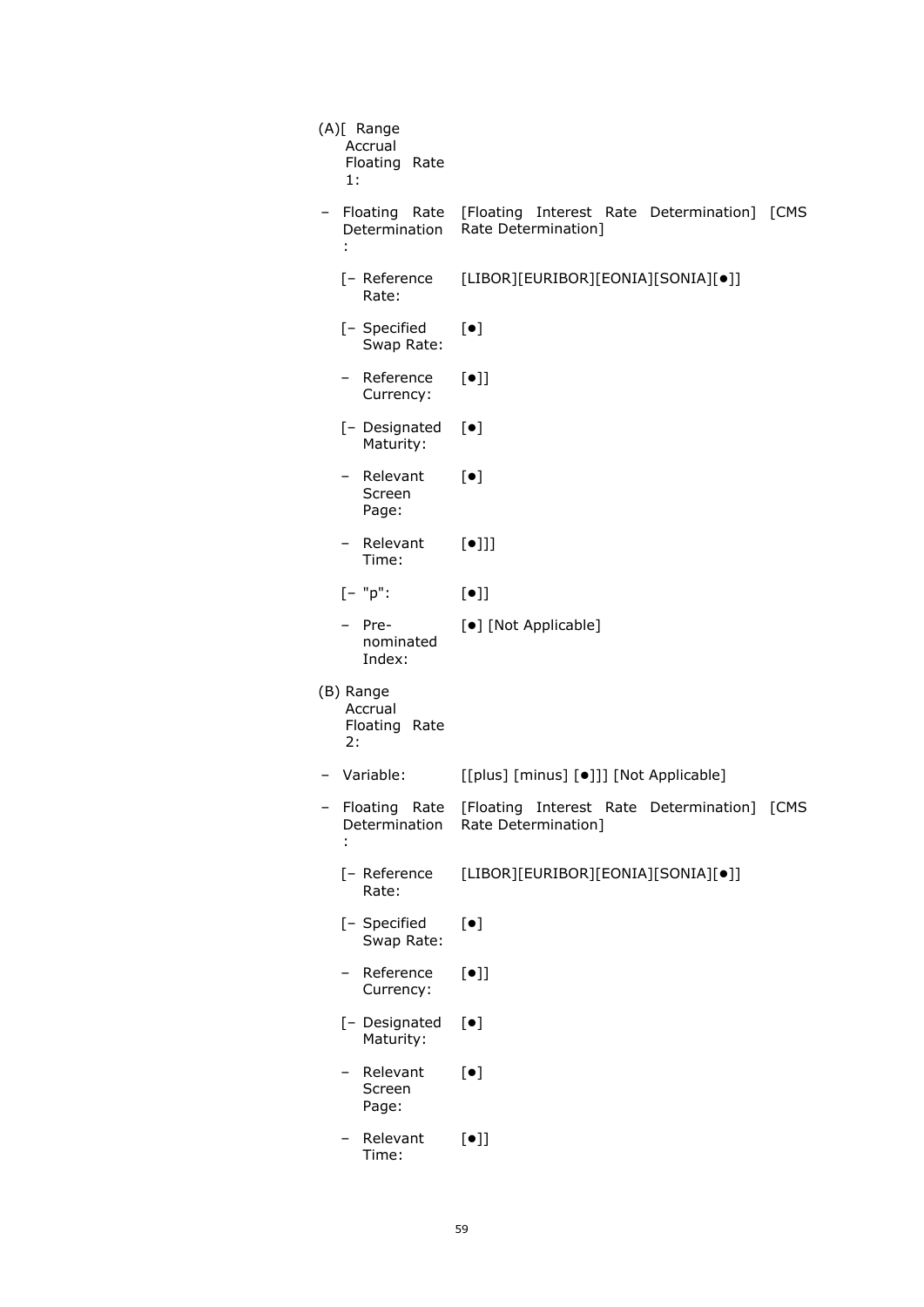(A)[ Range Accrual Floating Rate 1:

| | |
|---|---|
| – Floating Rate Determination: | [Floating Interest Rate Determination] [CMS Rate Determination] |
| [– Reference Rate: | [LIBOR][EURIBOR][EONIA][SONIA][●]] |
| [– Specified Swap Rate: | [●] |
| – Reference Currency: | [●]] |
| [– Designated Maturity: | [●] |
| – Relevant Screen Page: | [●] |
| – Relevant Time: | [●]]] |
| [– "p": | [●]] |
| – Pre-nominated Index: | [●] [Not Applicable] |

(B) Range Accrual Floating Rate 2:

| | |
|---|---|
| – Variable: | [[plus] [minus] [●]]] [Not Applicable] |
| – Floating Rate Determination: | [Floating Interest Rate Determination] [CMS Rate Determination] |
| [– Reference Rate: | [LIBOR][EURIBOR][EONIA][SONIA][●]] |
| [– Specified Swap Rate: | [●] |
| – Reference Currency: | [●]] |
| [– Designated Maturity: | [●] |
| – Relevant Screen Page: | [●] |
| – Relevant Time: | [●]] |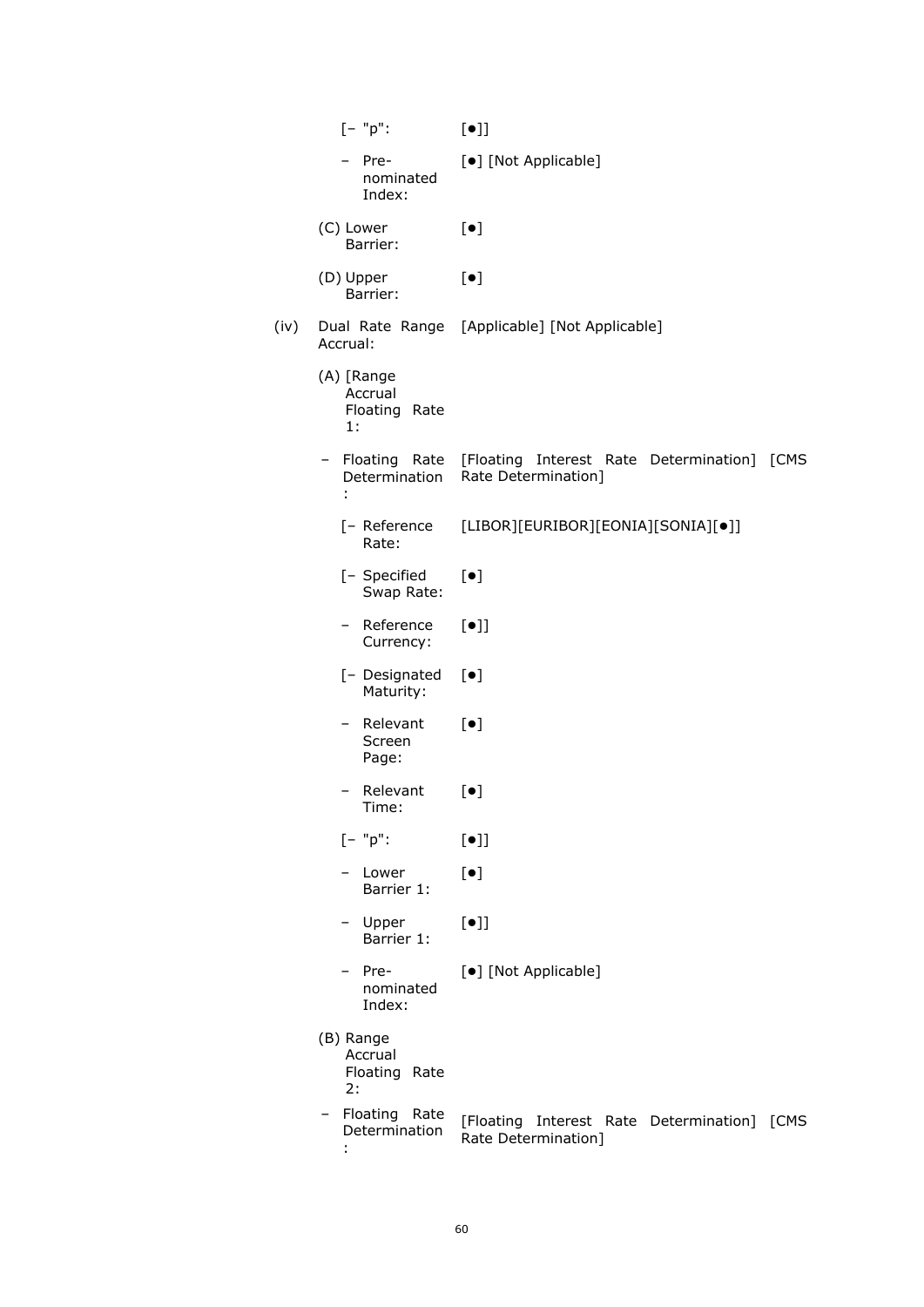| | | |
|---|---|---|
| | [– "p": | [●]] |
| | – Pre-nominated Index: | [●] [Not Applicable] |
| | (C) Lower Barrier: | [●] |
| | (D) Upper Barrier: | [●] |
| (iv) | Dual Rate Range Accrual: | [Applicable] [Not Applicable] |
| | (A) [Range Accrual Floating Rate 1: | |
| | – Floating Rate Determination: | [Floating Interest Rate Determination] [CMS Rate Determination] |
| | [– Reference Rate: | [LIBOR][EURIBOR][EONIA][SONIA][●]] |
| | [– Specified Swap Rate: | [●] |
| | – Reference Currency: | [●]] |
| | [– Designated Maturity: | [●] |
| | – Relevant Screen Page: | [●] |
| | – Relevant Time: | [●] |
| | [– "p": | [●]] |
| | – Lower Barrier 1: | [●] |
| | – Upper Barrier 1: | [●]] |
| | – Pre-nominated Index: | [●] [Not Applicable] |
| | (B) Range Accrual Floating Rate 2: | |
| | – Floating Rate Determination: | [Floating Interest Rate Determination] [CMS Rate Determination] |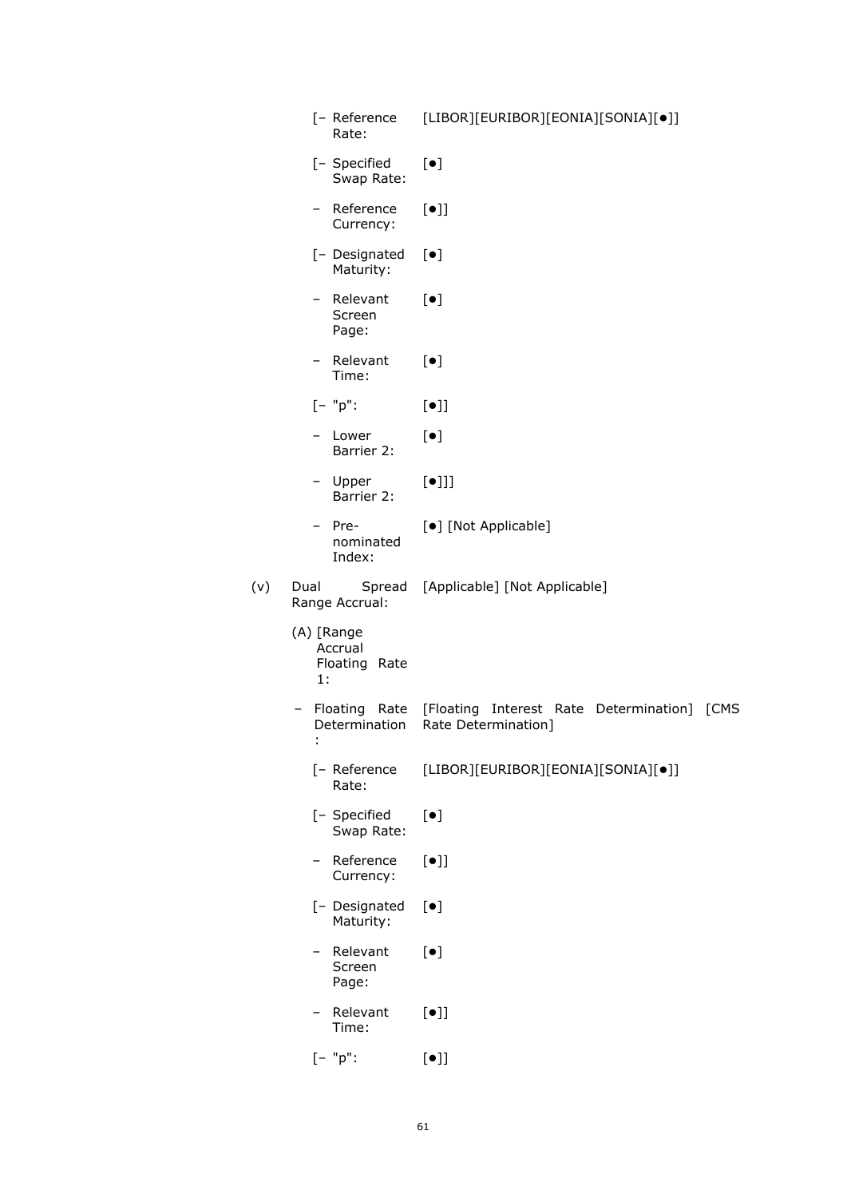| | |
|---|---|
| [– Reference Rate: | [LIBOR][EURIBOR][EONIA][SONIA][●]] |
| [– Specified Swap Rate: | [●] |
| – Reference Currency: | [●]] |
| [– Designated Maturity: | [●] |
| – Relevant Screen Page: | [●] |
| – Relevant Time: | [●] |
| [– "p": | [●]] |
| – Lower Barrier 2: | [●] |
| – Upper Barrier 2: | [●]]] |
| – Pre-nominated Index: | [●] [Not Applicable] |

(v) Dual Spread Range Accrual: [Applicable] [Not Applicable]

(A) [Range Accrual Floating Rate 1:

| | |
|---|---|
| – Floating Rate Determination: | [Floating Interest Rate Determination] [CMS Rate Determination] |
| [– Reference Rate: | [LIBOR][EURIBOR][EONIA][SONIA][●]] |
| [– Specified Swap Rate: | [●] |
| – Reference Currency: | [●]] |
| [– Designated Maturity: | [●] |
| – Relevant Screen Page: | [●] |
| – Relevant Time: | [●]] |
| [– "p": | [●]] |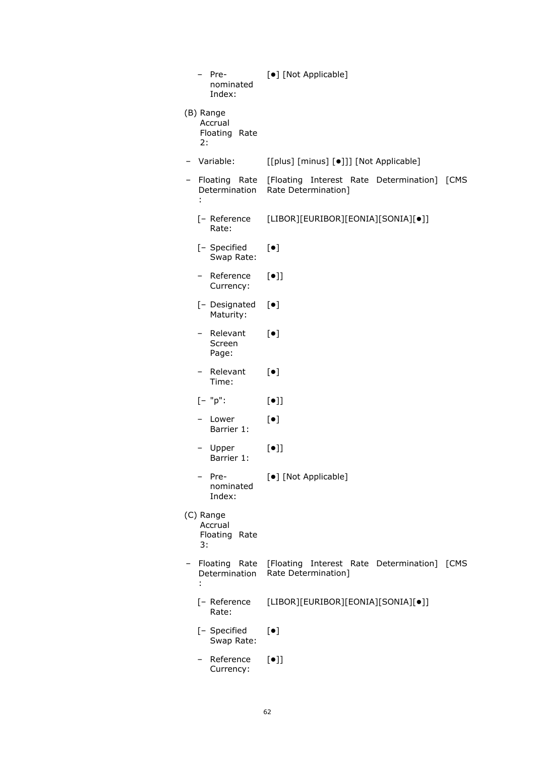| | |
|---|---|
| – Pre-nominated Index: | [●] [Not Applicable] |
| (B) Range Accrual Floating Rate 2: | |
| – Variable: | [[plus] [minus] [●]]] [Not Applicable] |
| – Floating Rate Determination: | [Floating Interest Rate Determination] [CMS Rate Determination] |
| [– Reference Rate: | [LIBOR][EURIBOR][EONIA][SONIA][●]] |
| [– Specified Swap Rate: | [●] |
| – Reference Currency: | [●]] |
| [– Designated Maturity: | [●] |
| – Relevant Screen Page: | [●] |
| – Relevant Time: | [●] |
| [– "p": | [●]] |
| – Lower Barrier 1: | [●] |
| – Upper Barrier 1: | [●]] |
| – Pre-nominated Index: | [●] [Not Applicable] |
| (C) Range Accrual Floating Rate 3: | |
| – Floating Rate Determination: | [Floating Interest Rate Determination] [CMS Rate Determination] |
| [– Reference Rate: | [LIBOR][EURIBOR][EONIA][SONIA][●]] |
| [– Specified Swap Rate: | [●] |
| – Reference Currency: | [●]] |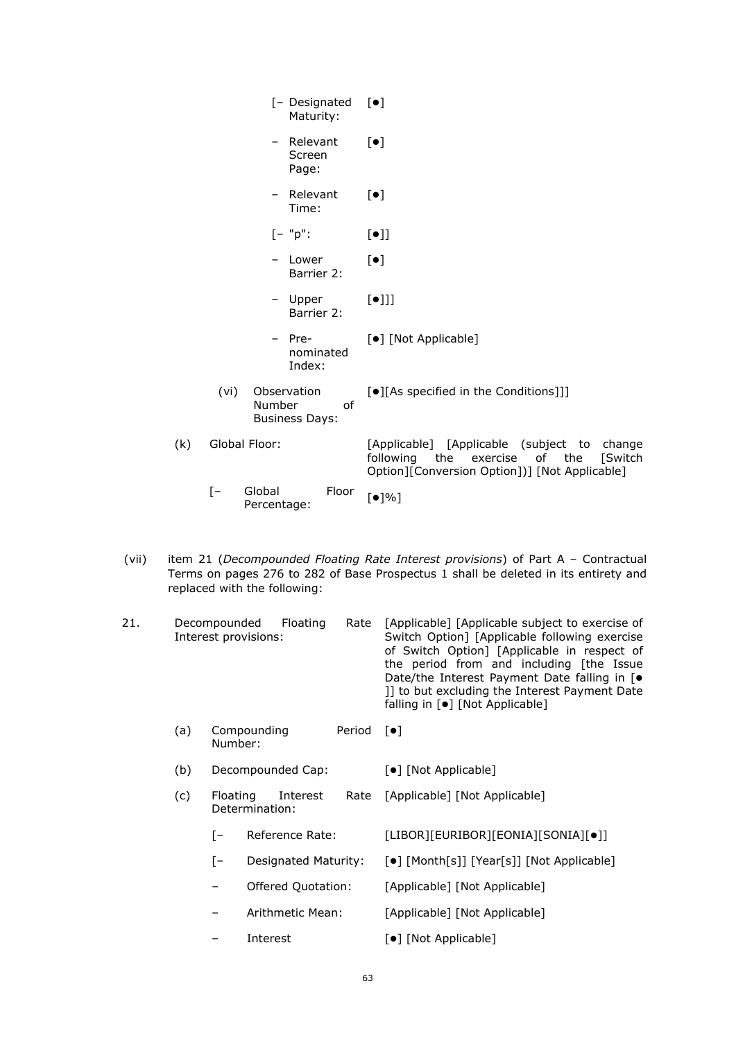| | | |
|---|---|---|
| | [– Designated Maturity: | [●] |
| | – Relevant Screen Page: | [●] |
| | – Relevant Time: | [●] |
| | [– "p": | [●]] |
| | – Lower Barrier 2: | [●] |
| | – Upper Barrier 2: | [●]]] |
| | – Pre-nominated Index: | [●] [Not Applicable] |
| (vi) | Observation Number of Business Days: | [●][As specified in the Conditions]]] |
| (k) | Global Floor: | [Applicable] [Applicable (subject to change following the exercise of the [Switch Option][Conversion Option])] [Not Applicable] |
| | [– Global Floor Percentage: | [●]%] |

(vii) item 21 (*Decompounded Floating Rate Interest provisions*) of Part A – Contractual Terms on pages 276 to 282 of Base Prospectus 1 shall be deleted in its entirety and replaced with the following:

| | | |
|---|---|---|
| 21. | Decompounded Floating Rate Interest provisions: | [Applicable] [Applicable subject to exercise of Switch Option] [Applicable following exercise of Switch Option] [Applicable in respect of the period from and including [the Issue Date/the Interest Payment Date falling in [● ]] to but excluding the Interest Payment Date falling in [●] [Not Applicable] |
| (a) | Compounding Period Number: | [●] |
| (b) | Decompounded Cap: | [●] [Not Applicable] |
| (c) | Floating Interest Rate Determination: | [Applicable] [Not Applicable] |
| | [– Reference Rate: | [LIBOR][EURIBOR][EONIA][SONIA][●]] |
| | [– Designated Maturity: | [●] [Month[s]] [Year[s]] [Not Applicable] |
| | – Offered Quotation: | [Applicable] [Not Applicable] |
| | – Arithmetic Mean: | [Applicable] [Not Applicable] |
| | – Interest | [●] [Not Applicable] |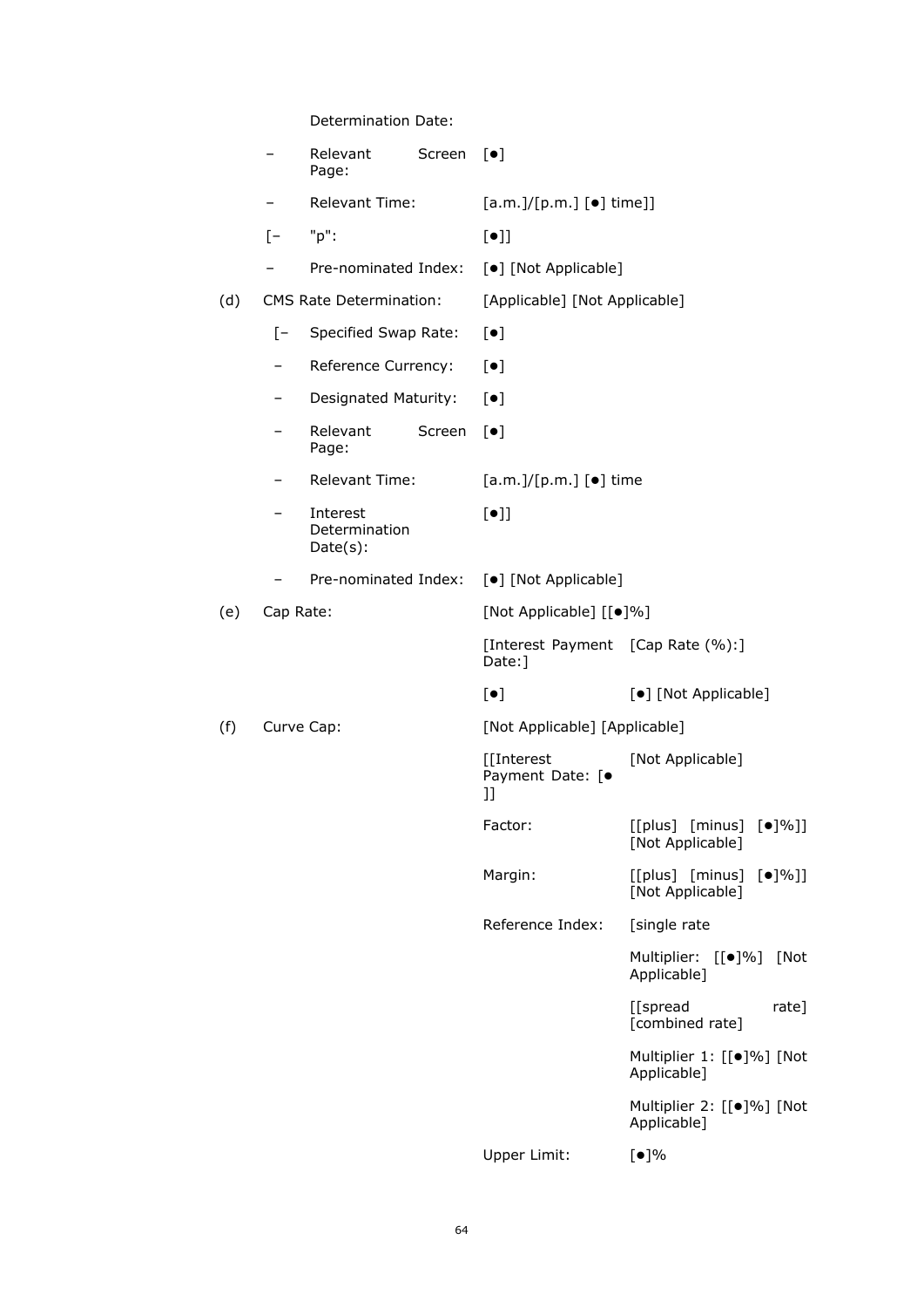|  |  | Determination Date: |  |  |
|---|---|---|---|---|
|  | – | Relevant Screen Page: | [●] |  |
|  | – | Relevant Time: | [a.m.]/[p.m.] [●] time]] |  |
|  | [– | "p": | [●]] |  |
|  | – | Pre-nominated Index: | [●] [Not Applicable] |  |
| (d) | CMS Rate Determination: |  | [Applicable] [Not Applicable] |  |
|  | [– | Specified Swap Rate: | [●] |  |
|  | – | Reference Currency: | [●] |  |
|  | – | Designated Maturity: | [●] |  |
|  | – | Relevant Screen Page: | [●] |  |
|  | – | Relevant Time: | [a.m.]/[p.m.] [●] time |  |
|  | – | Interest Determination Date(s): | [●]] |  |
|  | – | Pre-nominated Index: | [●] [Not Applicable] |  |
| (e) | Cap Rate: |  | [Not Applicable] [[●]%] |  |
|  |  |  | [Interest Payment Date:] | [Cap Rate (%):] |
|  |  |  | [●] | [●] [Not Applicable] |
| (f) | Curve Cap: |  | [Not Applicable] [Applicable] |  |
|  |  |  | [[Interest Payment Date: [● ]] | [Not Applicable] |
|  |  |  | Factor: | [[plus] [minus] [●]%]] [Not Applicable] |
|  |  |  | Margin: | [[plus] [minus] [●]%]] [Not Applicable] |
|  |  |  | Reference Index: | [single rate |
|  |  |  |  | Multiplier: [[●]%] [Not Applicable] |
|  |  |  |  | [[spread rate] [combined rate] |
|  |  |  |  | Multiplier 1: [[●]%] [Not Applicable] |
|  |  |  |  | Multiplier 2: [[●]%] [Not Applicable] |
|  |  |  | Upper Limit: | [●]% |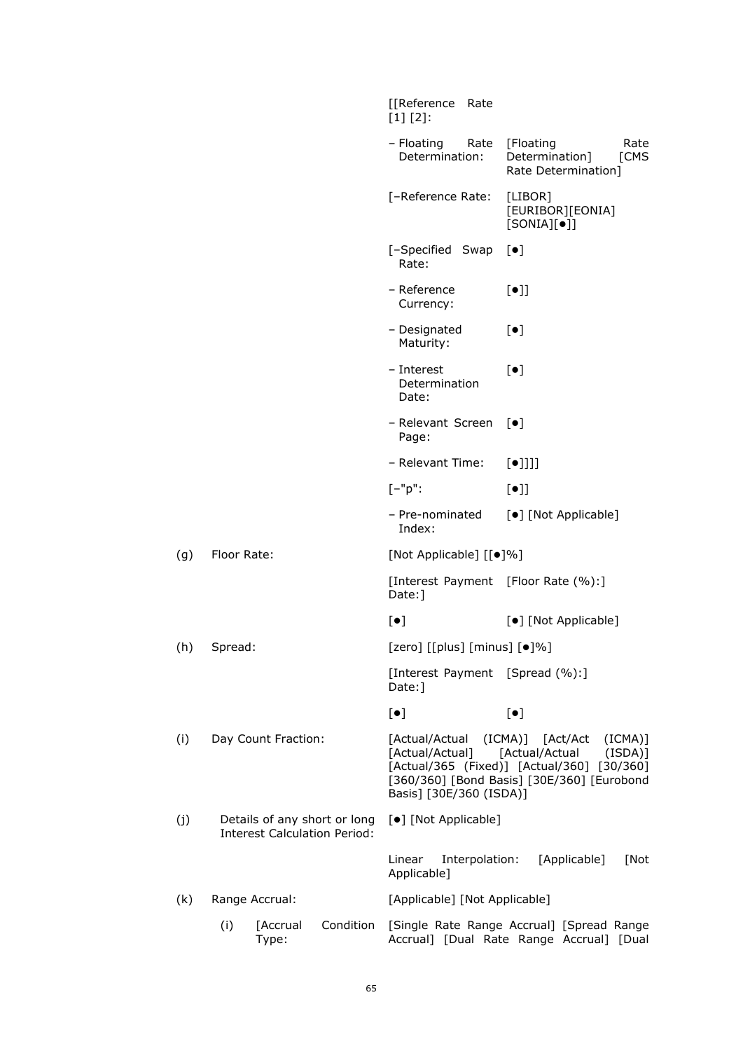| | | | |
|---|---|---|---|
| | | [[Reference Rate [1] [2]: | |
| | | – Floating Rate Determination: | [Floating Rate Determination] [CMS Rate Determination] |
| | | [–Reference Rate: | [LIBOR] [EURIBOR][EONIA] [SONIA][●]] |
| | | [–Specified Swap Rate: | [●] |
| | | – Reference Currency: | [●]] |
| | | – Designated Maturity: | [●] |
| | | – Interest Determination Date: | [●] |
| | | – Relevant Screen Page: | [●] |
| | | – Relevant Time: | [●]]]] |
| | | [–"p": | [●]] |
| | | – Pre-nominated Index: | [●] [Not Applicable] |
| (g) | Floor Rate: | [Not Applicable] [[●]%] | |
| | | [Interest Payment Date:] | [Floor Rate (%):] |
| | | [●] | [●] [Not Applicable] |
| (h) | Spread: | [zero] [[plus] [minus] [●]%] | |
| | | [Interest Payment Date:] | [Spread (%):] |
| | | [●] | [●] |
| (i) | Day Count Fraction: | [Actual/Actual (ICMA)] [Act/Act (ICMA)] [Actual/Actual] [Actual/Actual (ISDA)] [Actual/365 (Fixed)] [Actual/360] [30/360] [360/360] [Bond Basis] [30E/360] [Eurobond Basis] [30E/360 (ISDA)] | |
| (j) | Details of any short or long Interest Calculation Period: | [●] [Not Applicable] | |
| | | Linear Interpolation: [Applicable] [Not Applicable] | |
| (k) | Range Accrual: | [Applicable] [Not Applicable] | |
| | (i) [Accrual Condition Type: | [Single Rate Range Accrual] [Spread Range Accrual] [Dual Rate Range Accrual] [Dual | |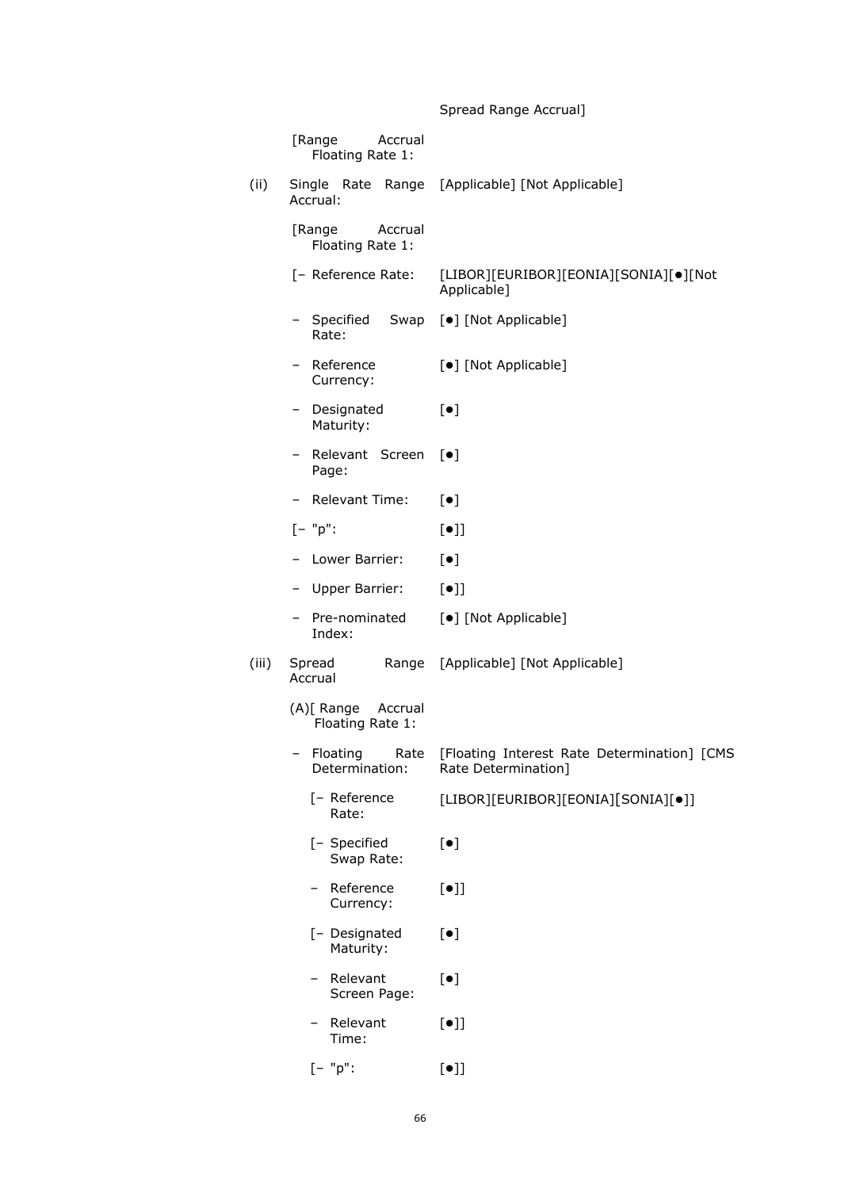|  |  | Spread Range Accrual] |
|---|---|---|
|  | [Range Accrual Floating Rate 1: |  |
| (ii) | Single Rate Range Accrual: | [Applicable] [Not Applicable] |
|  | [Range Accrual Floating Rate 1: |  |
|  | [– Reference Rate: | [LIBOR][EURIBOR][EONIA][SONIA][●][Not Applicable] |
|  | – Specified Swap Rate: | [●] [Not Applicable] |
|  | – Reference Currency: | [●] [Not Applicable] |
|  | – Designated Maturity: | [●] |
|  | – Relevant Screen Page: | [●] |
|  | – Relevant Time: | [●] |
|  | [– "p": | [●]] |
|  | – Lower Barrier: | [●] |
|  | – Upper Barrier: | [●]] |
|  | – Pre-nominated Index: | [●] [Not Applicable] |
| (iii) | Spread Range Accrual | [Applicable] [Not Applicable] |
|  | (A)[ Range Accrual Floating Rate 1: |  |
|  | – Floating Rate Determination: | [Floating Interest Rate Determination] [CMS Rate Determination] |
|  | [– Reference Rate: | [LIBOR][EURIBOR][EONIA][SONIA][●]] |
|  | [– Specified Swap Rate: | [●] |
|  | – Reference Currency: | [●]] |
|  | [– Designated Maturity: | [●] |
|  | – Relevant Screen Page: | [●] |
|  | – Relevant Time: | [●]] |
|  | [– "p": | [●]] |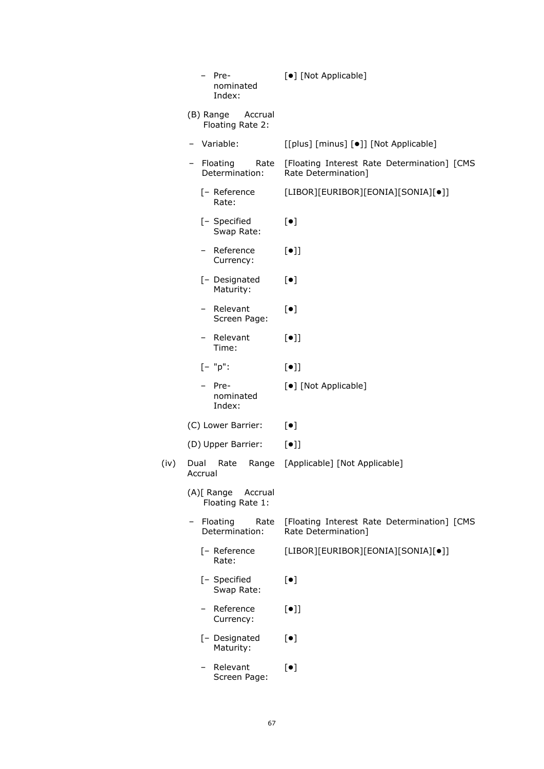| | | |
|---|---|---|
| | – Pre-nominated Index: | [●] [Not Applicable] |
| | (B) Range Accrual Floating Rate 2: | |
| | – Variable: | [[plus] [minus] [●]] [Not Applicable] |
| | – Floating Rate Determination: | [Floating Interest Rate Determination] [CMS Rate Determination] |
| | [– Reference Rate: | [LIBOR][EURIBOR][EONIA][SONIA][●]] |
| | [– Specified Swap Rate: | [●] |
| | – Reference Currency: | [●]] |
| | [– Designated Maturity: | [●] |
| | – Relevant Screen Page: | [●] |
| | – Relevant Time: | [●]] |
| | [– "p": | [●]] |
| | – Pre-nominated Index: | [●] [Not Applicable] |
| | (C) Lower Barrier: | [●] |
| | (D) Upper Barrier: | [●]] |
| (iv) | Dual Rate Range Accrual | [Applicable] [Not Applicable] |
| | (A)[ Range Accrual Floating Rate 1: | |
| | – Floating Rate Determination: | [Floating Interest Rate Determination] [CMS Rate Determination] |
| | [– Reference Rate: | [LIBOR][EURIBOR][EONIA][SONIA][●]] |
| | [– Specified Swap Rate: | [●] |
| | – Reference Currency: | [●]] |
| | [– Designated Maturity: | [●] |
| | – Relevant Screen Page: | [●] |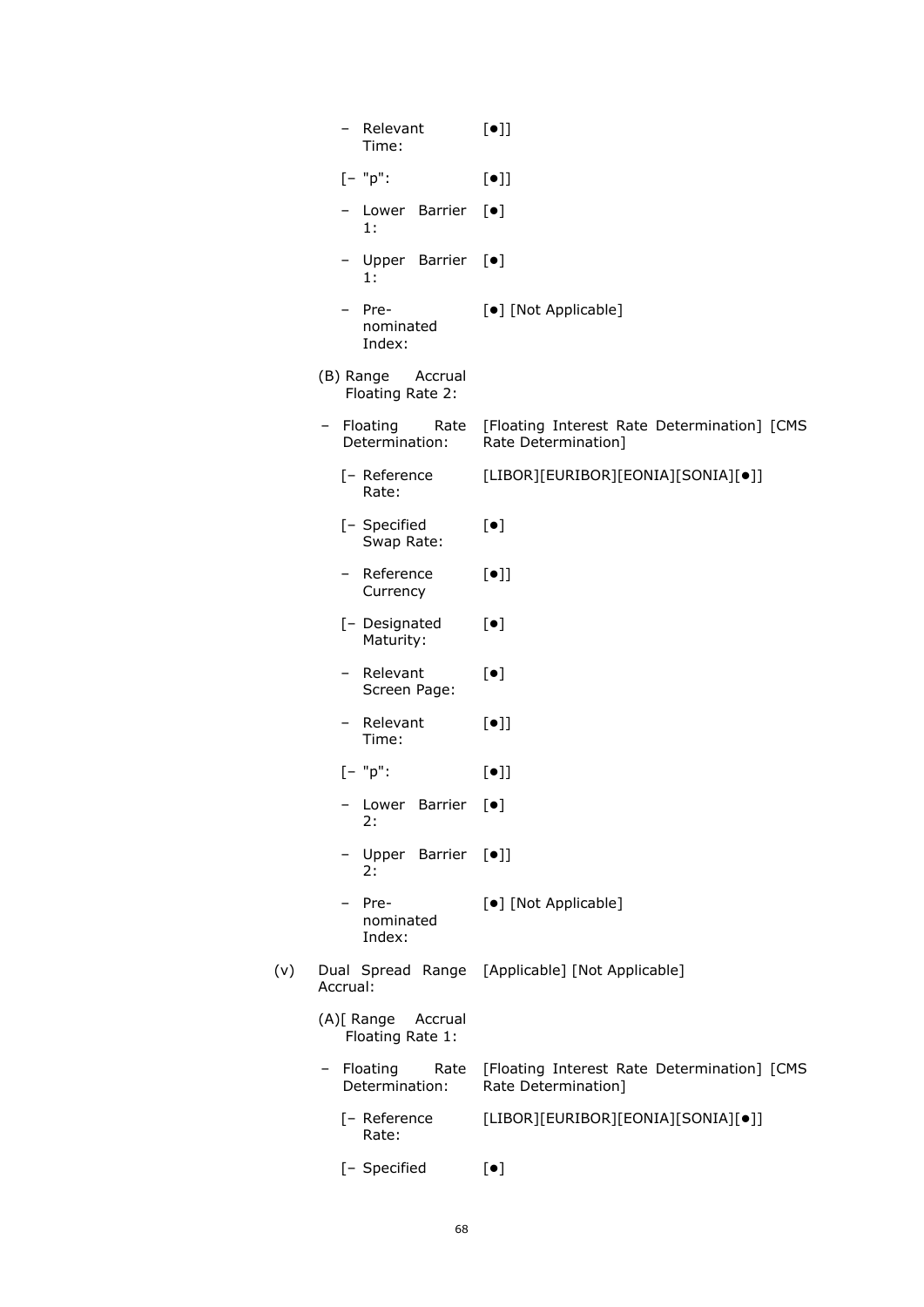| | | |
|---|---|---|
| | – Relevant Time: | [●]] |
| | [– "p": | [●]] |
| | – Lower Barrier 1: | [●] |
| | – Upper Barrier 1: | [●] |
| | – Pre-nominated Index: | [●] [Not Applicable] |
| | (B) Range Accrual Floating Rate 2: | |
| | – Floating Rate Determination: | [Floating Interest Rate Determination] [CMS Rate Determination] |
| | [– Reference Rate: | [LIBOR][EURIBOR][EONIA][SONIA][●]] |
| | [– Specified Swap Rate: | [●] |
| | – Reference Currency | [●]] |
| | [– Designated Maturity: | [●] |
| | – Relevant Screen Page: | [●] |
| | – Relevant Time: | [●]] |
| | [– "p": | [●]] |
| | – Lower Barrier 2: | [●] |
| | – Upper Barrier 2: | [●]] |
| | – Pre-nominated Index: | [●] [Not Applicable] |
| (v) | Dual Spread Range Accrual: | [Applicable] [Not Applicable] |
| | (A)[ Range Accrual Floating Rate 1: | |
| | – Floating Rate Determination: | [Floating Interest Rate Determination] [CMS Rate Determination] |
| | [– Reference Rate: | [LIBOR][EURIBOR][EONIA][SONIA][●]] |
| | [– Specified | [●] |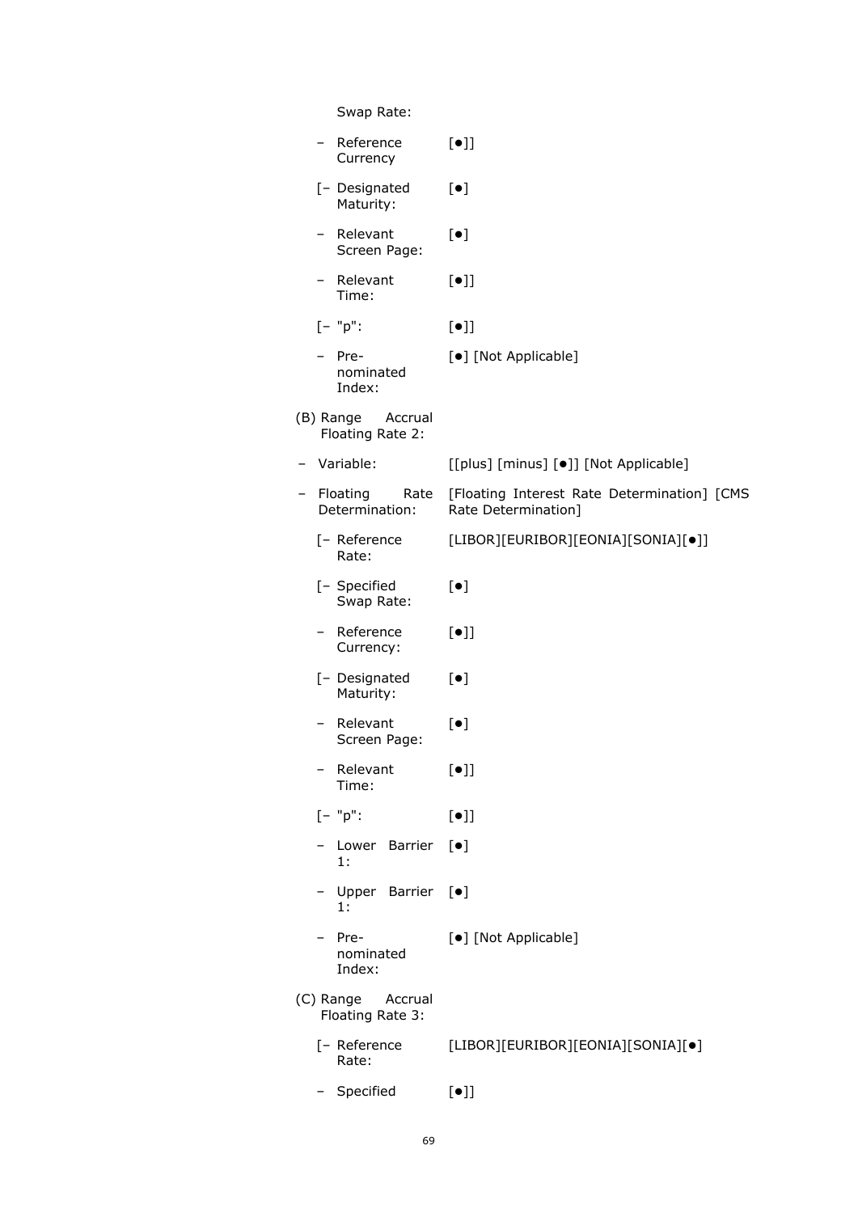| | |
|---|---|
| Swap Rate: | |
| – Reference Currency | [●]] |
| [– Designated Maturity: | [●] |
| – Relevant Screen Page: | [●] |
| – Relevant Time: | [●]] |
| [– "p": | [●]] |
| – Pre-nominated Index: | [●] [Not Applicable] |
| (B) Range Accrual Floating Rate 2: | |
| – Variable: | [[plus] [minus] [●]] [Not Applicable] |
| – Floating Rate Determination: | [Floating Interest Rate Determination] [CMS Rate Determination] |
| [– Reference Rate: | [LIBOR][EURIBOR][EONIA][SONIA][●]] |
| [– Specified Swap Rate: | [●] |
| – Reference Currency: | [●]] |
| [– Designated Maturity: | [●] |
| – Relevant Screen Page: | [●] |
| – Relevant Time: | [●]] |
| [– "p": | [●]] |
| – Lower Barrier 1: | [●] |
| – Upper Barrier 1: | [●] |
| – Pre-nominated Index: | [●] [Not Applicable] |
| (C) Range Accrual Floating Rate 3: | |
| [– Reference Rate: | [LIBOR][EURIBOR][EONIA][SONIA][●] |
| – Specified | [●]] |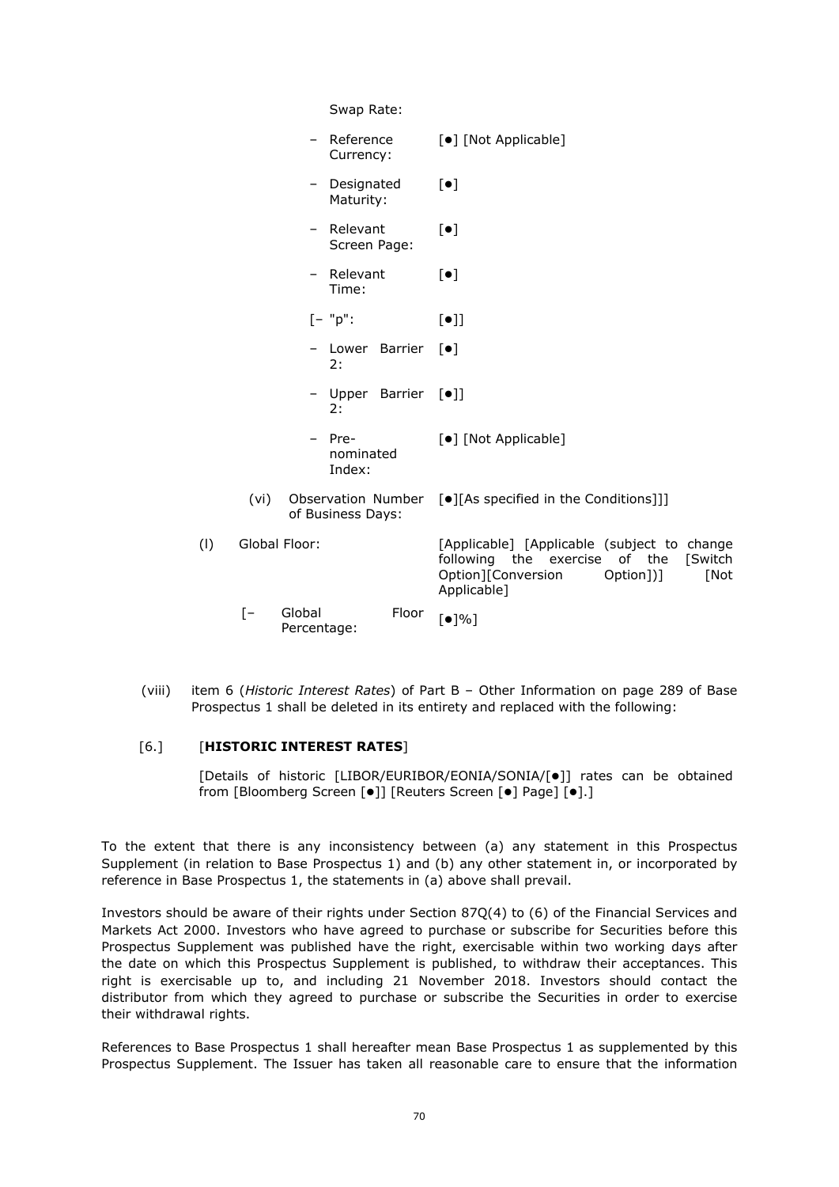Swap Rate:

| | |
|---|---|
| – Reference Currency: | [●] [Not Applicable] |
| – Designated Maturity: | [●] |
| – Relevant Screen Page: | [●] |
| – Relevant Time: | [●] |
| [– "p": | [●]] |
| – Lower Barrier 2: | [●] |
| – Upper Barrier 2: | [●]] |
| – Pre-nominated Index: | [●] [Not Applicable] |
| (vi) Observation Number of Business Days: | [●][As specified in the Conditions]]] |
| (l) Global Floor: | [Applicable] [Applicable (subject to change following the exercise of the [Switch Option][Conversion Option])] [Not Applicable] |
| [– Global Floor Percentage: | [●]%] |

(viii) item 6 (*Historic Interest Rates*) of Part B – Other Information on page 289 of Base Prospectus 1 shall be deleted in its entirety and replaced with the following:

[6.] [**HISTORIC INTEREST RATES**]

[Details of historic [LIBOR/EURIBOR/EONIA/SONIA/[●]] rates can be obtained from [Bloomberg Screen [●]] [Reuters Screen [●] Page] [●].]

To the extent that there is any inconsistency between (a) any statement in this Prospectus Supplement (in relation to Base Prospectus 1) and (b) any other statement in, or incorporated by reference in Base Prospectus 1, the statements in (a) above shall prevail.

Investors should be aware of their rights under Section 87Q(4) to (6) of the Financial Services and Markets Act 2000. Investors who have agreed to purchase or subscribe for Securities before this Prospectus Supplement was published have the right, exercisable within two working days after the date on which this Prospectus Supplement is published, to withdraw their acceptances. This right is exercisable up to, and including 21 November 2018. Investors should contact the distributor from which they agreed to purchase or subscribe the Securities in order to exercise their withdrawal rights.

References to Base Prospectus 1 shall hereafter mean Base Prospectus 1 as supplemented by this Prospectus Supplement. The Issuer has taken all reasonable care to ensure that the information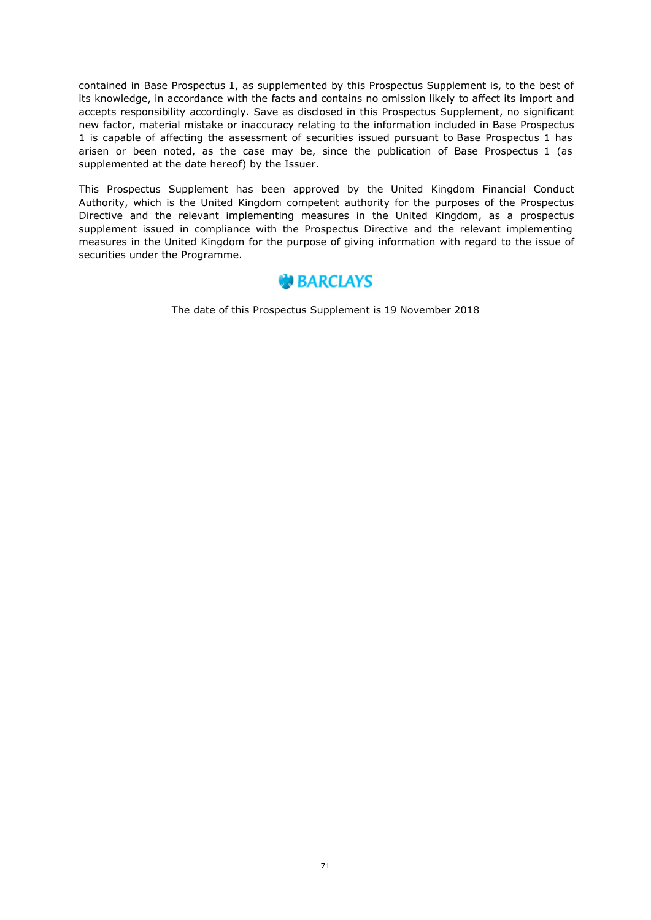contained in Base Prospectus 1, as supplemented by this Prospectus Supplement is, to the best of its knowledge, in accordance with the facts and contains no omission likely to affect its import and accepts responsibility accordingly. Save as disclosed in this Prospectus Supplement, no significant new factor, material mistake or inaccuracy relating to the information included in Base Prospectus 1 is capable of affecting the assessment of securities issued pursuant to Base Prospectus 1 has arisen or been noted, as the case may be, since the publication of Base Prospectus 1 (as supplemented at the date hereof) by the Issuer.

This Prospectus Supplement has been approved by the United Kingdom Financial Conduct Authority, which is the United Kingdom competent authority for the purposes of the Prospectus Directive and the relevant implementing measures in the United Kingdom, as a prospectus supplement issued in compliance with the Prospectus Directive and the relevant implementing measures in the United Kingdom for the purpose of giving information with regard to the issue of securities under the Programme.

BARCLAYS

The date of this Prospectus Supplement is 19 November 2018